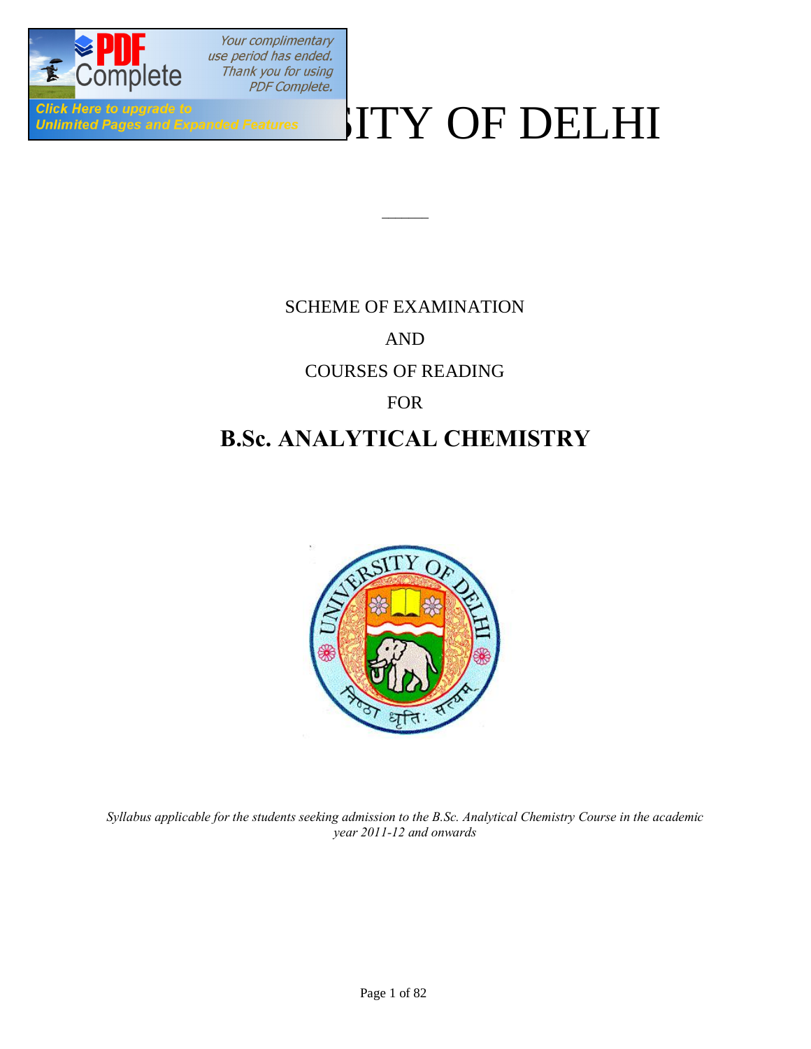# UNIVERSITY OF DELHI

SCHEME OF EXAMINATION

AND

COURSES OF READING

FOR

## B.Sc. ANALYTICAL CHEMISTRY

*Syllabus applicable for the students seeking admission to the B.Sc. Analytical Chemistry Course in the academic year 2011-12 and onwards*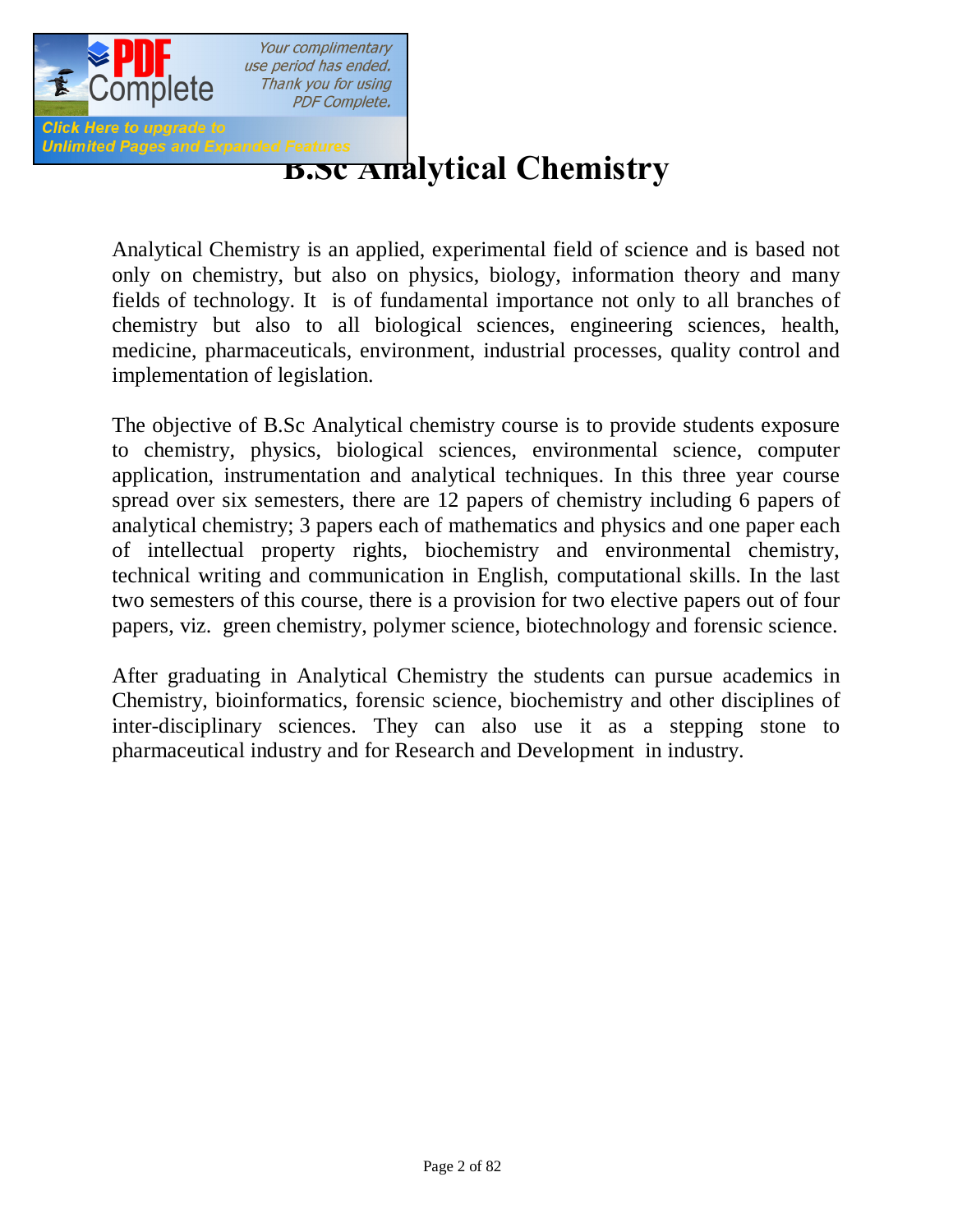# B.Sc Analytical Chemistry

Analytical Chemistry is an applied, experimental field of science and is based not only on chemistry, but also on physics, biology, information theory and many fields of technology. It is of fundamental importance not only to all branches of chemistry but also to all biological sciences, engineering sciences, health, medicine, pharmaceuticals, environment, industrial processes, quality control and implementation of legislation.

The objective of B.Sc Analytical chemistry course is to provide students exposure to chemistry, physics, biological sciences, environmental science, computer application, instrumentation and analytical techniques. In this three year course spread over six semesters, there are 12 papers of chemistry including 6 papers of analytical chemistry; 3 papers each of mathematics and physics and one paper each of intellectual property rights, biochemistry and environmental chemistry, technical writing and communication in English, computational skills. In the last two semesters of this course, there is a provision for two elective papers out of four papers, viz. green chemistry, polymer science, biotechnology and forensic science.

After graduating in Analytical Chemistry the students can pursue academics in Chemistry, bioinformatics, forensic science, biochemistry and other disciplines of inter-disciplinary sciences. They can also use it as a stepping stone to pharmaceutical industry and for Research and Development in industry.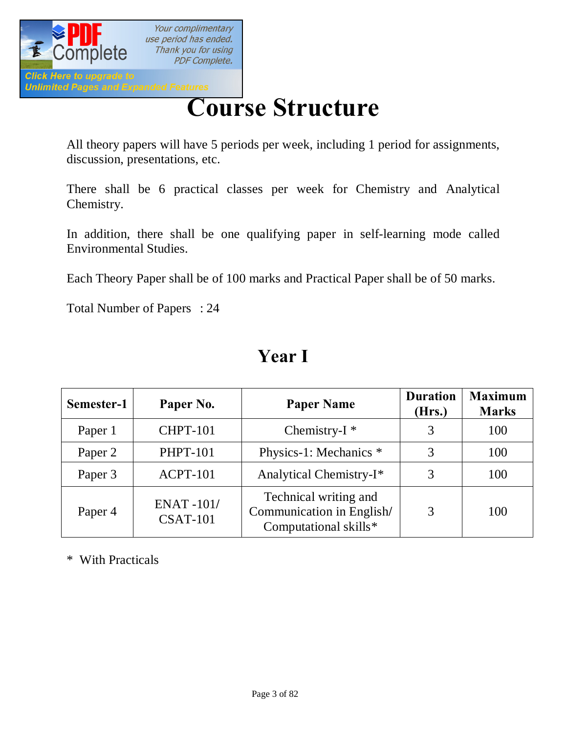# Course Structure

All theory papers will have 5 periods per week, including 1 period for assignments, discussion, presentations, etc.

There shall be 6 practical classes per week for Chemistry and Analytical Chemistry.

In addition, there shall be one qualifying paper in self-learning mode called Environmental Studies.

Each Theory Paper shall be of 100 marks and Practical Paper shall be of 50 marks.

Total Number of Papers : 24

## Year I

| Semester-1 | Paper No. | Paper Name | Duration (Hrs.) | Maximum Marks |
|---|---|---|---|---|
| Paper 1 | CHPT-101 | Chemistry-I * | 3 | 100 |
| Paper 2 | PHPT-101 | Physics-1: Mechanics * | 3 | 100 |
| Paper 3 | ACPT-101 | Analytical Chemistry-I* | 3 | 100 |
| Paper 4 | ENAT -101/ CSAT-101 | Technical writing and Communication in English/ Computational skills* | 3 | 100 |

* With Practicals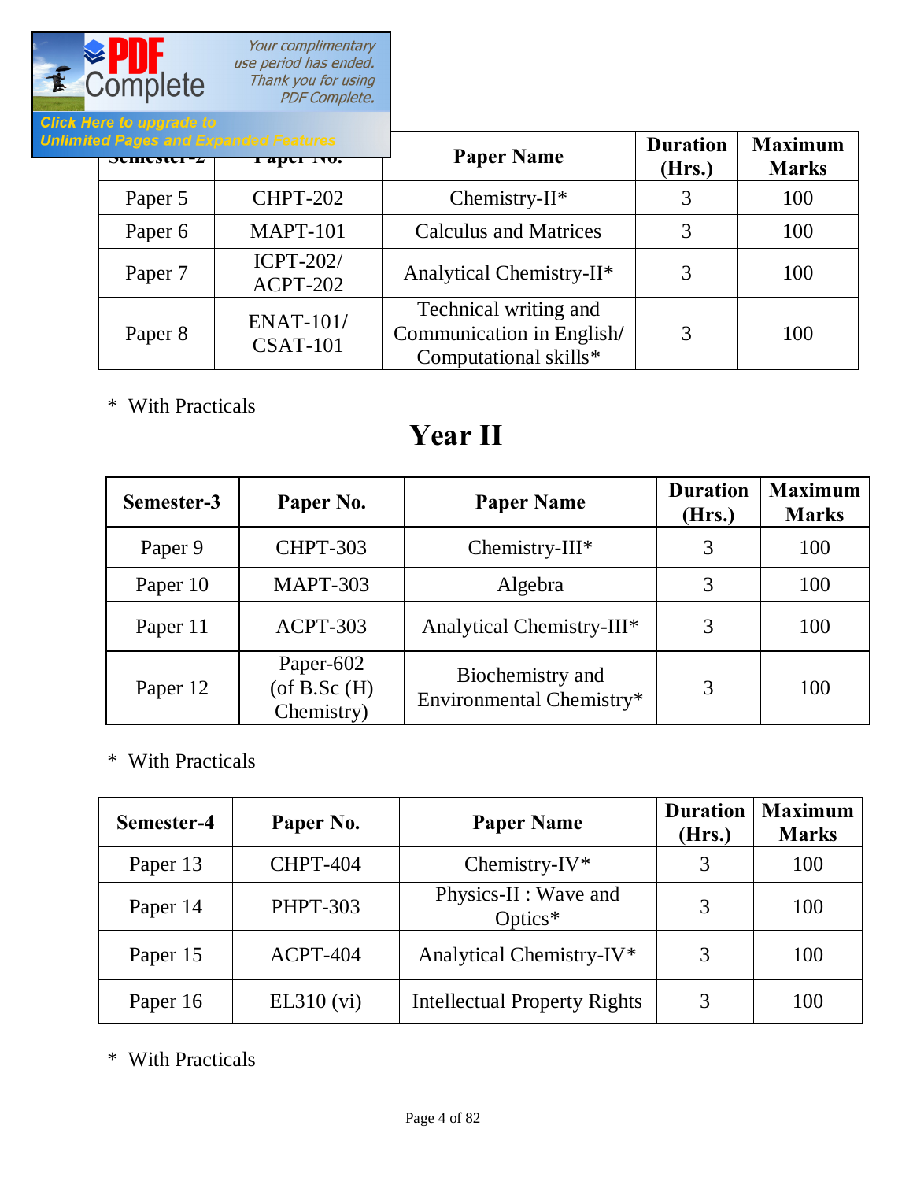| Semester-2 | Paper No. | Paper Name | Duration (Hrs.) | Maximum Marks |
|---|---|---|---|---|
| Paper 5 | CHPT-202 | Chemistry-II* | 3 | 100 |
| Paper 6 | MAPT-101 | Calculus and Matrices | 3 | 100 |
| Paper 7 | ICPT-202/ ACPT-202 | Analytical Chemistry-II* | 3 | 100 |
| Paper 8 | ENAT-101/ CSAT-101 | Technical writing and Communication in English/ Computational skills* | 3 | 100 |

\* With Practicals

# Year II

| Semester-3 | Paper No. | Paper Name | Duration (Hrs.) | Maximum Marks |
|---|---|---|---|---|
| Paper 9 | CHPT-303 | Chemistry-III* | 3 | 100 |
| Paper 10 | MAPT-303 | Algebra | 3 | 100 |
| Paper 11 | ACPT-303 | Analytical Chemistry-III* | 3 | 100 |
| Paper 12 | Paper-602 (of B.Sc (H) Chemistry) | Biochemistry and Environmental Chemistry* | 3 | 100 |

\* With Practicals

| Semester-4 | Paper No. | Paper Name | Duration (Hrs.) | Maximum Marks |
|---|---|---|---|---|
| Paper 13 | CHPT-404 | Chemistry-IV* | 3 | 100 |
| Paper 14 | PHPT-303 | Physics-II : Wave and Optics* | 3 | 100 |
| Paper 15 | ACPT-404 | Analytical Chemistry-IV* | 3 | 100 |
| Paper 16 | EL310 (vi) | Intellectual Property Rights | 3 | 100 |

\* With Practicals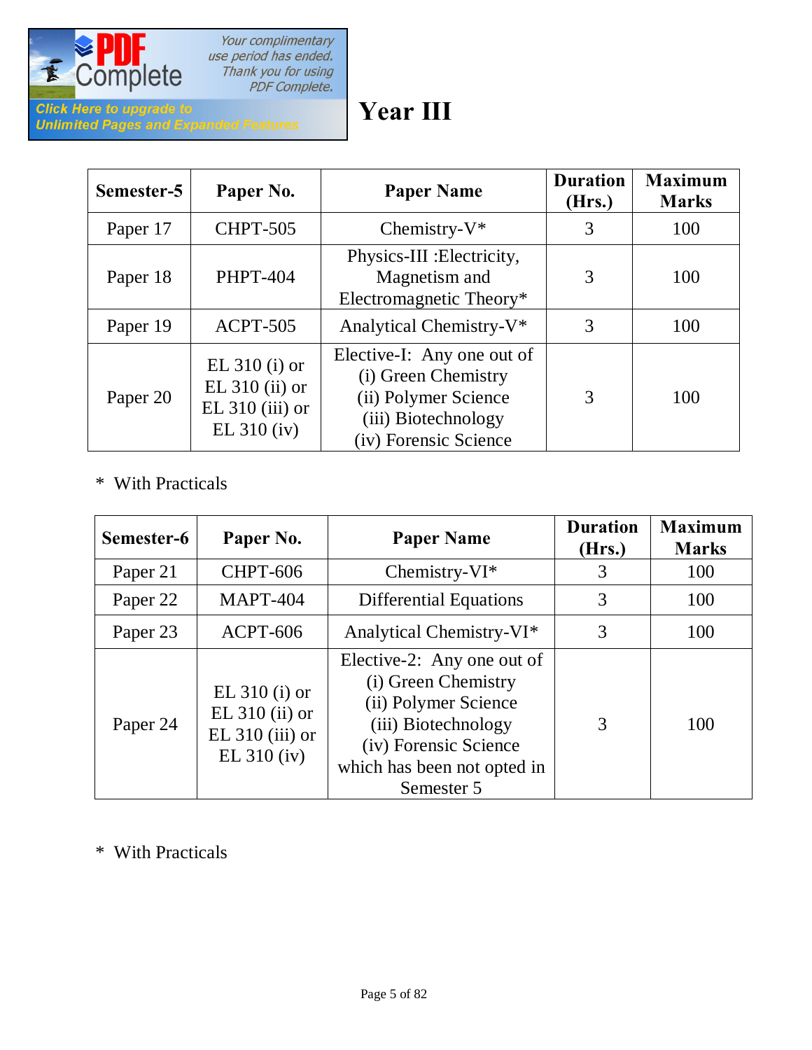# Year III

| Semester-5 | Paper No. | Paper Name | Duration (Hrs.) | Maximum Marks |
|---|---|---|---|---|
| Paper 17 | CHPT-505 | Chemistry-V* | 3 | 100 |
| Paper 18 | PHPT-404 | Physics-III :Electricity, Magnetism and Electromagnetic Theory* | 3 | 100 |
| Paper 19 | ACPT-505 | Analytical Chemistry-V* | 3 | 100 |
| Paper 20 | EL 310 (i) or EL 310 (ii) or EL 310 (iii) or EL 310 (iv) | Elective-I: Any one out of (i) Green Chemistry (ii) Polymer Science (iii) Biotechnology (iv) Forensic Science | 3 | 100 |

\* With Practicals

| Semester-6 | Paper No. | Paper Name | Duration (Hrs.) | Maximum Marks |
|---|---|---|---|---|
| Paper 21 | CHPT-606 | Chemistry-VI* | 3 | 100 |
| Paper 22 | MAPT-404 | Differential Equations | 3 | 100 |
| Paper 23 | ACPT-606 | Analytical Chemistry-VI* | 3 | 100 |
| Paper 24 | EL 310 (i) or EL 310 (ii) or EL 310 (iii) or EL 310 (iv) | Elective-2: Any one out of (i) Green Chemistry (ii) Polymer Science (iii) Biotechnology (iv) Forensic Science which has been not opted in Semester 5 | 3 | 100 |

\* With Practicals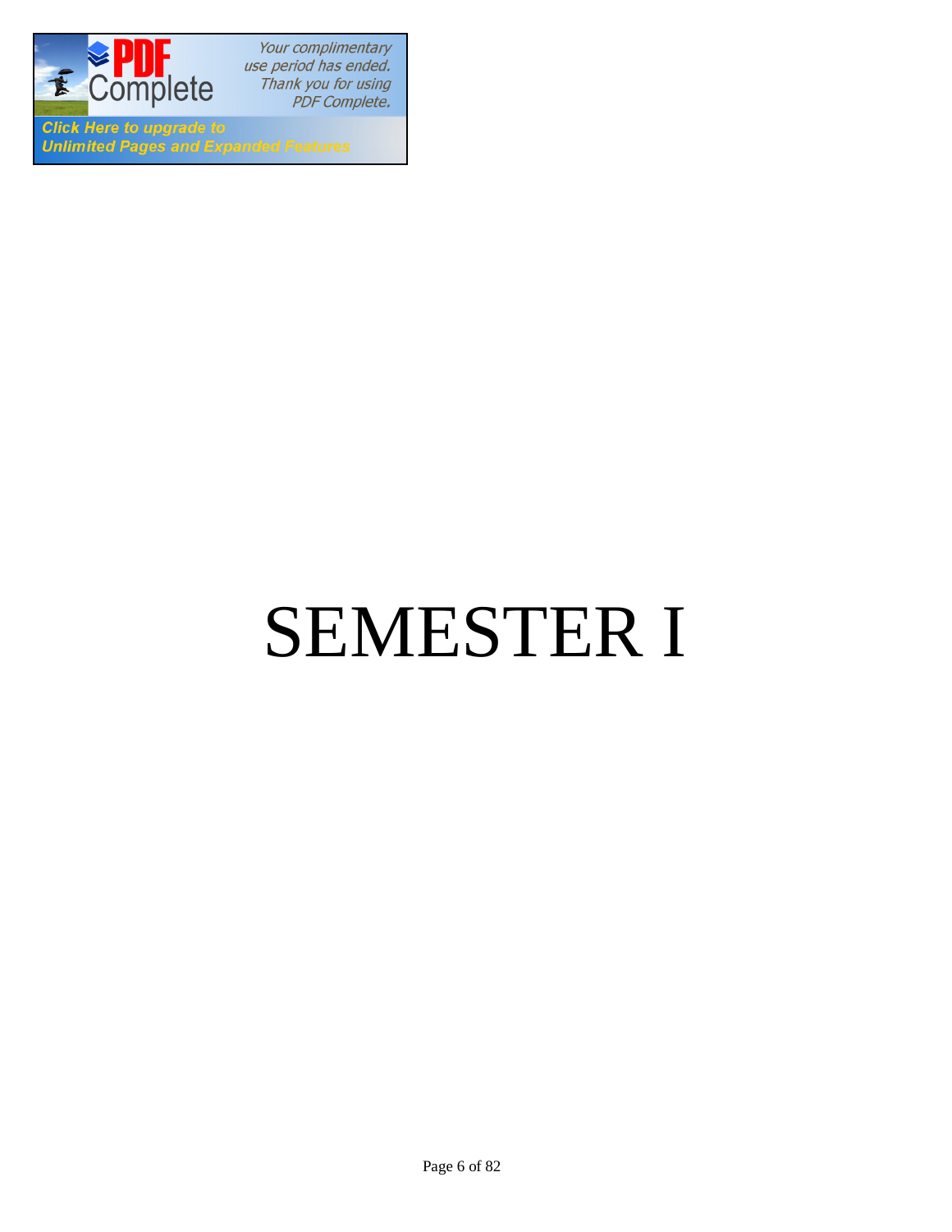# SEMESTER I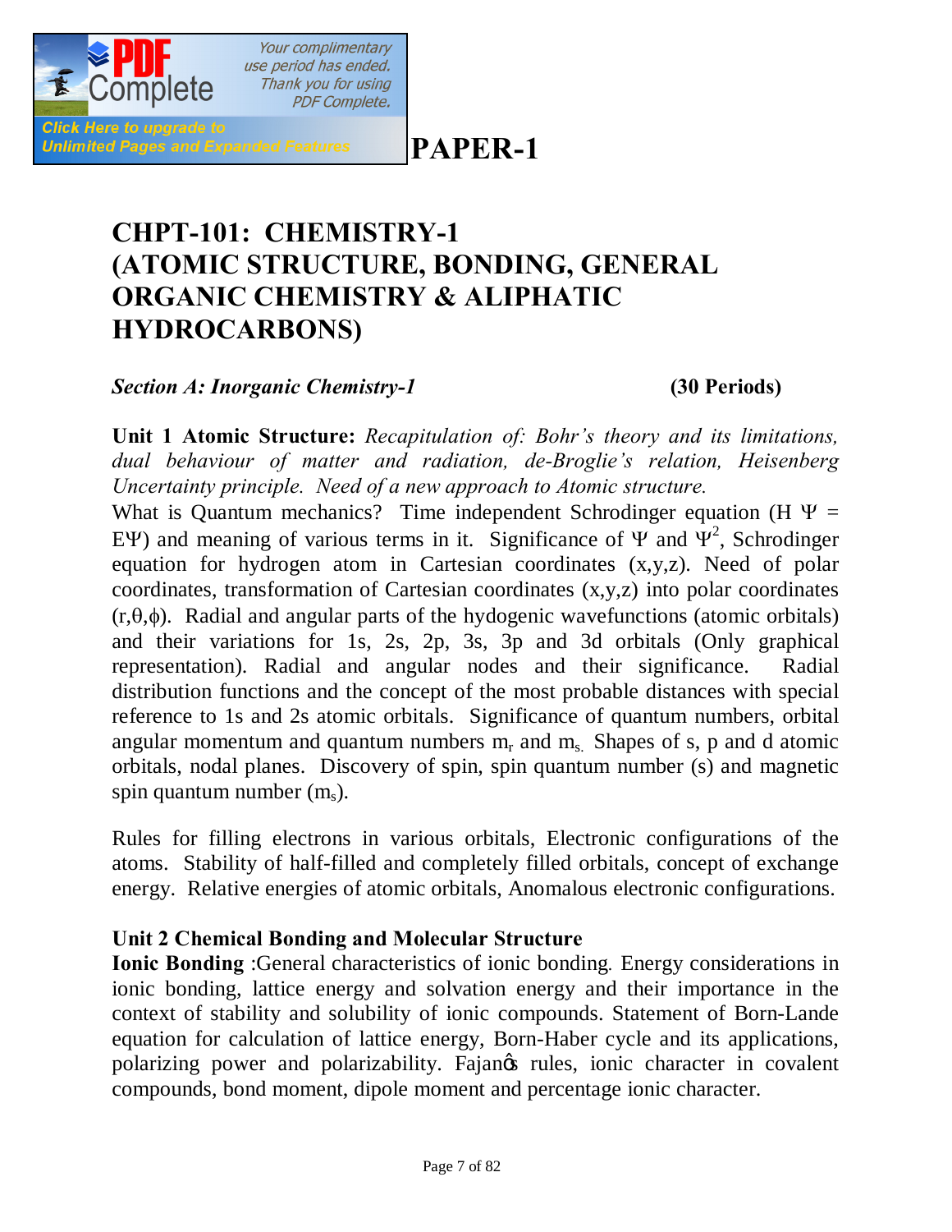# PAPER-1

# CHPT-101: CHEMISTRY-1 (ATOMIC STRUCTURE, BONDING, GENERAL ORGANIC CHEMISTRY & ALIPHATIC HYDROCARBONS)

***Section A: Inorganic Chemistry-1*** **(30 Periods)**

**Unit 1 Atomic Structure:** *Recapitulation of: Bohr's theory and its limitations, dual behaviour of matter and radiation, de-Broglie's relation, Heisenberg Uncertainty principle. Need of a new approach to Atomic structure.*

What is Quantum mechanics? Time independent Schrodinger equation ($H\Psi = E\Psi$) and meaning of various terms in it. Significance of $\Psi$ and $\Psi^2$, Schrodinger equation for hydrogen atom in Cartesian coordinates (x,y,z). Need of polar coordinates, transformation of Cartesian coordinates (x,y,z) into polar coordinates ($r,\theta,\phi$). Radial and angular parts of the hydogenic wavefunctions (atomic orbitals) and their variations for 1s, 2s, 2p, 3s, 3p and 3d orbitals (Only graphical representation). Radial and angular nodes and their significance. Radial distribution functions and the concept of the most probable distances with special reference to 1s and 2s atomic orbitals. Significance of quantum numbers, orbital angular momentum and quantum numbers $m_r$ and $m_s$. Shapes of s, p and d atomic orbitals, nodal planes. Discovery of spin, spin quantum number (s) and magnetic spin quantum number ($m_s$).

Rules for filling electrons in various orbitals, Electronic configurations of the atoms. Stability of half-filled and completely filled orbitals, concept of exchange energy. Relative energies of atomic orbitals, Anomalous electronic configurations.

**Unit 2 Chemical Bonding and Molecular Structure**

**Ionic Bonding** :General characteristics of ionic bonding. Energy considerations in ionic bonding, lattice energy and solvation energy and their importance in the context of stability and solubility of ionic compounds. Statement of Born-Lande equation for calculation of lattice energy, Born-Haber cycle and its applications, polarizing power and polarizability. Fajan's rules, ionic character in covalent compounds, bond moment, dipole moment and percentage ionic character.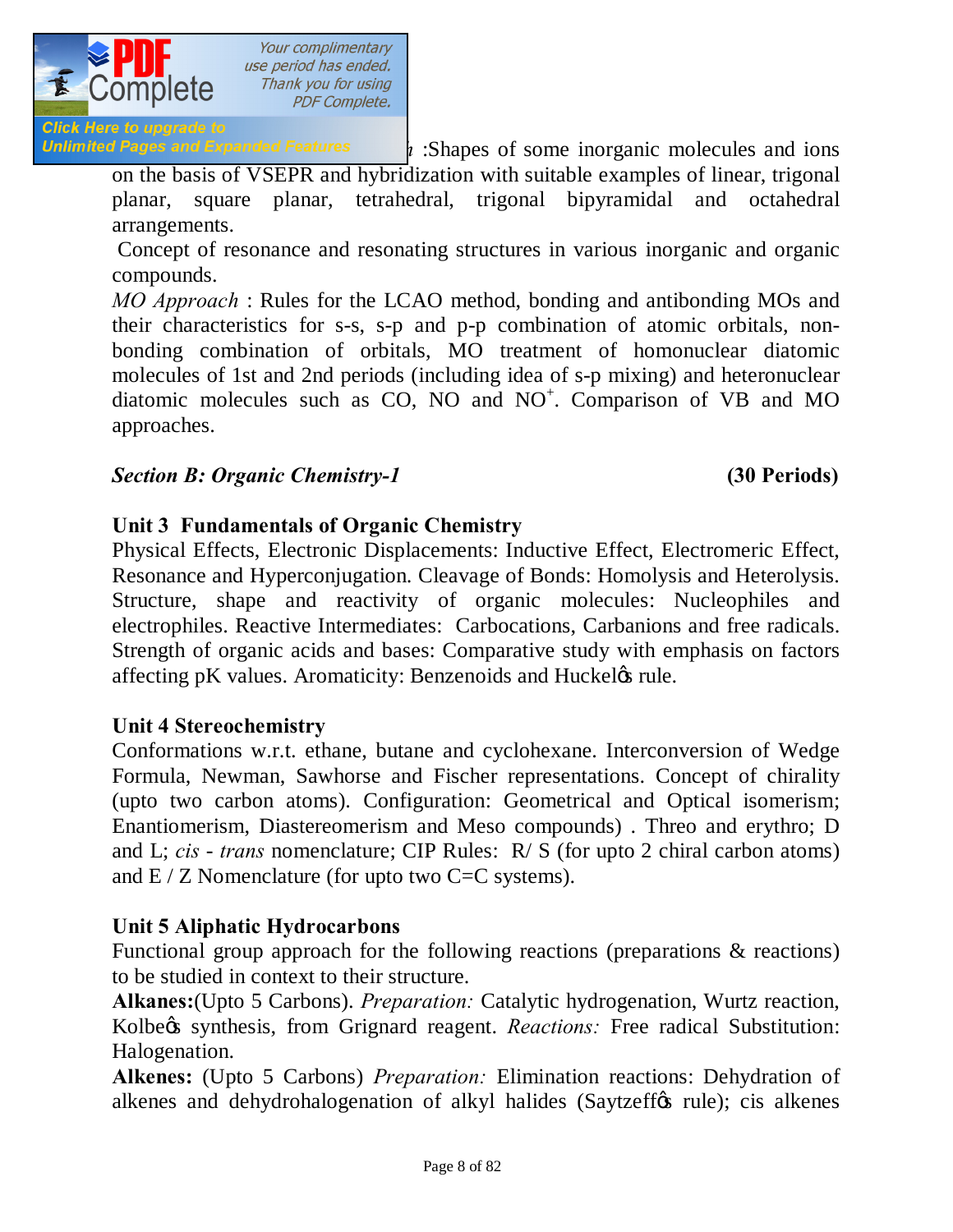:Shapes of some inorganic molecules and ions on the basis of VSEPR and hybridization with suitable examples of linear, trigonal planar, square planar, tetrahedral, trigonal bipyramidal and octahedral arrangements.

Concept of resonance and resonating structures in various inorganic and organic compounds.

*MO Approach* : Rules for the LCAO method, bonding and antibonding MOs and their characteristics for s-s, s-p and p-p combination of atomic orbitals, non-bonding combination of orbitals, MO treatment of homonuclear diatomic molecules of 1st and 2nd periods (including idea of s-p mixing) and heteronuclear diatomic molecules such as CO, NO and $NO^+$. Comparison of VB and MO approaches.

## *Section B: Organic Chemistry-1* **(30 Periods)**

### Unit 3 Fundamentals of Organic Chemistry

Physical Effects, Electronic Displacements: Inductive Effect, Electromeric Effect, Resonance and Hyperconjugation. Cleavage of Bonds: Homolysis and Heterolysis. Structure, shape and reactivity of organic molecules: Nucleophiles and electrophiles. Reactive Intermediates: Carbocations, Carbanions and free radicals. Strength of organic acids and bases: Comparative study with emphasis on factors affecting pK values. Aromaticity: Benzenoids and Huckel's rule.

### Unit 4 Stereochemistry

Conformations w.r.t. ethane, butane and cyclohexane. Interconversion of Wedge Formula, Newman, Sawhorse and Fischer representations. Concept of chirality (upto two carbon atoms). Configuration: Geometrical and Optical isomerism; Enantiomerism, Diastereomerism and Meso compounds) . Threo and erythro; D and L; *cis - trans* nomenclature; CIP Rules: R/ S (for upto 2 chiral carbon atoms) and E / Z Nomenclature (for upto two C=C systems).

### Unit 5 Aliphatic Hydrocarbons

Functional group approach for the following reactions (preparations & reactions) to be studied in context to their structure.

**Alkanes:**(Upto 5 Carbons). *Preparation:* Catalytic hydrogenation, Wurtz reaction, Kolbe's synthesis, from Grignard reagent. *Reactions:* Free radical Substitution: Halogenation.

**Alkenes:** (Upto 5 Carbons) *Preparation:* Elimination reactions: Dehydration of alkenes and dehydrohalogenation of alkyl halides (Saytzeff's rule); cis alkenes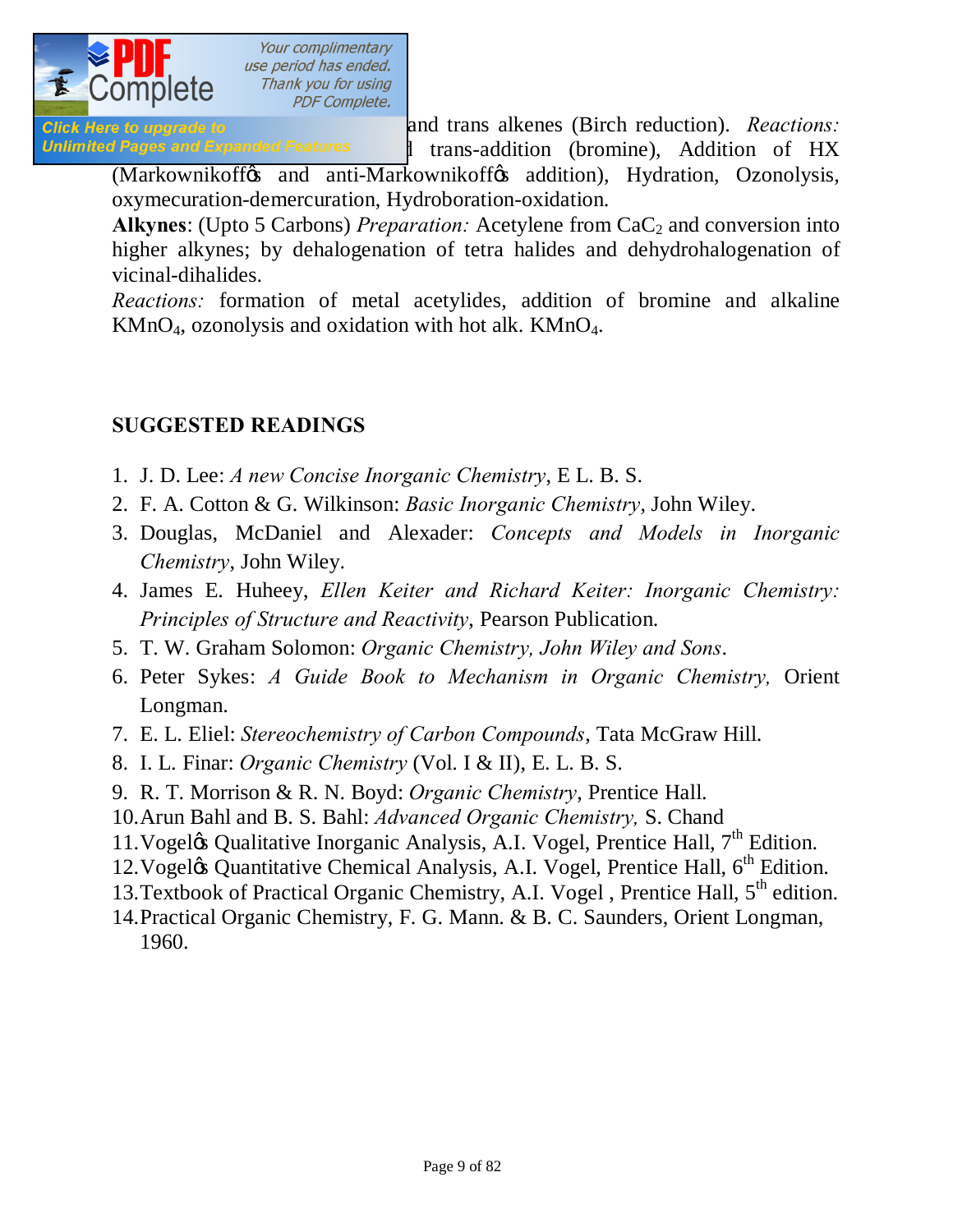and trans alkenes (Birch reduction). *Reactions:* d trans-addition (bromine), Addition of HX (Markownikoffǿs and anti-Markownikoffǿs addition), Hydration, Ozonolysis, oxymecuration-demercuration, Hydroboration-oxidation.

**Alkynes**: (Upto 5 Carbons) *Preparation:* Acetylene from $CaC_2$ and conversion into higher alkynes; by dehalogenation of tetra halides and dehydrohalogenation of vicinal-dihalides.

*Reactions:* formation of metal acetylides, addition of bromine and alkaline $KMnO_4$, ozonolysis and oxidation with hot alk. $KMnO_4$.

## SUGGESTED READINGS

1. J. D. Lee: *A new Concise Inorganic Chemistry*, E L. B. S.
2. F. A. Cotton & G. Wilkinson: *Basic Inorganic Chemistry*, John Wiley.
3. Douglas, McDaniel and Alexader: *Concepts and Models in Inorganic Chemistry*, John Wiley.
4. James E. Huheey, *Ellen Keiter and Richard Keiter: Inorganic Chemistry: Principles of Structure and Reactivity*, Pearson Publication.
5. T. W. Graham Solomon: *Organic Chemistry, John Wiley and Sons*.
6. Peter Sykes: *A Guide Book to Mechanism in Organic Chemistry,* Orient Longman.
7. E. L. Eliel: *Stereochemistry of Carbon Compounds*, Tata McGraw Hill.
8. I. L. Finar: *Organic Chemistry* (Vol. I & II), E. L. B. S.
9. R. T. Morrison & R. N. Boyd: *Organic Chemistry*, Prentice Hall.
10. Arun Bahl and B. S. Bahl: *Advanced Organic Chemistry,* S. Chand
11. Vogelǿs Qualitative Inorganic Analysis, A.I. Vogel, Prentice Hall, 7th Edition.
12. Vogelǿs Quantitative Chemical Analysis, A.I. Vogel, Prentice Hall, 6th Edition.
13. Textbook of Practical Organic Chemistry, A.I. Vogel , Prentice Hall, 5th edition.
14. Practical Organic Chemistry, F. G. Mann. & B. C. Saunders, Orient Longman, 1960.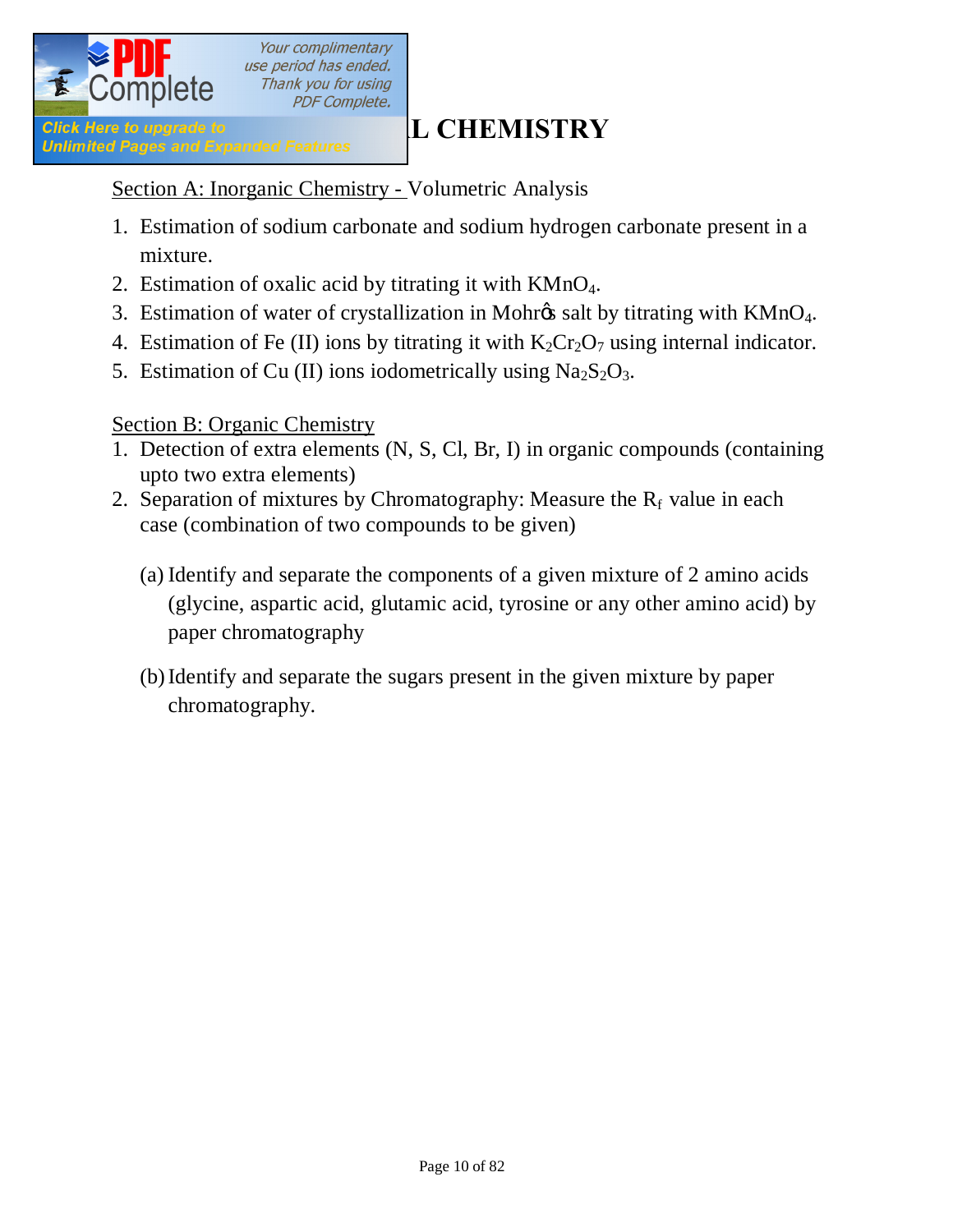## L CHEMISTRY

Section A: Inorganic Chemistry - Volumetric Analysis

1. Estimation of sodium carbonate and sodium hydrogen carbonate present in a mixture.
2. Estimation of oxalic acid by titrating it with $KMnO_4$.
3. Estimation of water of crystallization in Mohr's salt by titrating with $KMnO_4$.
4. Estimation of Fe (II) ions by titrating it with $K_2Cr_2O_7$ using internal indicator.
5. Estimation of Cu (II) ions iodometrically using $Na_2S_2O_3$.

Section B: Organic Chemistry

1. Detection of extra elements (N, S, Cl, Br, I) in organic compounds (containing upto two extra elements)
2. Separation of mixtures by Chromatography: Measure the $R_f$ value in each case (combination of two compounds to be given)

   (a) Identify and separate the components of a given mixture of 2 amino acids (glycine, aspartic acid, glutamic acid, tyrosine or any other amino acid) by paper chromatography

   (b) Identify and separate the sugars present in the given mixture by paper chromatography.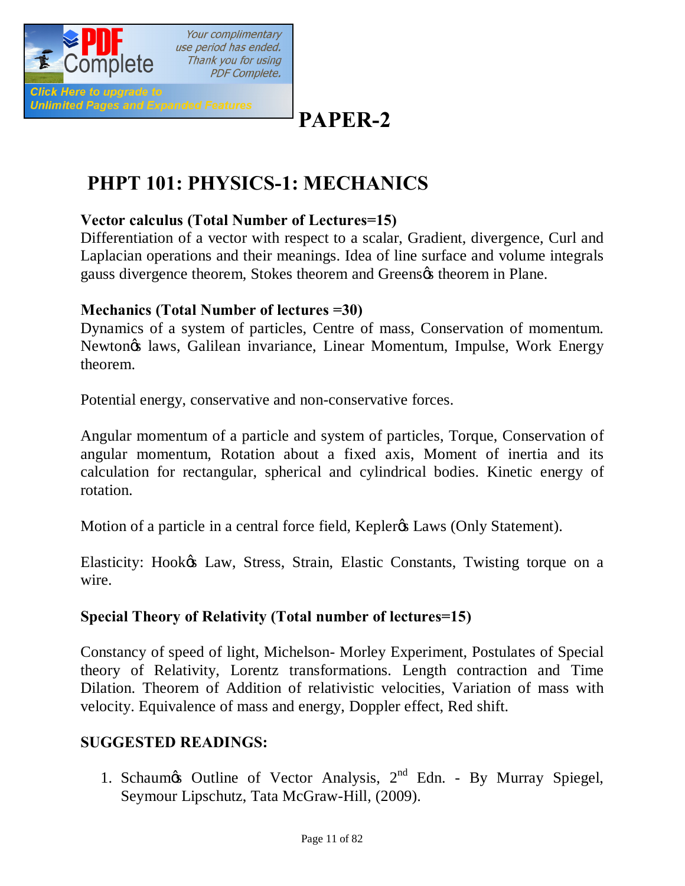# PAPER-2

## PHPT 101: PHYSICS-1: MECHANICS

**Vector calculus (Total Number of Lectures=15)**
Differentiation of a vector with respect to a scalar, Gradient, divergence, Curl and Laplacian operations and their meanings. Idea of line surface and volume integrals gauss divergence theorem, Stokes theorem and Greens' theorem in Plane.

**Mechanics (Total Number of lectures =30)**
Dynamics of a system of particles, Centre of mass, Conservation of momentum. Newton's laws, Galilean invariance, Linear Momentum, Impulse, Work Energy theorem.

Potential energy, conservative and non-conservative forces.

Angular momentum of a particle and system of particles, Torque, Conservation of angular momentum, Rotation about a fixed axis, Moment of inertia and its calculation for rectangular, spherical and cylindrical bodies. Kinetic energy of rotation.

Motion of a particle in a central force field, Kepler's Laws (Only Statement).

Elasticity: Hook's Law, Stress, Strain, Elastic Constants, Twisting torque on a wire.

**Special Theory of Relativity (Total number of lectures=15)**

Constancy of speed of light, Michelson- Morley Experiment, Postulates of Special theory of Relativity, Lorentz transformations. Length contraction and Time Dilation. Theorem of Addition of relativistic velocities, Variation of mass with velocity. Equivalence of mass and energy, Doppler effect, Red shift.

**SUGGESTED READINGS:**

1. Schaum's Outline of Vector Analysis, 2nd Edn. - By Murray Spiegel, Seymour Lipschutz, Tata McGraw-Hill, (2009).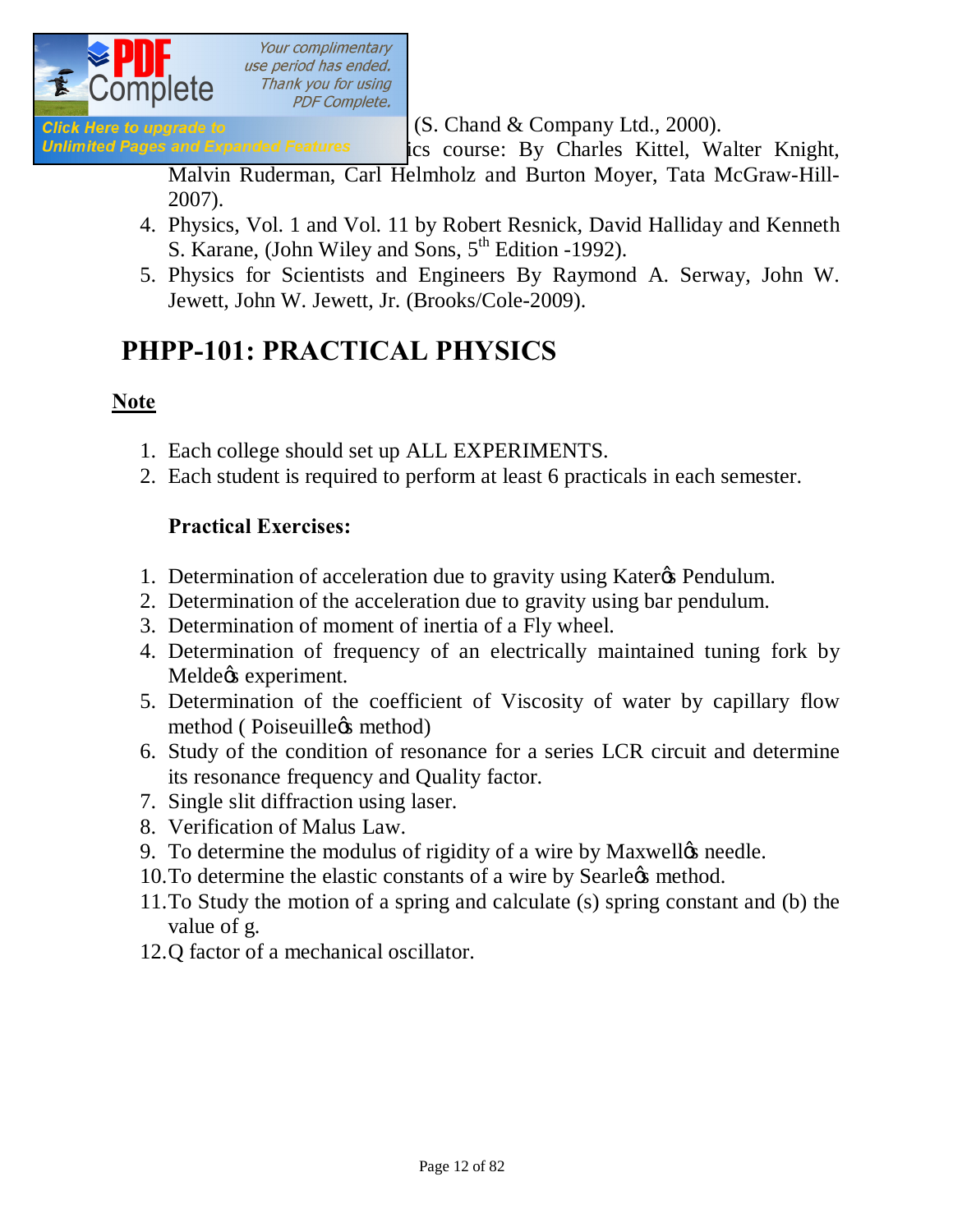(S. Chand & Company Ltd., 2000).

ics course: By Charles Kittel, Walter Knight, Malvin Ruderman, Carl Helmholz and Burton Moyer, Tata McGraw-Hill-2007).

4. Physics, Vol. 1 and Vol. 11 by Robert Resnick, David Halliday and Kenneth S. Karane, (John Wiley and Sons, 5th Edition -1992).
5. Physics for Scientists and Engineers By Raymond A. Serway, John W. Jewett, John W. Jewett, Jr. (Brooks/Cole-2009).

## PHPP-101: PRACTICAL PHYSICS

**Note**

1. Each college should set up ALL EXPERIMENTS.
2. Each student is required to perform at least 6 practicals in each semester.

**Practical Exercises:**

1. Determination of acceleration due to gravity using Kater's Pendulum.
2. Determination of the acceleration due to gravity using bar pendulum.
3. Determination of moment of inertia of a Fly wheel.
4. Determination of frequency of an electrically maintained tuning fork by Melde's experiment.
5. Determination of the coefficient of Viscosity of water by capillary flow method ( Poiseuille's method)
6. Study of the condition of resonance for a series LCR circuit and determine its resonance frequency and Quality factor.
7. Single slit diffraction using laser.
8. Verification of Malus Law.
9. To determine the modulus of rigidity of a wire by Maxwell's needle.
10. To determine the elastic constants of a wire by Searle's method.
11. To Study the motion of a spring and calculate (s) spring constant and (b) the value of g.
12. Q factor of a mechanical oscillator.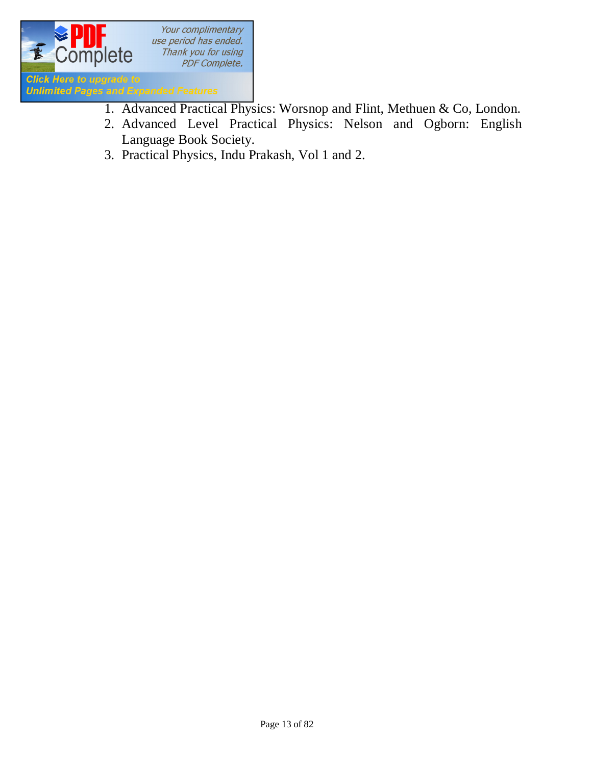1. Advanced Practical Physics: Worsnop and Flint, Methuen & Co, London.
2. Advanced Level Practical Physics: Nelson and Ogborn: English Language Book Society.
3. Practical Physics, Indu Prakash, Vol 1 and 2.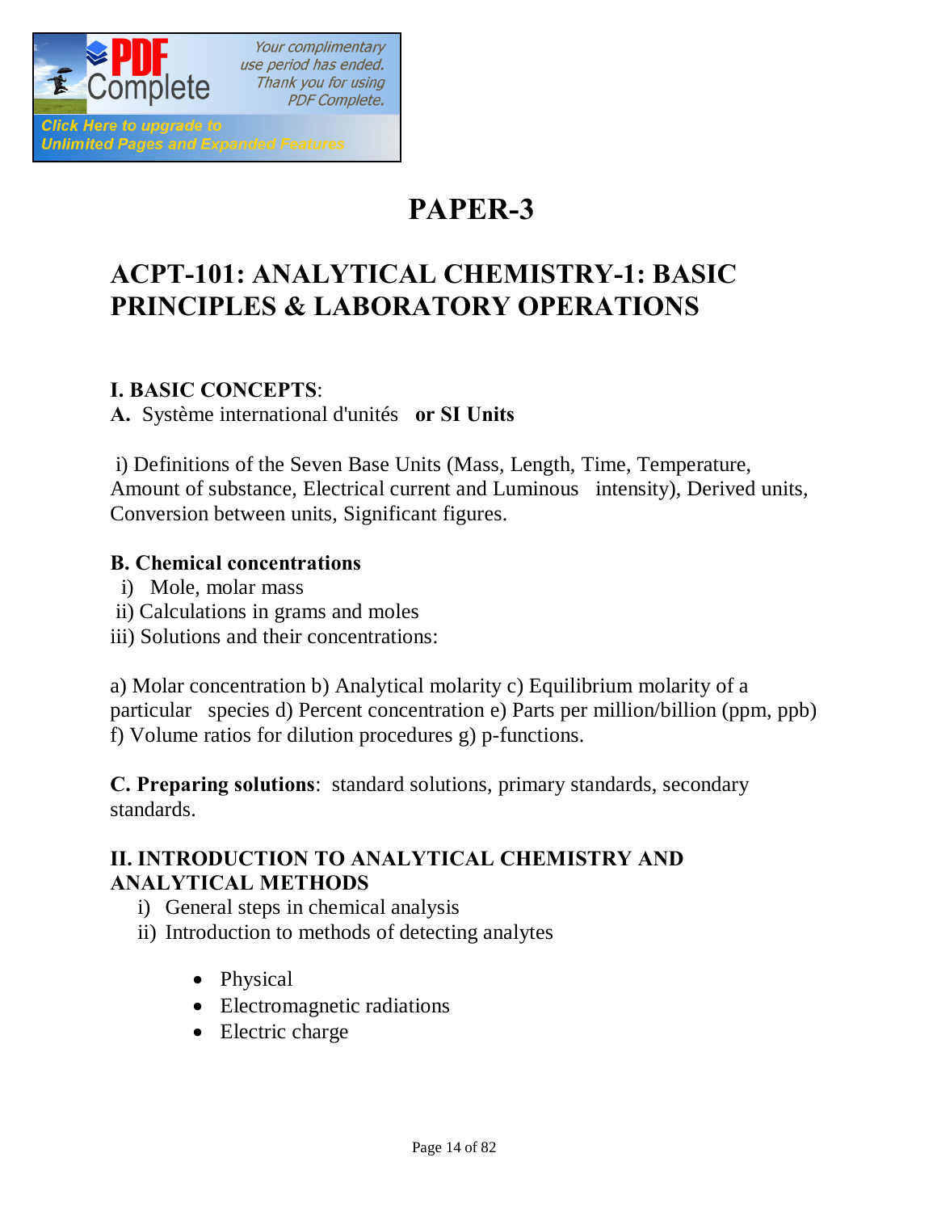# PAPER-3

## ACPT-101: ANALYTICAL CHEMISTRY-1: BASIC PRINCIPLES & LABORATORY OPERATIONS

### I. BASIC CONCEPTS:

**A.** Système international d'unités **or SI Units**

i) Definitions of the Seven Base Units (Mass, Length, Time, Temperature, Amount of substance, Electrical current and Luminous intensity), Derived units, Conversion between units, Significant figures.

**B. Chemical concentrations**

i) Mole, molar mass
ii) Calculations in grams and moles
iii) Solutions and their concentrations:

a) Molar concentration b) Analytical molarity c) Equilibrium molarity of a particular species d) Percent concentration e) Parts per million/billion (ppm, ppb) f) Volume ratios for dilution procedures g) p-functions.

**C. Preparing solutions**: standard solutions, primary standards, secondary standards.

### II. INTRODUCTION TO ANALYTICAL CHEMISTRY AND ANALYTICAL METHODS

i) General steps in chemical analysis
ii) Introduction to methods of detecting analytes

- Physical
- Electromagnetic radiations
- Electric charge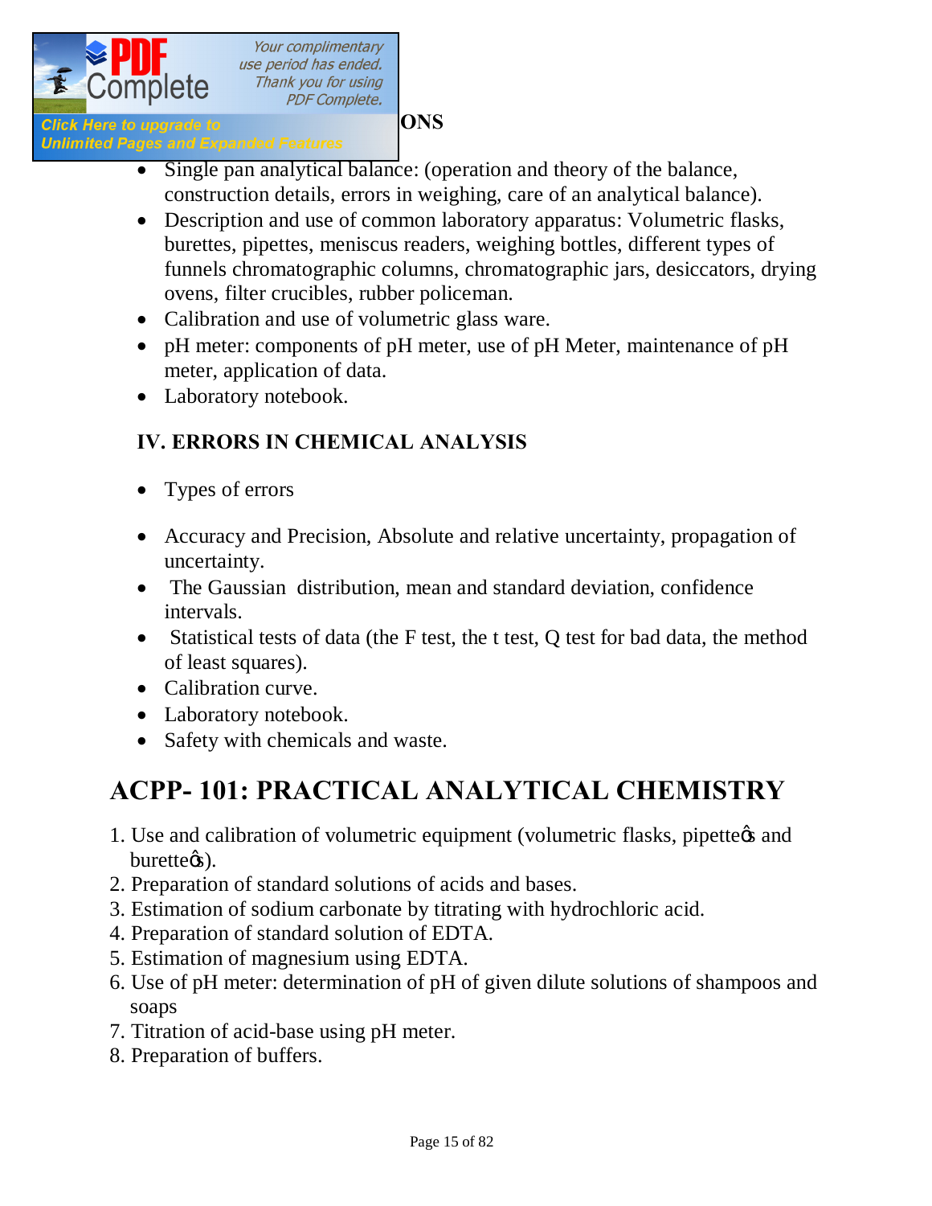ONS

- Single pan analytical balance: (operation and theory of the balance, construction details, errors in weighing, care of an analytical balance).
- Description and use of common laboratory apparatus: Volumetric flasks, burettes, pipettes, meniscus readers, weighing bottles, different types of funnels chromatographic columns, chromatographic jars, desiccators, drying ovens, filter crucibles, rubber policeman.
- Calibration and use of volumetric glass ware.
- pH meter: components of pH meter, use of pH Meter, maintenance of pH meter, application of data.
- Laboratory notebook.

### IV. ERRORS IN CHEMICAL ANALYSIS

- Types of errors
- Accuracy and Precision, Absolute and relative uncertainty, propagation of uncertainty.
- The Gaussian distribution, mean and standard deviation, confidence intervals.
- Statistical tests of data (the F test, the t test, Q test for bad data, the method of least squares).
- Calibration curve.
- Laboratory notebook.
- Safety with chemicals and waste.

## ACPP- 101: PRACTICAL ANALYTICAL CHEMISTRY

1. Use and calibration of volumetric equipment (volumetric flasks, pipette's and burette's).
2. Preparation of standard solutions of acids and bases.
3. Estimation of sodium carbonate by titrating with hydrochloric acid.
4. Preparation of standard solution of EDTA.
5. Estimation of magnesium using EDTA.
6. Use of pH meter: determination of pH of given dilute solutions of shampoos and soaps
7. Titration of acid-base using pH meter.
8. Preparation of buffers.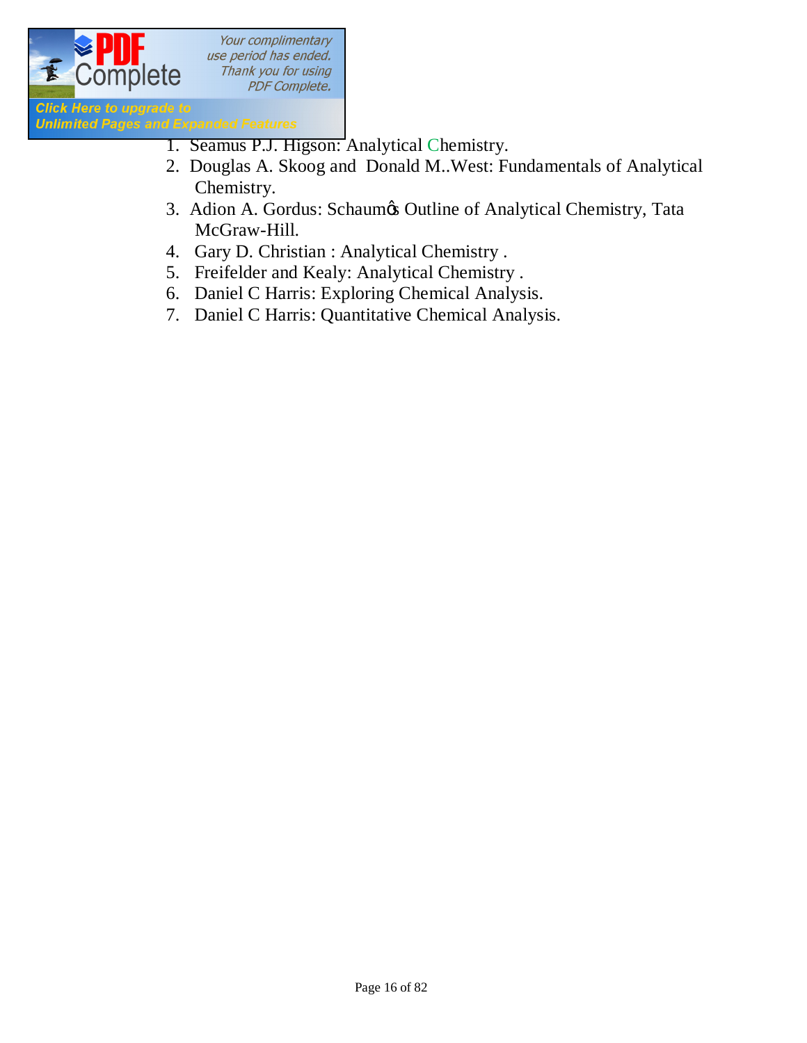1. Seamus P.J. Higson: Analytical Chemistry.
2. Douglas A. Skoog and Donald M..West: Fundamentals of Analytical Chemistry.
3. Adion A. Gordus: Schaum's Outline of Analytical Chemistry, Tata McGraw-Hill.
4. Gary D. Christian : Analytical Chemistry .
5. Freifelder and Kealy: Analytical Chemistry .
6. Daniel C Harris: Exploring Chemical Analysis.
7. Daniel C Harris: Quantitative Chemical Analysis.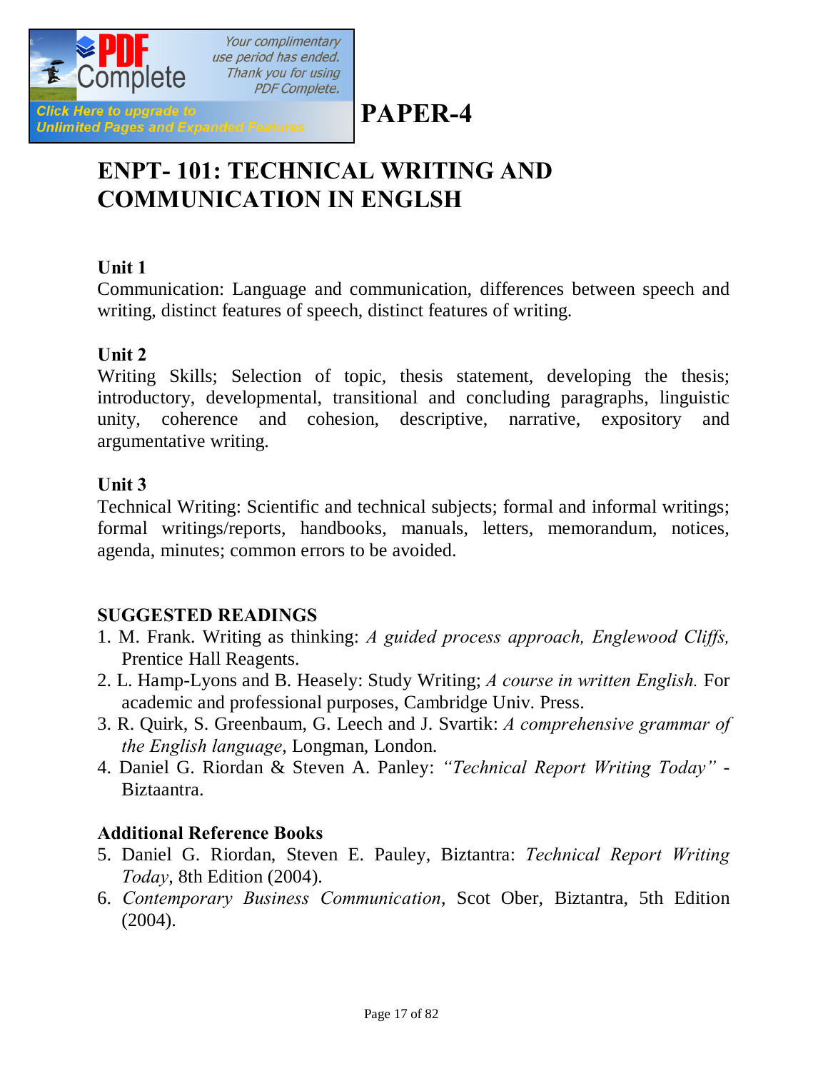# PAPER-4

## ENPT- 101: TECHNICAL WRITING AND COMMUNICATION IN ENGLSH

**Unit 1**

Communication: Language and communication, differences between speech and writing, distinct features of speech, distinct features of writing.

**Unit 2**

Writing Skills; Selection of topic, thesis statement, developing the thesis; introductory, developmental, transitional and concluding paragraphs, linguistic unity, coherence and cohesion, descriptive, narrative, expository and argumentative writing.

**Unit 3**

Technical Writing: Scientific and technical subjects; formal and informal writings; formal writings/reports, handbooks, manuals, letters, memorandum, notices, agenda, minutes; common errors to be avoided.

**SUGGESTED READINGS**

1. M. Frank. Writing as thinking: *A guided process approach, Englewood Cliffs,* Prentice Hall Reagents.
2. L. Hamp-Lyons and B. Heasely: Study Writing; *A course in written English.* For academic and professional purposes, Cambridge Univ. Press.
3. R. Quirk, S. Greenbaum, G. Leech and J. Svartik: *A comprehensive grammar of the English language*, Longman, London.
4. Daniel G. Riordan & Steven A. Panley: *"Technical Report Writing Today"* - Biztaantra.

**Additional Reference Books**

5. Daniel G. Riordan, Steven E. Pauley, Biztantra: *Technical Report Writing Today*, 8th Edition (2004).
6. *Contemporary Business Communication*, Scot Ober, Biztantra, 5th Edition (2004).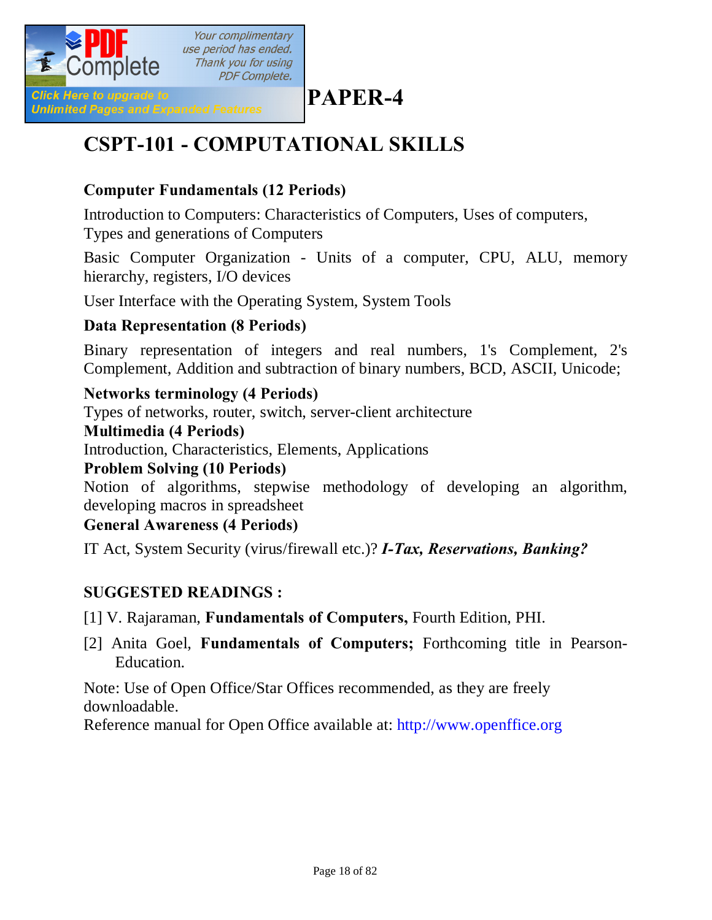# PAPER-4

## CSPT-101 - COMPUTATIONAL SKILLS

### Computer Fundamentals (12 Periods)

Introduction to Computers: Characteristics of Computers, Uses of computers, Types and generations of Computers

Basic Computer Organization - Units of a computer, CPU, ALU, memory hierarchy, registers, I/O devices

User Interface with the Operating System, System Tools

### Data Representation (8 Periods)

Binary representation of integers and real numbers, 1's Complement, 2's Complement, Addition and subtraction of binary numbers, BCD, ASCII, Unicode;

### Networks terminology (4 Periods)

Types of networks, router, switch, server-client architecture

### Multimedia (4 Periods)

Introduction, Characteristics, Elements, Applications

### Problem Solving (10 Periods)

Notion of algorithms, stepwise methodology of developing an algorithm, developing macros in spreadsheet

### General Awareness (4 Periods)

IT Act, System Security (virus/firewall etc.)? ***I-Tax, Reservations, Banking?***

### SUGGESTED READINGS :

[1] V. Rajaraman, **Fundamentals of Computers,** Fourth Edition, PHI.

[2] Anita Goel, **Fundamentals of Computers;** Forthcoming title in Pearson-Education.

Note: Use of Open Office/Star Offices recommended, as they are freely downloadable.
Reference manual for Open Office available at: http://www.openffice.org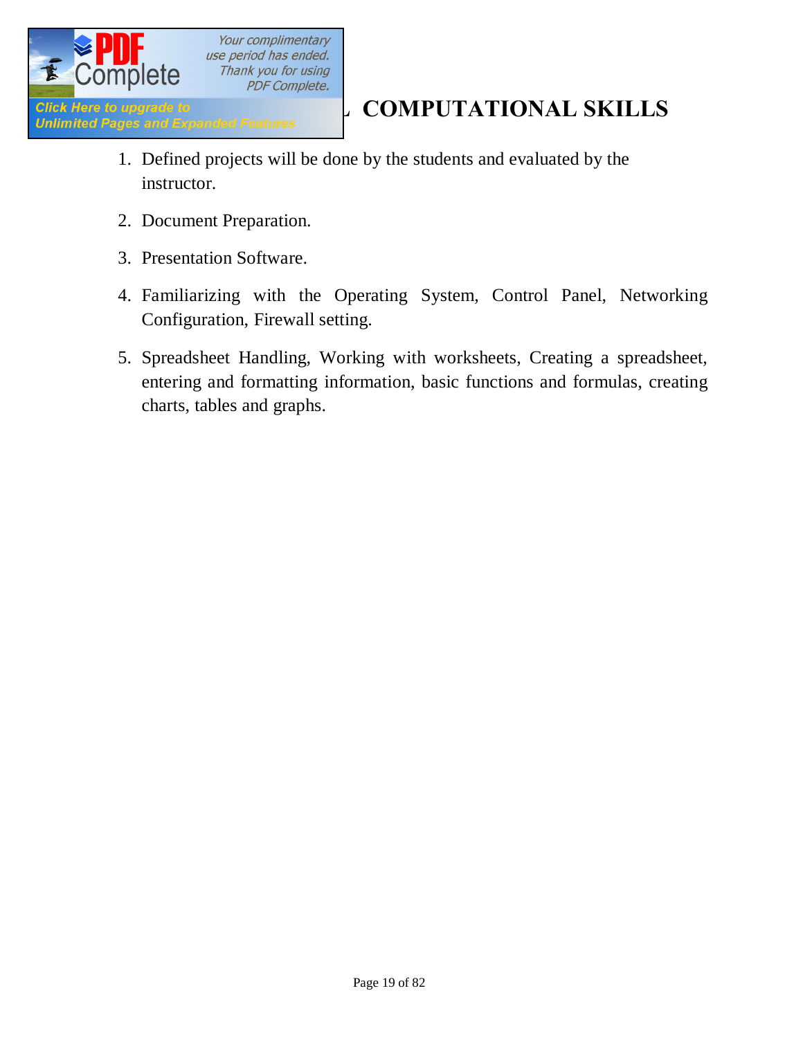## L COMPUTATIONAL SKILLS

1. Defined projects will be done by the students and evaluated by the instructor.
2. Document Preparation.
3. Presentation Software.
4. Familiarizing with the Operating System, Control Panel, Networking Configuration, Firewall setting.
5. Spreadsheet Handling, Working with worksheets, Creating a spreadsheet, entering and formatting information, basic functions and formulas, creating charts, tables and graphs.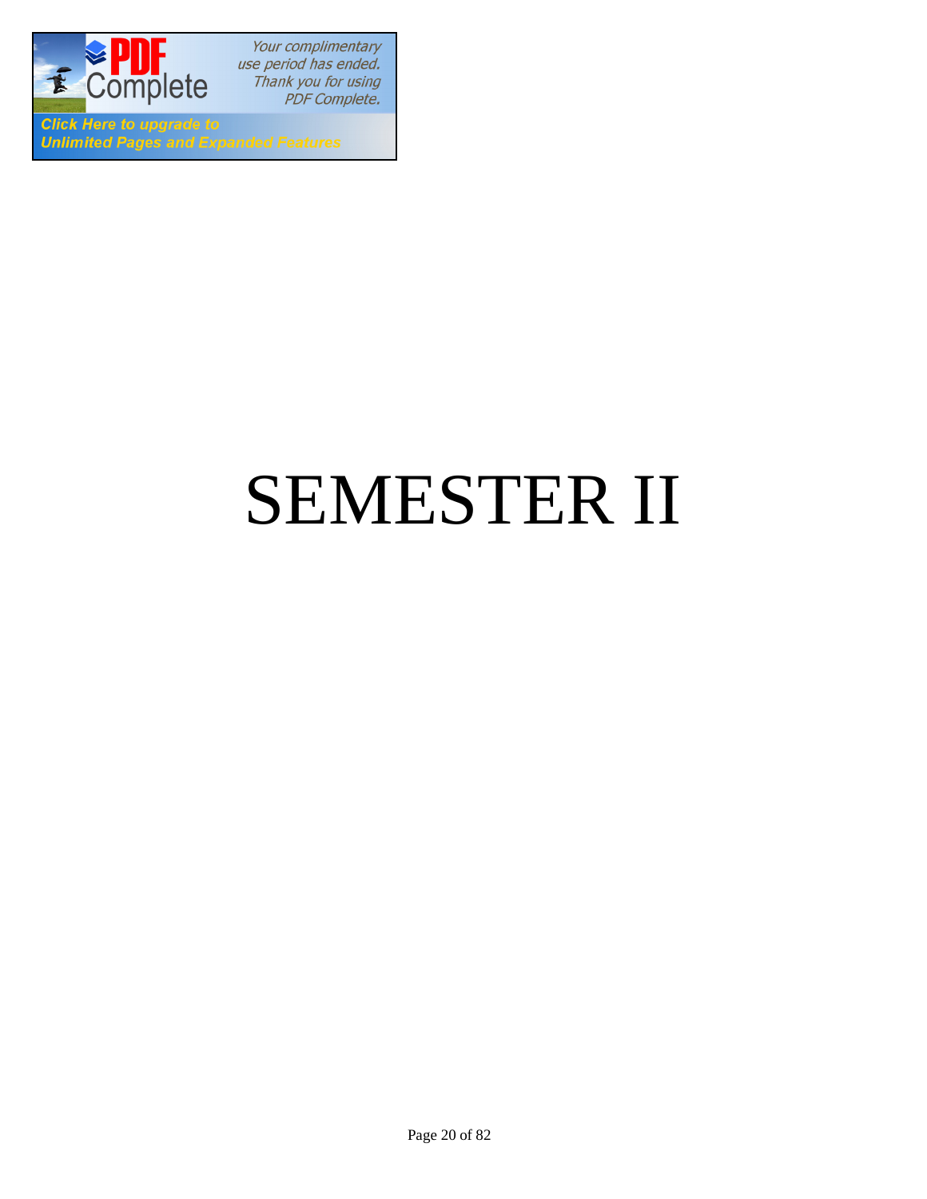# SEMESTER II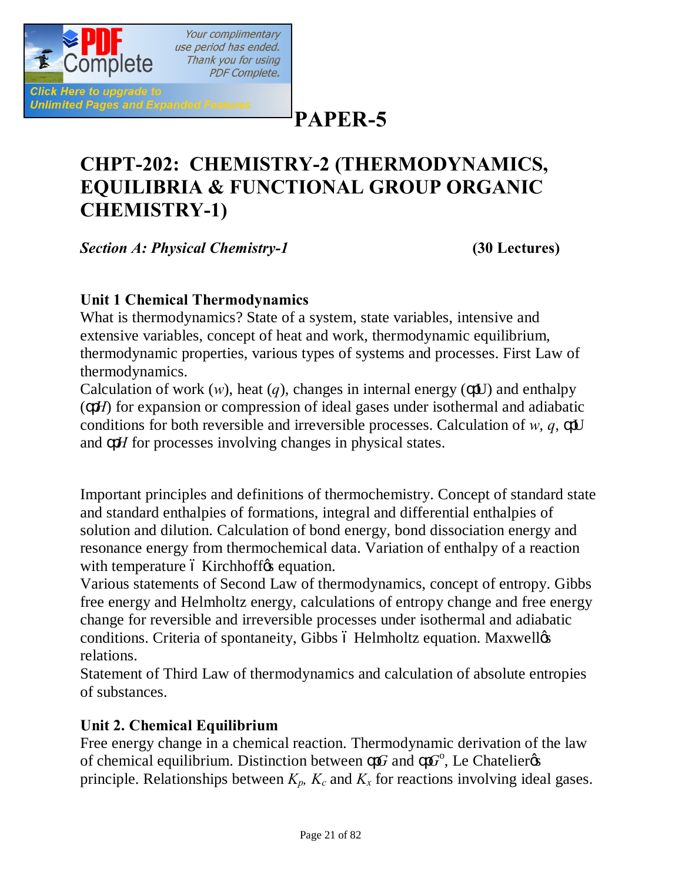# PAPER-5

## CHPT-202: CHEMISTRY-2 (THERMODYNAMICS, EQUILIBRIA & FUNCTIONAL GROUP ORGANIC CHEMISTRY-1)

***Section A: Physical Chemistry-1*** **(30 Lectures)**

### Unit 1 Chemical Thermodynamics

What is thermodynamics? State of a system, state variables, intensive and extensive variables, concept of heat and work, thermodynamic equilibrium, thermodynamic properties, various types of systems and processes. First Law of thermodynamics.

Calculation of work ($w$), heat ($q$), changes in internal energy ($\Delta U$) and enthalpy ($\Delta H$) for expansion or compression of ideal gases under isothermal and adiabatic conditions for both reversible and irreversible processes. Calculation of $w$, $q$, $\Delta U$ and $\Delta H$ for processes involving changes in physical states.

Important principles and definitions of thermochemistry. Concept of standard state and standard enthalpies of formations, integral and differential enthalpies of solution and dilution. Calculation of bond energy, bond dissociation energy and resonance energy from thermochemical data. Variation of enthalpy of a reaction with temperature – Kirchhoff's equation.

Various statements of Second Law of thermodynamics, concept of entropy. Gibbs free energy and Helmholtz energy, calculations of entropy change and free energy change for reversible and irreversible processes under isothermal and adiabatic conditions. Criteria of spontaneity, Gibbs – Helmholtz equation. Maxwell's relations.

Statement of Third Law of thermodynamics and calculation of absolute entropies of substances.

### Unit 2. Chemical Equilibrium

Free energy change in a chemical reaction. Thermodynamic derivation of the law of chemical equilibrium. Distinction between $\Delta G$ and $\Delta G^o$, Le Chatelier's principle. Relationships between $K_p$, $K_c$ and $K_x$ for reactions involving ideal gases.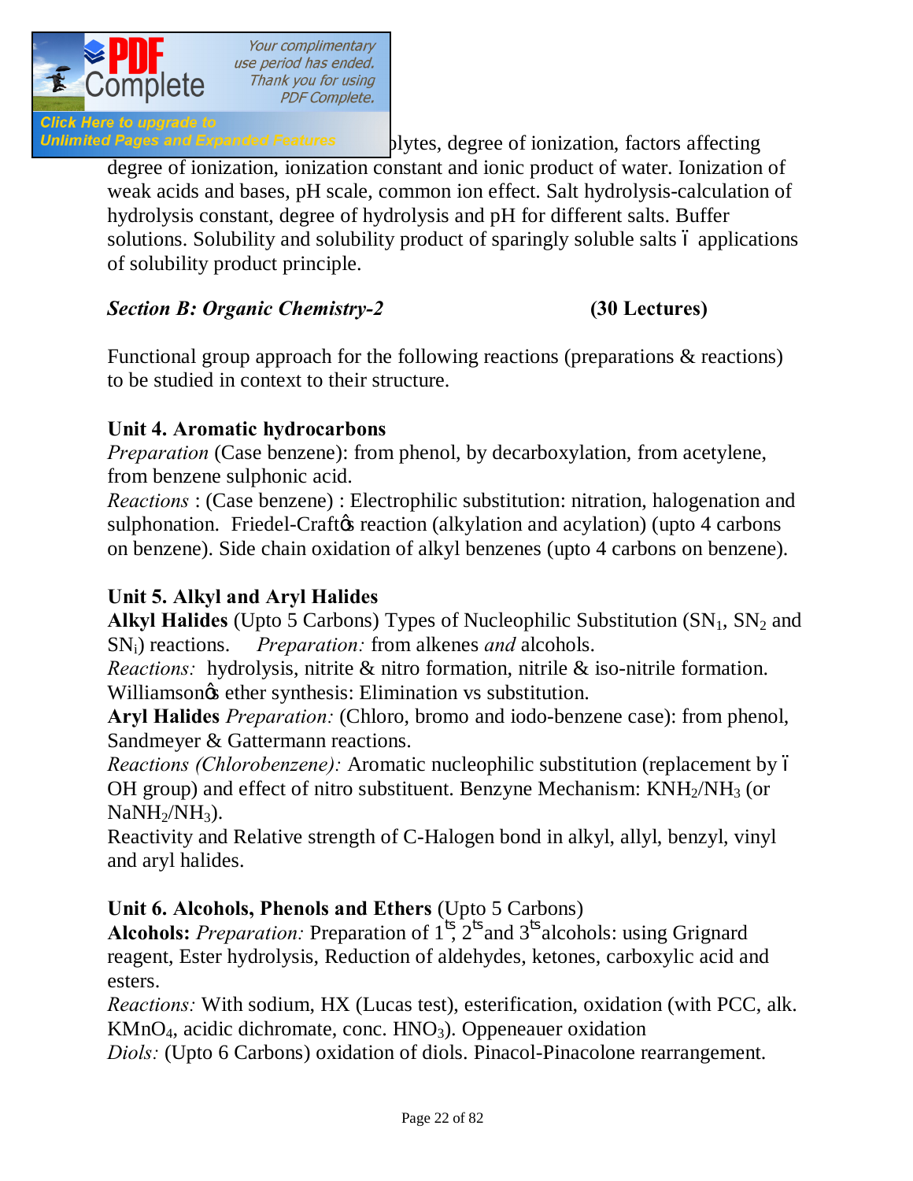...lytes, degree of ionization, factors affecting degree of ionization, ionization constant and ionic product of water. Ionization of weak acids and bases, pH scale, common ion effect. Salt hydrolysis-calculation of hydrolysis constant, degree of hydrolysis and pH for different salts. Buffer solutions. Solubility and solubility product of sparingly soluble salts – applications of solubility product principle.

***Section B: Organic Chemistry-2*** **(30 Lectures)**

Functional group approach for the following reactions (preparations & reactions) to be studied in context to their structure.

**Unit 4. Aromatic hydrocarbons**

*Preparation* (Case benzene): from phenol, by decarboxylation, from acetylene, from benzene sulphonic acid.

*Reactions* : (Case benzene) : Electrophilic substitution: nitration, halogenation and sulphonation. Friedel-Craft's reaction (alkylation and acylation) (upto 4 carbons on benzene). Side chain oxidation of alkyl benzenes (upto 4 carbons on benzene).

**Unit 5. Alkyl and Aryl Halides**

**Alkyl Halides** (Upto 5 Carbons) Types of Nucleophilic Substitution ($SN_1$, $SN_2$ and $SN_i$) reactions. *Preparation:* from alkenes *and* alcohols.

*Reactions:* hydrolysis, nitrite & nitro formation, nitrile & iso-nitrile formation. Williamson's ether synthesis: Elimination vs substitution.

**Aryl Halides** *Preparation:* (Chloro, bromo and iodo-benzene case): from phenol, Sandmeyer & Gattermann reactions.

*Reactions (Chlorobenzene):* Aromatic nucleophilic substitution (replacement by – OH group) and effect of nitro substituent. Benzyne Mechanism: $KNH_2/NH_3$ (or $NaNH_2/NH_3$).

Reactivity and Relative strength of C-Halogen bond in alkyl, allyl, benzyl, vinyl and aryl halides.

**Unit 6. Alcohols, Phenols and Ethers** (Upto 5 Carbons)

**Alcohols:** *Preparation:* Preparation of 1ts, 2ts and 3ts alcohols: using Grignard reagent, Ester hydrolysis, Reduction of aldehydes, ketones, carboxylic acid and esters.

*Reactions:* With sodium, HX (Lucas test), esterification, oxidation (with PCC, alk. $KMnO_4$, acidic dichromate, conc. $HNO_3$). Oppeneauer oxidation

*Diols:* (Upto 6 Carbons) oxidation of diols. Pinacol-Pinacolone rearrangement.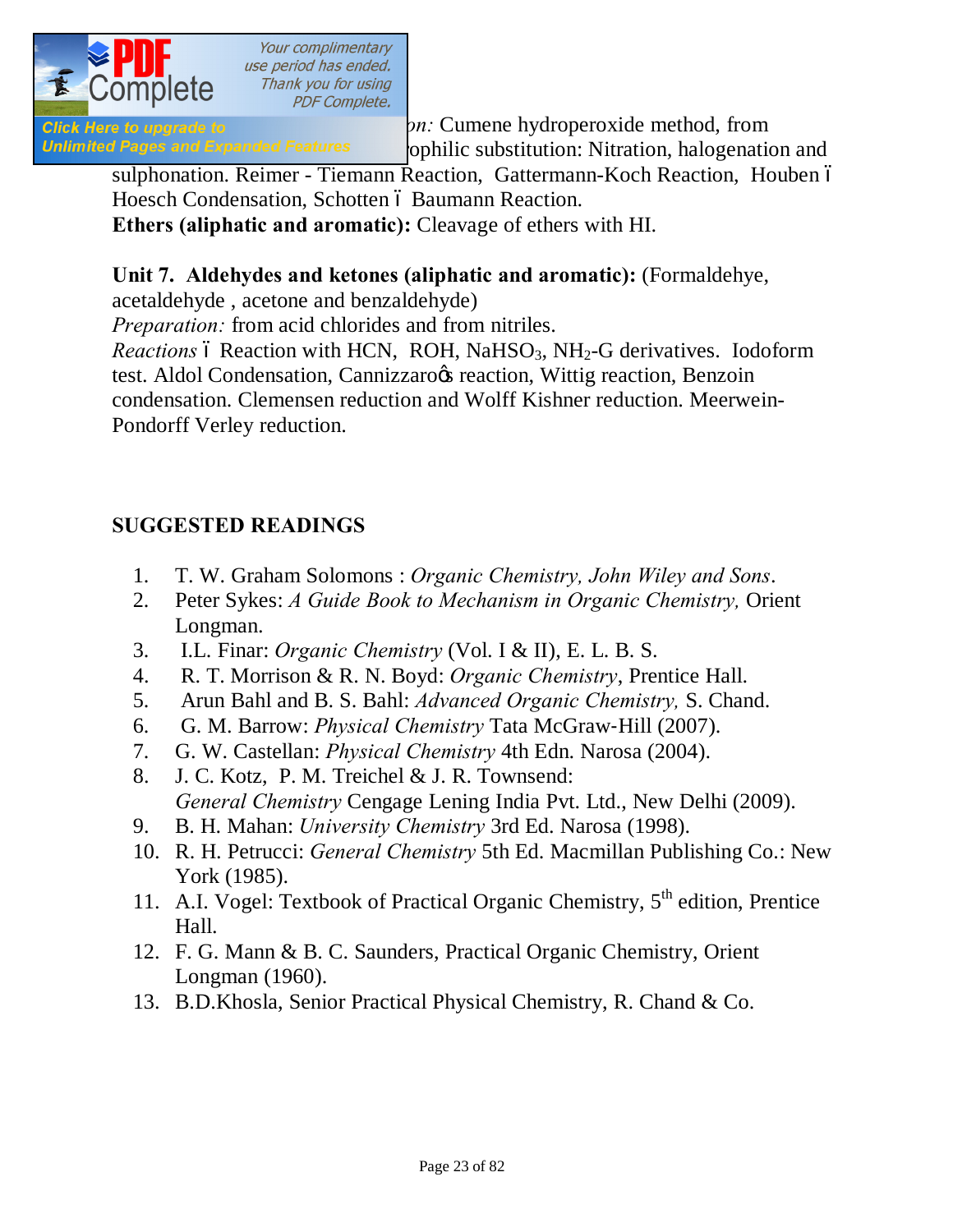*on:* Cumene hydroperoxide method, from
ophilic substitution: Nitration, halogenation and sulphonation. Reimer - Tiemann Reaction, Gattermann-Koch Reaction, Houben – Hoesch Condensation, Schotten – Baumann Reaction.

**Ethers (aliphatic and aromatic):** Cleavage of ethers with HI.

**Unit 7. Aldehydes and ketones (aliphatic and aromatic):** (Formaldehye, acetaldehyde , acetone and benzaldehyde)

*Preparation:* from acid chlorides and from nitriles.

*Reactions* – Reaction with HCN, ROH, $NaHSO_3$, $NH_2$-G derivatives. Iodoform test. Aldol Condensation, Cannizzaro's reaction, Wittig reaction, Benzoin condensation. Clemensen reduction and Wolff Kishner reduction. Meerwein-Pondorff Verley reduction.

## SUGGESTED READINGS

1. T. W. Graham Solomons : *Organic Chemistry, John Wiley and Sons*.
2. Peter Sykes: *A Guide Book to Mechanism in Organic Chemistry,* Orient Longman.
3. I.L. Finar: *Organic Chemistry* (Vol. I & II), E. L. B. S.
4. R. T. Morrison & R. N. Boyd: *Organic Chemistry*, Prentice Hall.
5. Arun Bahl and B. S. Bahl: *Advanced Organic Chemistry,* S. Chand.
6. G. M. Barrow: *Physical Chemistry* Tata McGraw-Hill (2007).
7. G. W. Castellan: *Physical Chemistry* 4th Edn. Narosa (2004).
8. J. C. Kotz, P. M. Treichel & J. R. Townsend: *General Chemistry* Cengage Lening India Pvt. Ltd., New Delhi (2009).
9. B. H. Mahan: *University Chemistry* 3rd Ed. Narosa (1998).
10. R. H. Petrucci: *General Chemistry* 5th Ed. Macmillan Publishing Co.: New York (1985).
11. A.I. Vogel: Textbook of Practical Organic Chemistry, 5$^{th}$ edition, Prentice Hall.
12. F. G. Mann & B. C. Saunders, Practical Organic Chemistry, Orient Longman (1960).
13. B.D.Khosla, Senior Practical Physical Chemistry, R. Chand & Co.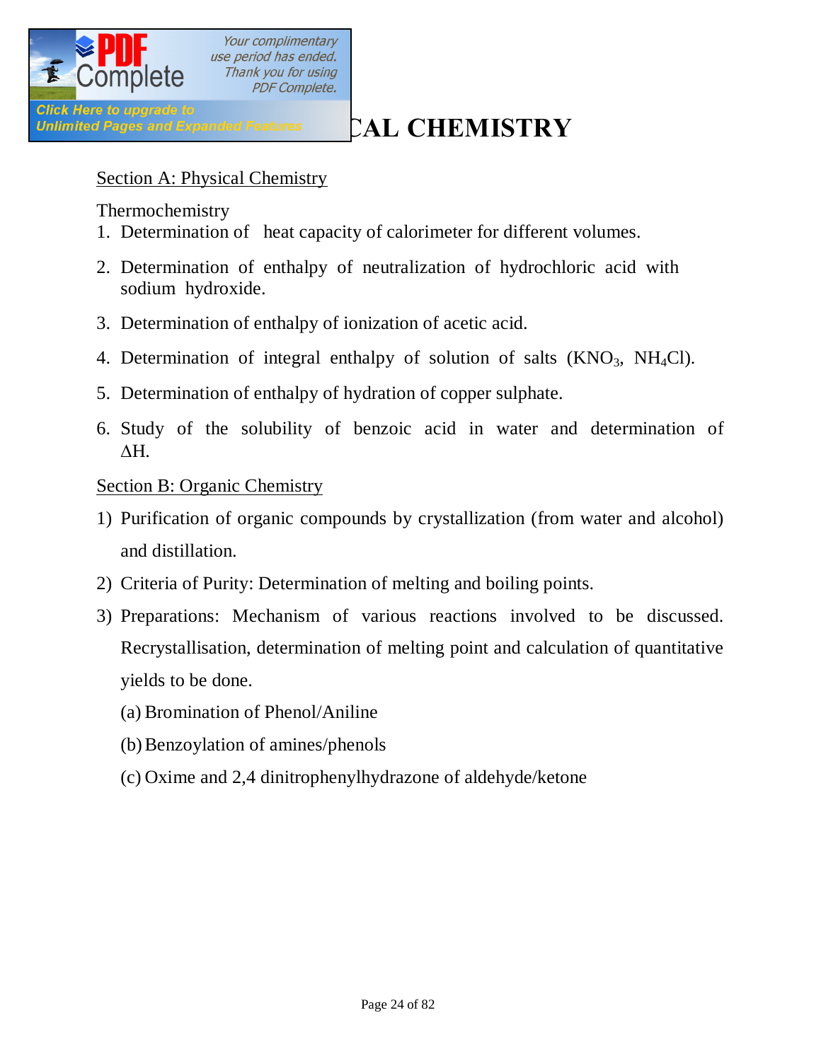# ...CAL CHEMISTRY

Section A: Physical Chemistry

Thermochemistry

1. Determination of heat capacity of calorimeter for different volumes.
2. Determination of enthalpy of neutralization of hydrochloric acid with sodium hydroxide.
3. Determination of enthalpy of ionization of acetic acid.
4. Determination of integral enthalpy of solution of salts ($KNO_3$, $NH_4Cl$).
5. Determination of enthalpy of hydration of copper sulphate.
6. Study of the solubility of benzoic acid in water and determination of $\Delta H$.

Section B: Organic Chemistry

1) Purification of organic compounds by crystallization (from water and alcohol) and distillation.
2) Criteria of Purity: Determination of melting and boiling points.
3) Preparations: Mechanism of various reactions involved to be discussed. Recrystallisation, determination of melting point and calculation of quantitative yields to be done.
   (a) Bromination of Phenol/Aniline
   (b) Benzoylation of amines/phenols
   (c) Oxime and 2,4 dinitrophenylhydrazone of aldehyde/ketone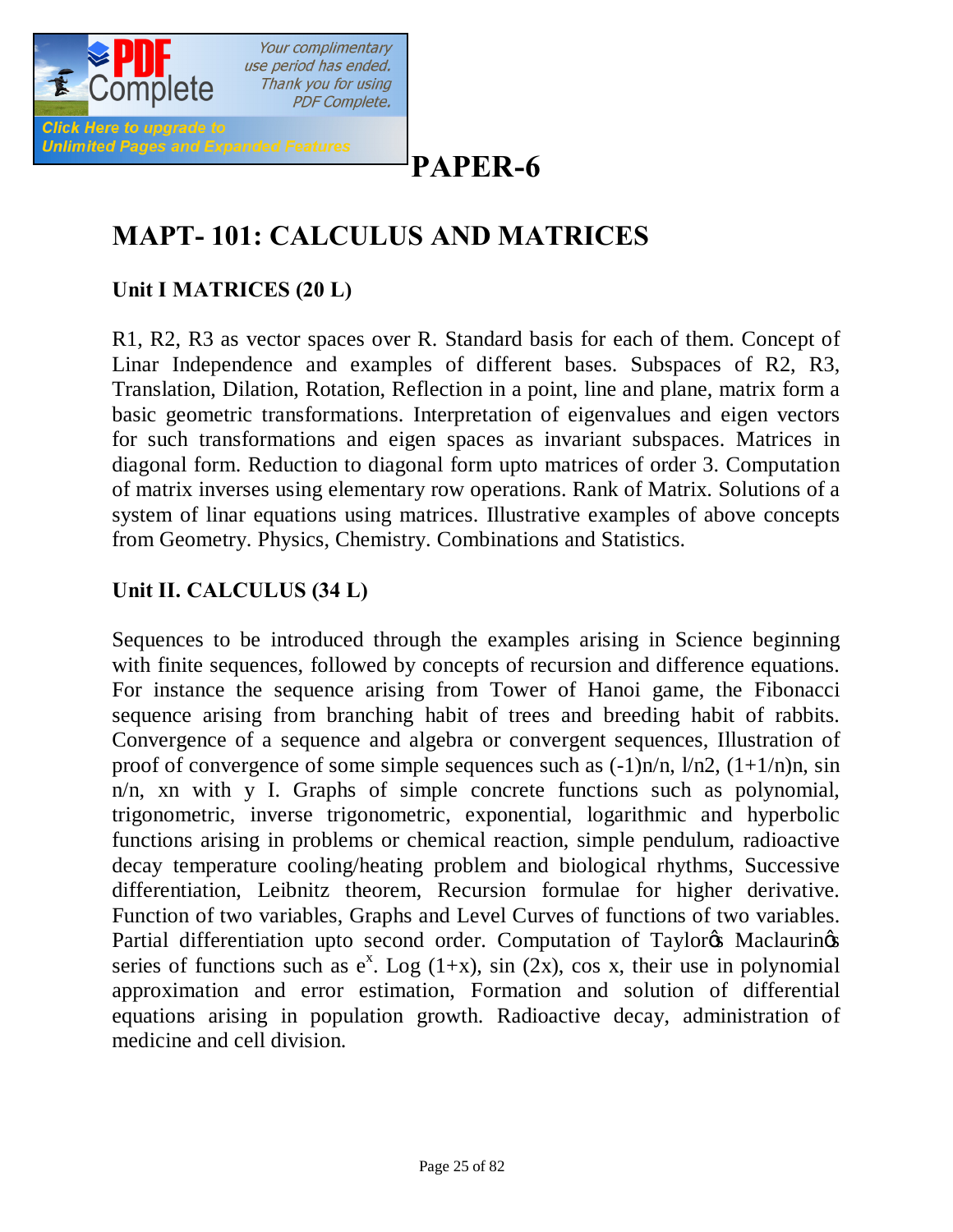# PAPER-6

## MAPT- 101: CALCULUS AND MATRICES

### Unit I MATRICES (20 L)

R1, R2, R3 as vector spaces over R. Standard basis for each of them. Concept of Linar Independence and examples of different bases. Subspaces of R2, R3, Translation, Dilation, Rotation, Reflection in a point, line and plane, matrix form a basic geometric transformations. Interpretation of eigenvalues and eigen vectors for such transformations and eigen spaces as invariant subspaces. Matrices in diagonal form. Reduction to diagonal form upto matrices of order 3. Computation of matrix inverses using elementary row operations. Rank of Matrix. Solutions of a system of linar equations using matrices. Illustrative examples of above concepts from Geometry. Physics, Chemistry. Combinations and Statistics.

### Unit II. CALCULUS (34 L)

Sequences to be introduced through the examples arising in Science beginning with finite sequences, followed by concepts of recursion and difference equations. For instance the sequence arising from Tower of Hanoi game, the Fibonacci sequence arising from branching habit of trees and breeding habit of rabbits. Convergence of a sequence and algebra or convergent sequences, Illustration of proof of convergence of some simple sequences such as (-1)n/n, l/n2, (1+1/n)n, sin n/n, xn with y I. Graphs of simple concrete functions such as polynomial, trigonometric, inverse trigonometric, exponential, logarithmic and hyperbolic functions arising in problems or chemical reaction, simple pendulum, radioactive decay temperature cooling/heating problem and biological rhythms, Successive differentiation, Leibnitz theorem, Recursion formulae for higher derivative. Function of two variables, Graphs and Level Curves of functions of two variables. Partial differentiation upto second order. Computation of Taylor's Maclaurin's series of functions such as $e^x$. Log (1+x), sin (2x), cos x, their use in polynomial approximation and error estimation, Formation and solution of differential equations arising in population growth. Radioactive decay, administration of medicine and cell division.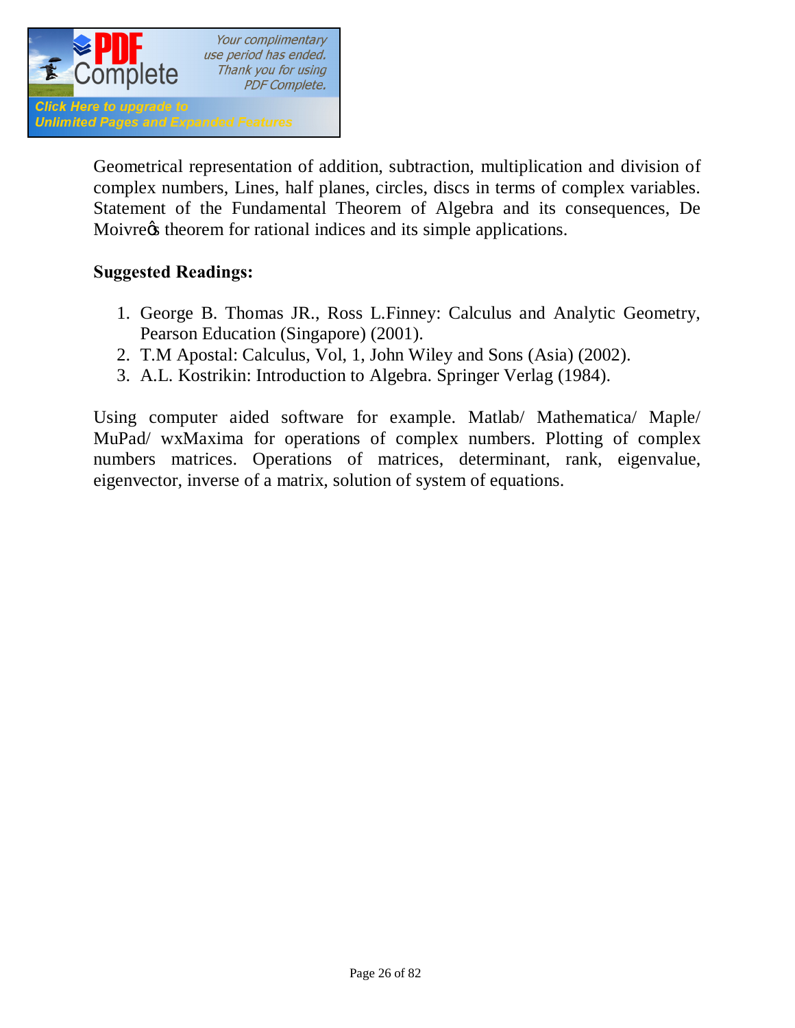Geometrical representation of addition, subtraction, multiplication and division of complex numbers, Lines, half planes, circles, discs in terms of complex variables. Statement of the Fundamental Theorem of Algebra and its consequences, De Moivre's theorem for rational indices and its simple applications.

**Suggested Readings:**

1. George B. Thomas JR., Ross L.Finney: Calculus and Analytic Geometry, Pearson Education (Singapore) (2001).
2. T.M Apostal: Calculus, Vol, 1, John Wiley and Sons (Asia) (2002).
3. A.L. Kostrikin: Introduction to Algebra. Springer Verlag (1984).

Using computer aided software for example. Matlab/ Mathematica/ Maple/ MuPad/ wxMaxima for operations of complex numbers. Plotting of complex numbers matrices. Operations of matrices, determinant, rank, eigenvalue, eigenvector, inverse of a matrix, solution of system of equations.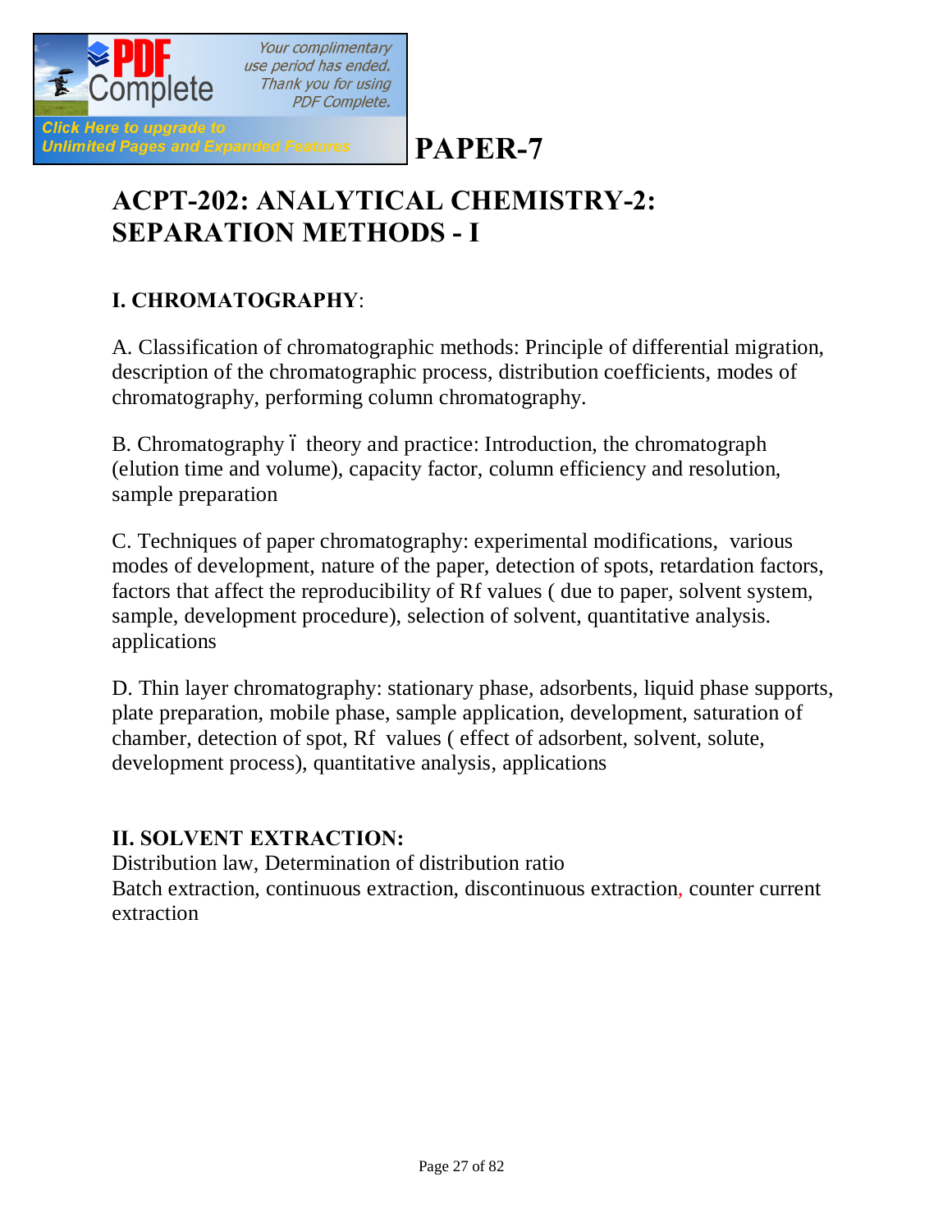# PAPER-7

# ACPT-202: ANALYTICAL CHEMISTRY-2: SEPARATION METHODS - I

## I. CHROMATOGRAPHY:

A. Classification of chromatographic methods: Principle of differential migration, description of the chromatographic process, distribution coefficients, modes of chromatography, performing column chromatography.

B. Chromatography – theory and practice: Introduction, the chromatograph (elution time and volume), capacity factor, column efficiency and resolution, sample preparation

C. Techniques of paper chromatography: experimental modifications, various modes of development, nature of the paper, detection of spots, retardation factors, factors that affect the reproducibility of Rf values ( due to paper, solvent system, sample, development procedure), selection of solvent, quantitative analysis. applications

D. Thin layer chromatography: stationary phase, adsorbents, liquid phase supports, plate preparation, mobile phase, sample application, development, saturation of chamber, detection of spot, Rf values ( effect of adsorbent, solvent, solute, development process), quantitative analysis, applications

## II. SOLVENT EXTRACTION:

Distribution law, Determination of distribution ratio
Batch extraction, continuous extraction, discontinuous extraction, counter current extraction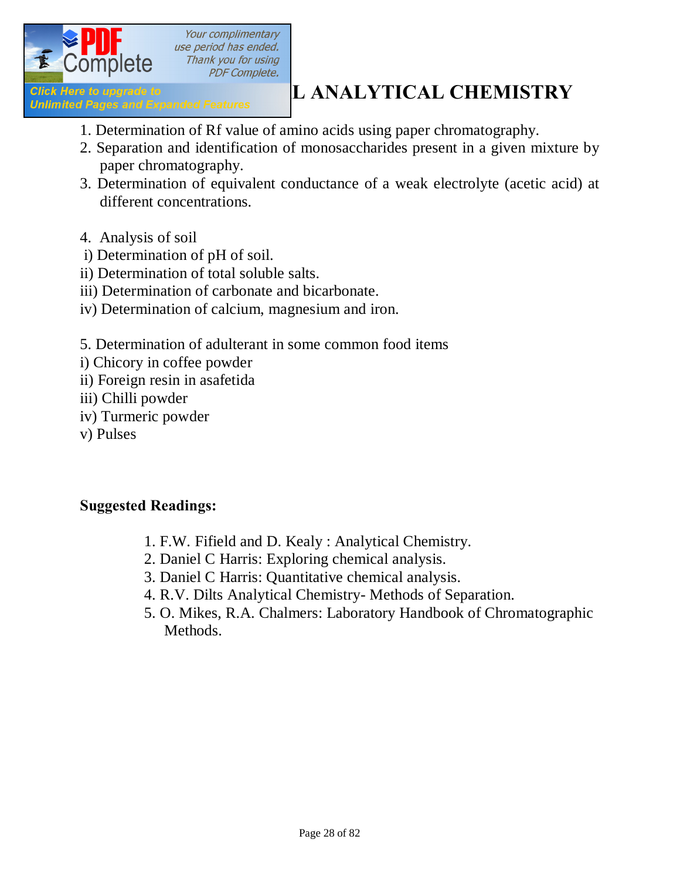# L ANALYTICAL CHEMISTRY

1. Determination of Rf value of amino acids using paper chromatography.
2. Separation and identification of monosaccharides present in a given mixture by paper chromatography.
3. Determination of equivalent conductance of a weak electrolyte (acetic acid) at different concentrations.

4. Analysis of soil

i) Determination of pH of soil.
ii) Determination of total soluble salts.
iii) Determination of carbonate and bicarbonate.
iv) Determination of calcium, magnesium and iron.

5. Determination of adulterant in some common food items

i) Chicory in coffee powder
ii) Foreign resin in asafetida
iii) Chilli powder
iv) Turmeric powder
v) Pulses

**Suggested Readings:**

1. F.W. Fifield and D. Kealy : Analytical Chemistry.
2. Daniel C Harris: Exploring chemical analysis.
3. Daniel C Harris: Quantitative chemical analysis.
4. R.V. Dilts Analytical Chemistry- Methods of Separation.
5. O. Mikes, R.A. Chalmers: Laboratory Handbook of Chromatographic Methods.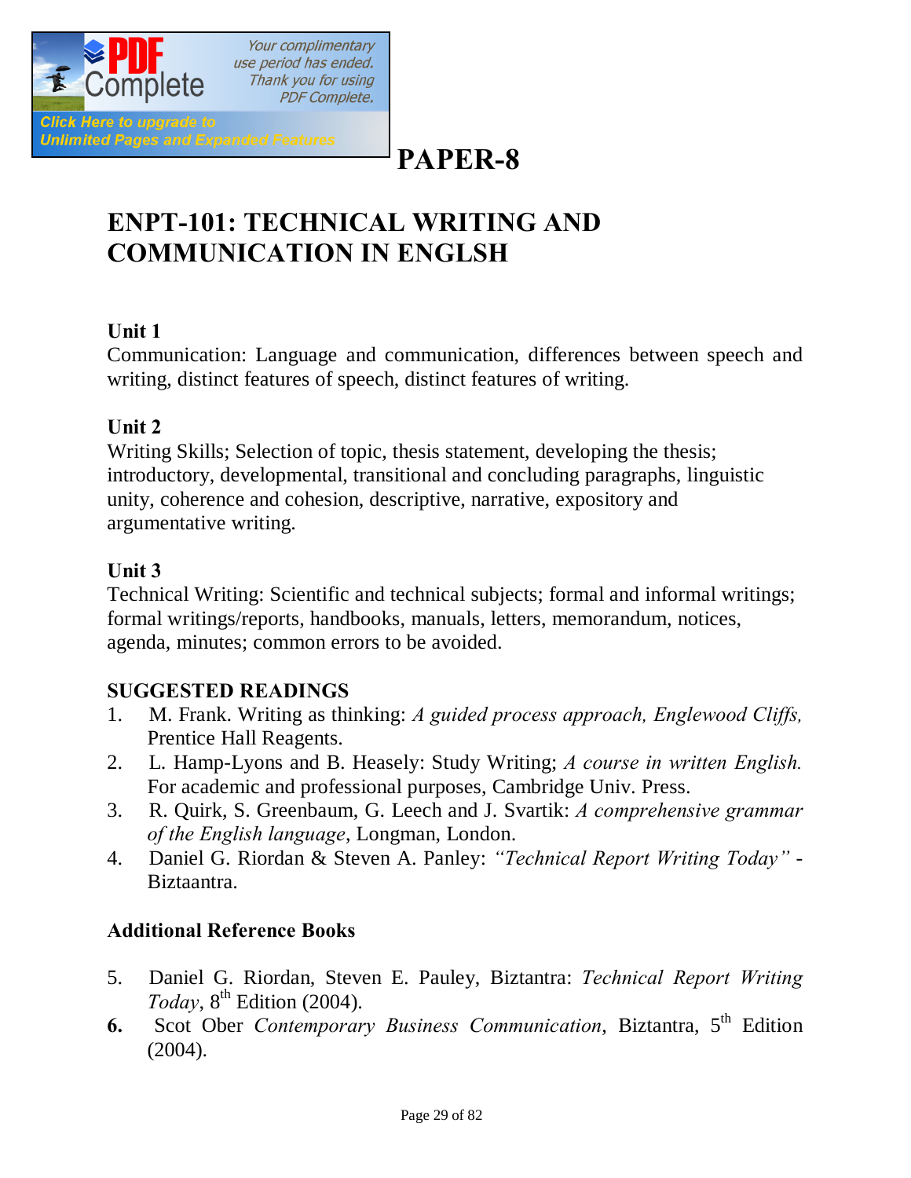# PAPER-8

## ENPT-101: TECHNICAL WRITING AND COMMUNICATION IN ENGLSH

### Unit 1

Communication: Language and communication, differences between speech and writing, distinct features of speech, distinct features of writing.

### Unit 2

Writing Skills; Selection of topic, thesis statement, developing the thesis; introductory, developmental, transitional and concluding paragraphs, linguistic unity, coherence and cohesion, descriptive, narrative, expository and argumentative writing.

### Unit 3

Technical Writing: Scientific and technical subjects; formal and informal writings; formal writings/reports, handbooks, manuals, letters, memorandum, notices, agenda, minutes; common errors to be avoided.

### SUGGESTED READINGS

1. M. Frank. Writing as thinking: *A guided process approach, Englewood Cliffs,* Prentice Hall Reagents.
2. L. Hamp-Lyons and B. Heasely: Study Writing; *A course in written English.* For academic and professional purposes, Cambridge Univ. Press.
3. R. Quirk, S. Greenbaum, G. Leech and J. Svartik: *A comprehensive grammar of the English language*, Longman, London.
4. Daniel G. Riordan & Steven A. Panley: *"Technical Report Writing Today"* - Biztaantra.

### Additional Reference Books

5. Daniel G. Riordan, Steven E. Pauley, Biztantra: *Technical Report Writing Today*, 8th Edition (2004).
6. Scot Ober *Contemporary Business Communication*, Biztantra, 5th Edition (2004).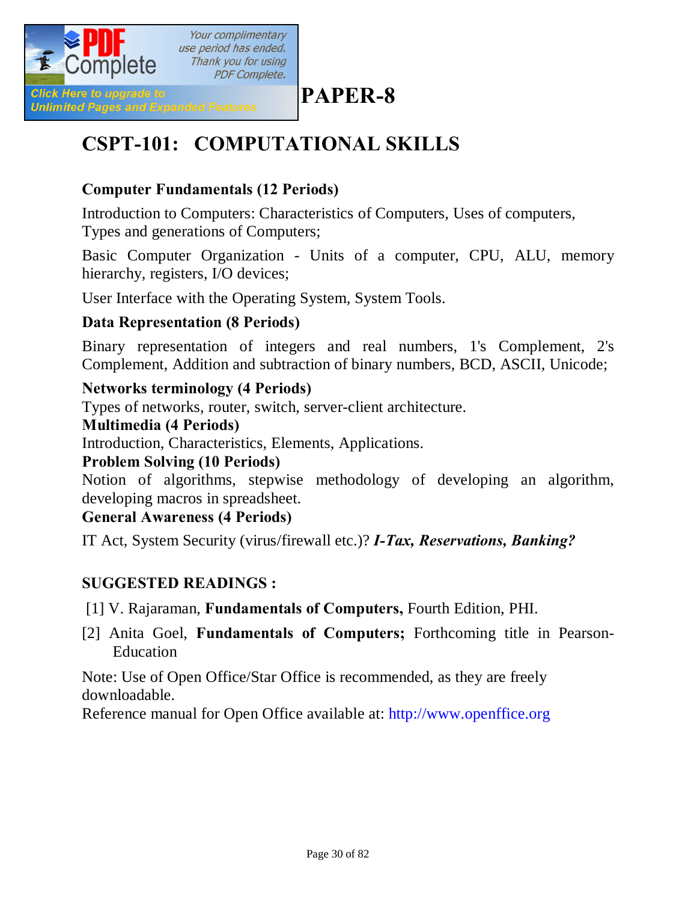# PAPER-8

## CSPT-101: COMPUTATIONAL SKILLS

**Computer Fundamentals (12 Periods)**

Introduction to Computers: Characteristics of Computers, Uses of computers, Types and generations of Computers;

Basic Computer Organization - Units of a computer, CPU, ALU, memory hierarchy, registers, I/O devices;

User Interface with the Operating System, System Tools.

**Data Representation (8 Periods)**

Binary representation of integers and real numbers, 1's Complement, 2's Complement, Addition and subtraction of binary numbers, BCD, ASCII, Unicode;

**Networks terminology (4 Periods)**

Types of networks, router, switch, server-client architecture.

**Multimedia (4 Periods)**

Introduction, Characteristics, Elements, Applications.

**Problem Solving (10 Periods)**

Notion of algorithms, stepwise methodology of developing an algorithm, developing macros in spreadsheet.

**General Awareness (4 Periods)**

IT Act, System Security (virus/firewall etc.)? ***I-Tax, Reservations, Banking?***

**SUGGESTED READINGS :**

[1] V. Rajaraman, **Fundamentals of Computers,** Fourth Edition, PHI.

[2] Anita Goel, **Fundamentals of Computers;** Forthcoming title in Pearson-Education

Note: Use of Open Office/Star Office is recommended, as they are freely downloadable.

Reference manual for Open Office available at: http://www.openffice.org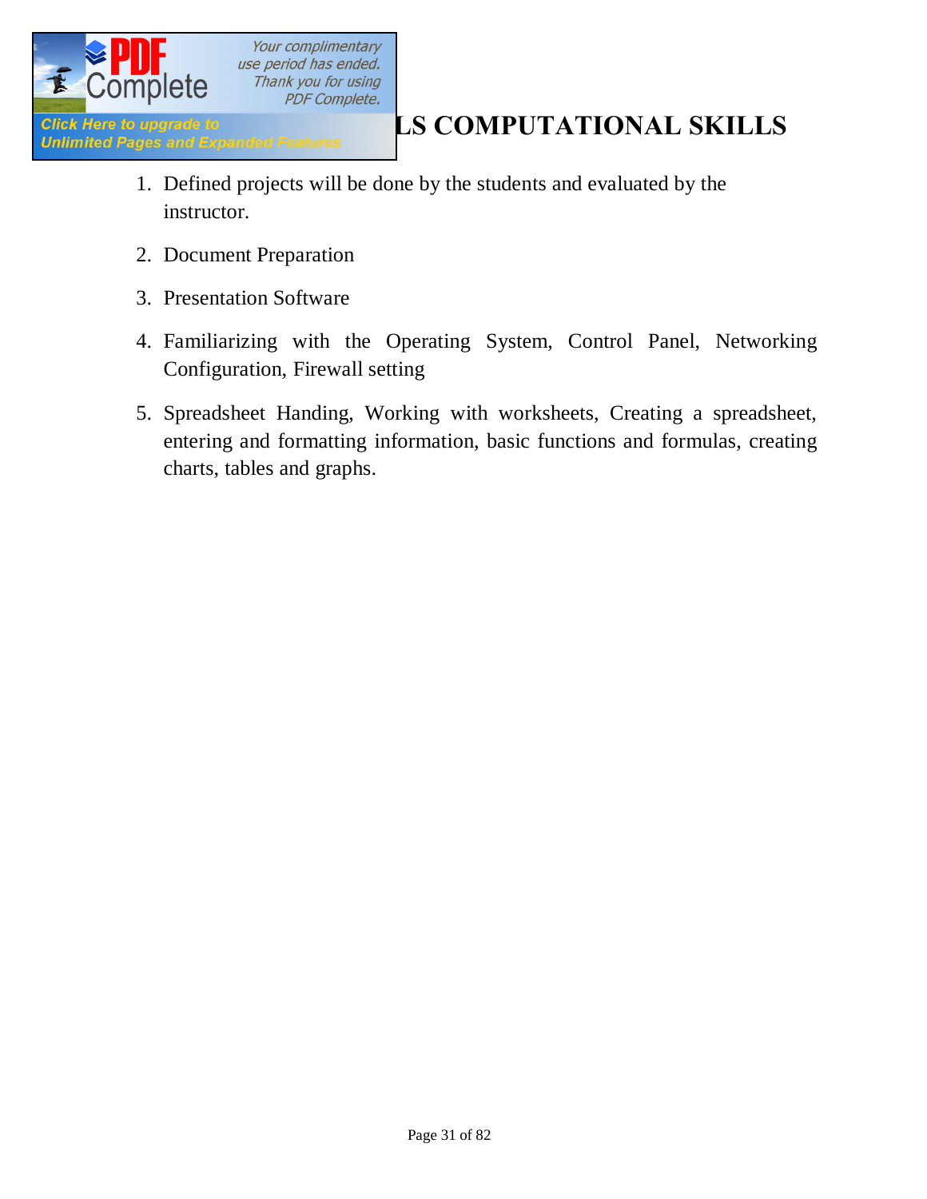## LS COMPUTATIONAL SKILLS

1. Defined projects will be done by the students and evaluated by the instructor.
2. Document Preparation
3. Presentation Software
4. Familiarizing with the Operating System, Control Panel, Networking Configuration, Firewall setting
5. Spreadsheet Handing, Working with worksheets, Creating a spreadsheet, entering and formatting information, basic functions and formulas, creating charts, tables and graphs.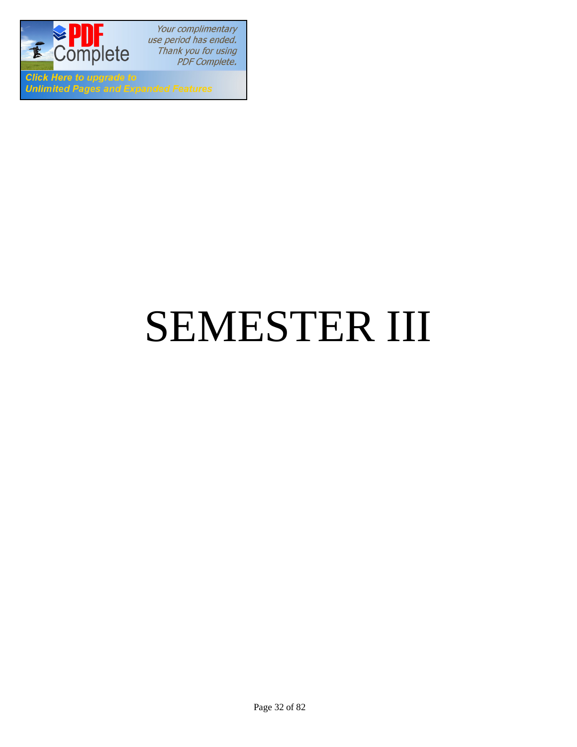# SEMESTER III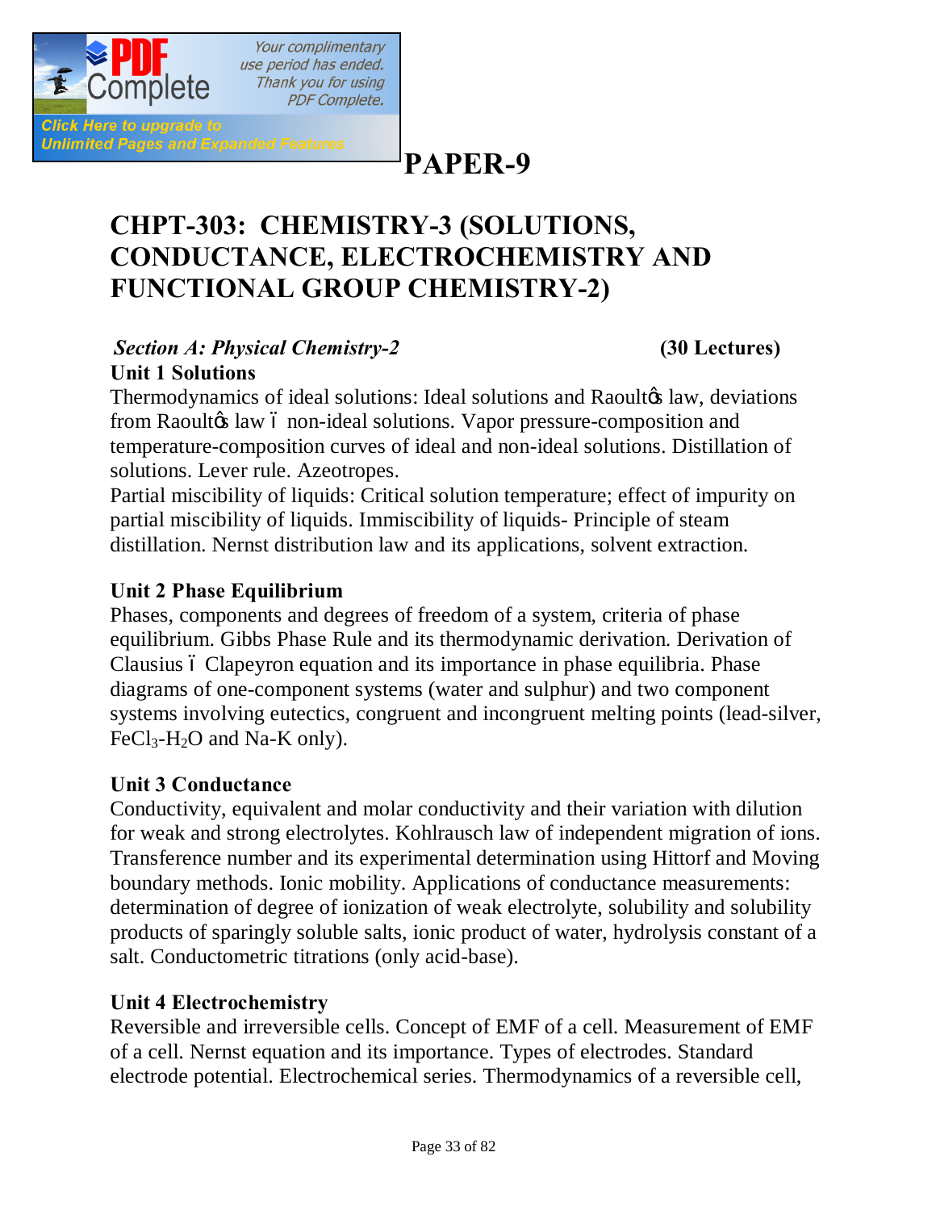# PAPER-9

## CHPT-303: CHEMISTRY-3 (SOLUTIONS, CONDUCTANCE, ELECTROCHEMISTRY AND FUNCTIONAL GROUP CHEMISTRY-2)

### *Section A: Physical Chemistry-2* (30 Lectures)

**Unit 1 Solutions**

Thermodynamics of ideal solutions: Ideal solutions and Raoult's law, deviations from Raoult's law – non-ideal solutions. Vapor pressure-composition and temperature-composition curves of ideal and non-ideal solutions. Distillation of solutions. Lever rule. Azeotropes.

Partial miscibility of liquids: Critical solution temperature; effect of impurity on partial miscibility of liquids. Immiscibility of liquids- Principle of steam distillation. Nernst distribution law and its applications, solvent extraction.

**Unit 2 Phase Equilibrium**

Phases, components and degrees of freedom of a system, criteria of phase equilibrium. Gibbs Phase Rule and its thermodynamic derivation. Derivation of Clausius – Clapeyron equation and its importance in phase equilibria. Phase diagrams of one-component systems (water and sulphur) and two component systems involving eutectics, congruent and incongruent melting points (lead-silver, $FeCl_3$-$H_2O$ and Na-K only).

**Unit 3 Conductance**

Conductivity, equivalent and molar conductivity and their variation with dilution for weak and strong electrolytes. Kohlrausch law of independent migration of ions. Transference number and its experimental determination using Hittorf and Moving boundary methods. Ionic mobility. Applications of conductance measurements: determination of degree of ionization of weak electrolyte, solubility and solubility products of sparingly soluble salts, ionic product of water, hydrolysis constant of a salt. Conductometric titrations (only acid-base).

**Unit 4 Electrochemistry**

Reversible and irreversible cells. Concept of EMF of a cell. Measurement of EMF of a cell. Nernst equation and its importance. Types of electrodes. Standard electrode potential. Electrochemical series. Thermodynamics of a reversible cell,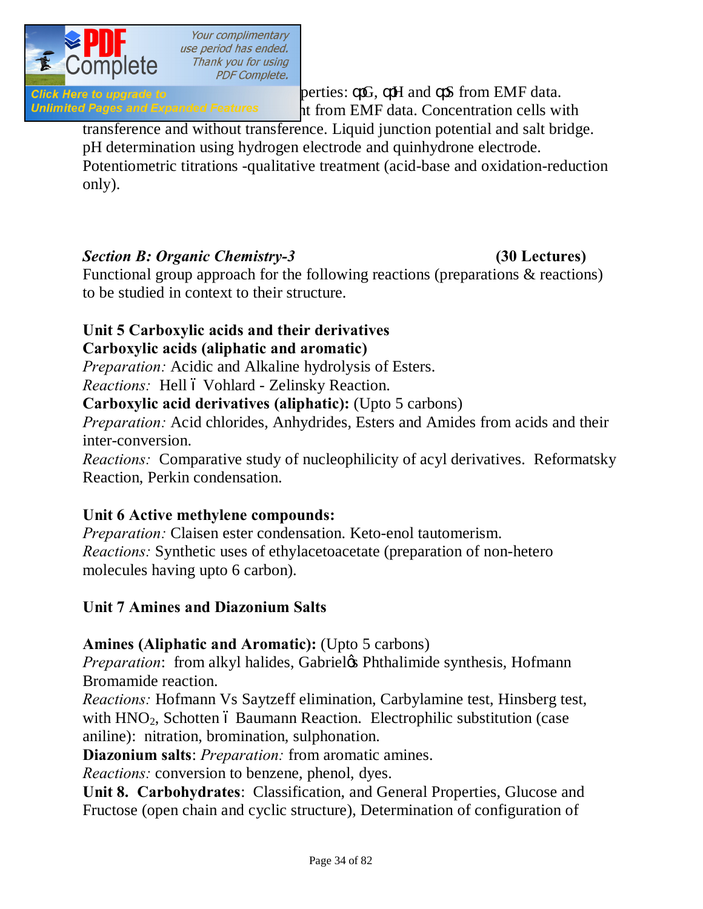perties: ΔG, ΔH and ΔS from EMF data. nt from EMF data. Concentration cells with transference and without transference. Liquid junction potential and salt bridge. pH determination using hydrogen electrode and quinhydrone electrode. Potentiometric titrations -qualitative treatment (acid-base and oxidation-reduction only).

***Section B: Organic Chemistry-3*** **(30 Lectures)**

Functional group approach for the following reactions (preparations & reactions) to be studied in context to their structure.

**Unit 5 Carboxylic acids and their derivatives**

**Carboxylic acids (aliphatic and aromatic)**

*Preparation:* Acidic and Alkaline hydrolysis of Esters.

*Reactions:* Hell – Vohlard - Zelinsky Reaction.

**Carboxylic acid derivatives (aliphatic):** (Upto 5 carbons)

*Preparation:* Acid chlorides, Anhydrides, Esters and Amides from acids and their inter-conversion.

*Reactions:* Comparative study of nucleophilicity of acyl derivatives. Reformatsky Reaction, Perkin condensation.

**Unit 6 Active methylene compounds:**

*Preparation:* Claisen ester condensation. Keto-enol tautomerism.

*Reactions:* Synthetic uses of ethylacetoacetate (preparation of non-hetero molecules having upto 6 carbon).

**Unit 7 Amines and Diazonium Salts**

**Amines (Aliphatic and Aromatic):** (Upto 5 carbons)

*Preparation*: from alkyl halides, Gabriel's Phthalimide synthesis, Hofmann Bromamide reaction.

*Reactions:* Hofmann Vs Saytzeff elimination, Carbylamine test, Hinsberg test, with $HNO_2$, Schotten – Baumann Reaction. Electrophilic substitution (case aniline): nitration, bromination, sulphonation.

**Diazonium salts**: *Preparation:* from aromatic amines.

*Reactions:* conversion to benzene, phenol, dyes.

**Unit 8. Carbohydrates**: Classification, and General Properties, Glucose and Fructose (open chain and cyclic structure), Determination of configuration of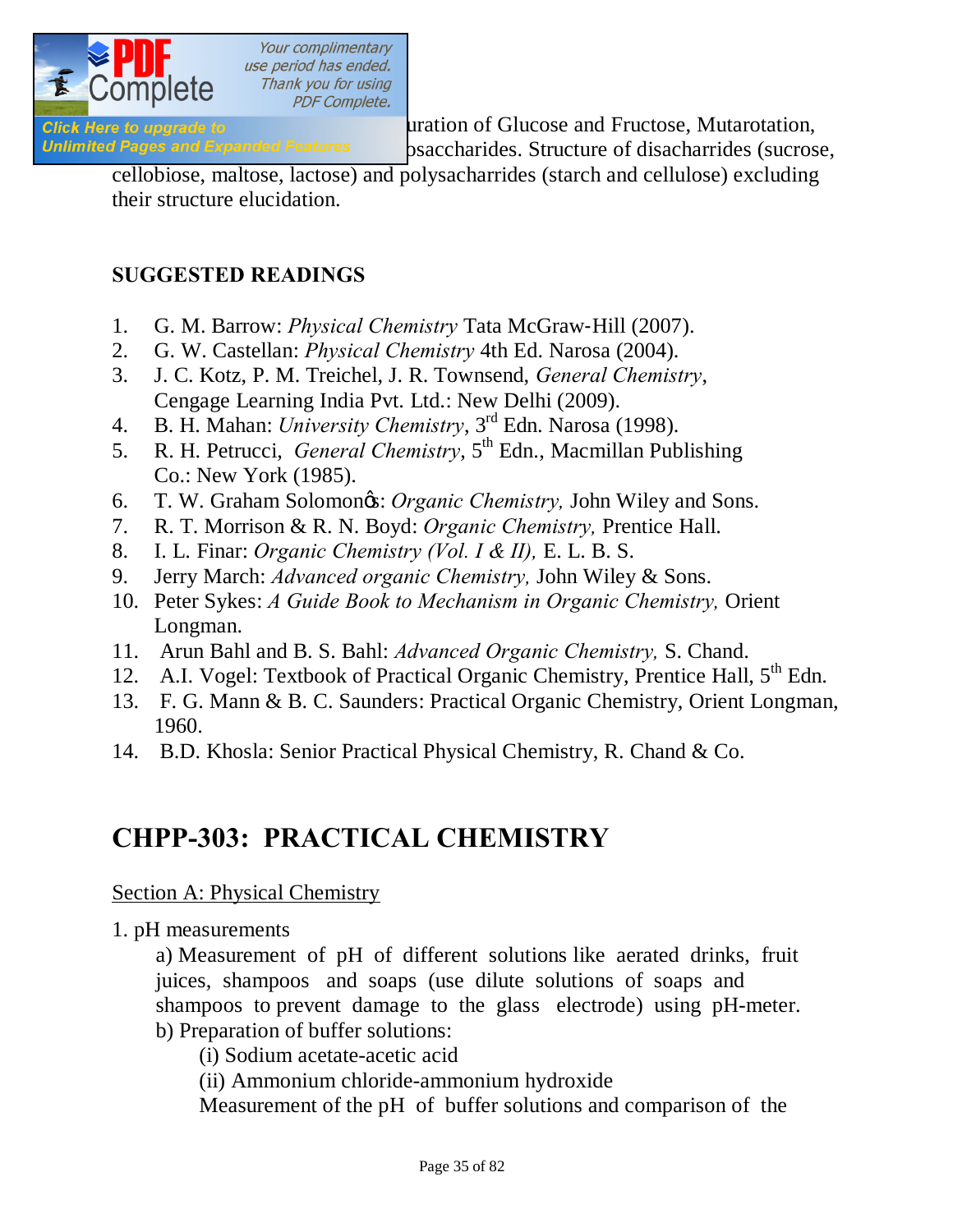uration of Glucose and Fructose, Mutarotation, osaccharides. Structure of disacharrides (sucrose, cellobiose, maltose, lactose) and polysacharrides (starch and cellulose) excluding their structure elucidation.

**SUGGESTED READINGS**

1. G. M. Barrow: *Physical Chemistry* Tata McGraw-Hill (2007).
2. G. W. Castellan: *Physical Chemistry* 4th Ed. Narosa (2004).
3. J. C. Kotz, P. M. Treichel, J. R. Townsend, *General Chemistry*, Cengage Learning India Pvt. Ltd.: New Delhi (2009).
4. B. H. Mahan: *University Chemistry*, 3rd Edn. Narosa (1998).
5. R. H. Petrucci, *General Chemistry*, 5th Edn., Macmillan Publishing Co.: New York (1985).
6. T. W. Graham Solomon's: *Organic Chemistry,* John Wiley and Sons.
7. R. T. Morrison & R. N. Boyd: *Organic Chemistry,* Prentice Hall.
8. I. L. Finar: *Organic Chemistry (Vol. I & II),* E. L. B. S.
9. Jerry March: *Advanced organic Chemistry,* John Wiley & Sons.
10. Peter Sykes: *A Guide Book to Mechanism in Organic Chemistry,* Orient Longman.
11. Arun Bahl and B. S. Bahl: *Advanced Organic Chemistry,* S. Chand.
12. A.I. Vogel: Textbook of Practical Organic Chemistry, Prentice Hall, 5th Edn.
13. F. G. Mann & B. C. Saunders: Practical Organic Chemistry, Orient Longman, 1960.
14. B.D. Khosla: Senior Practical Physical Chemistry, R. Chand & Co.

# CHPP-303: PRACTICAL CHEMISTRY

Section A: Physical Chemistry

1. pH measurements

   a) Measurement of pH of different solutions like aerated drinks, fruit juices, shampoos and soaps (use dilute solutions of soaps and shampoos to prevent damage to the glass electrode) using pH-meter.

   b) Preparation of buffer solutions:

      (i) Sodium acetate-acetic acid

      (ii) Ammonium chloride-ammonium hydroxide

      Measurement of the pH of buffer solutions and comparison of the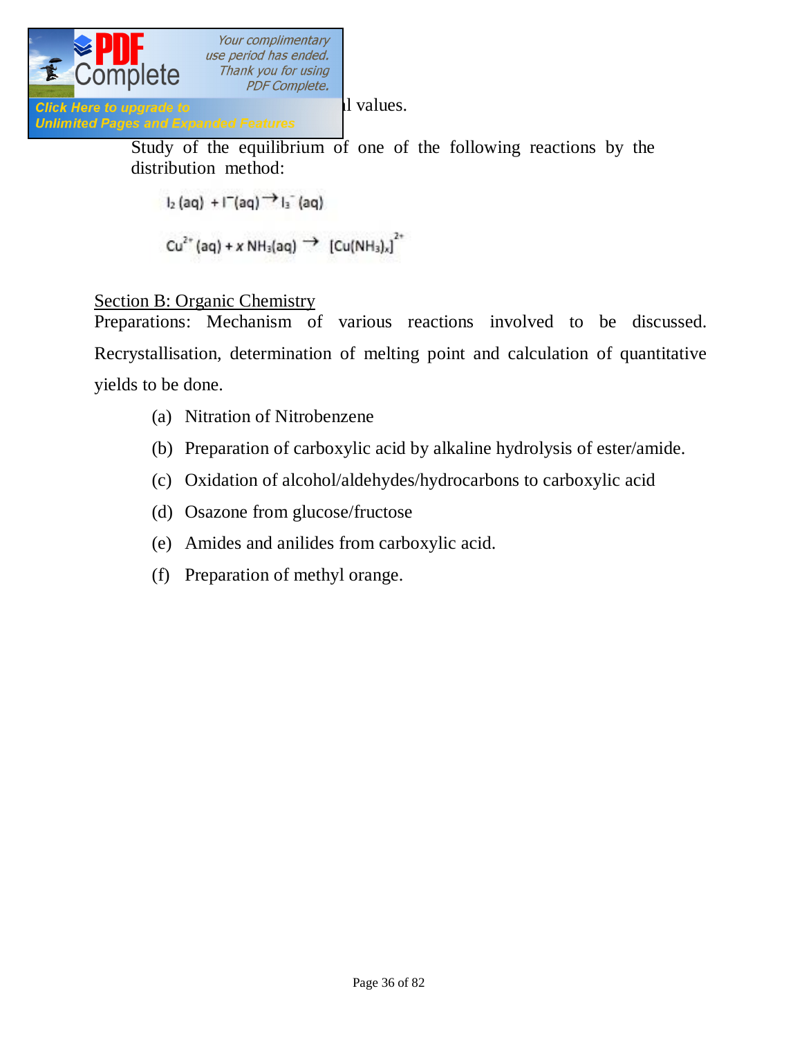l values.

Study of the equilibrium of one of the following reactions by the distribution method:

$$I_2 (aq) + I^- (aq) \rightarrow I_3^- (aq)$$

$$Cu^{2+} (aq) + x\, NH_3(aq) \rightarrow [Cu(NH_3)_x]^{2+}$$

Section B: Organic Chemistry

Preparations: Mechanism of various reactions involved to be discussed. Recrystallisation, determination of melting point and calculation of quantitative yields to be done.

(a) Nitration of Nitrobenzene

(b) Preparation of carboxylic acid by alkaline hydrolysis of ester/amide.

(c) Oxidation of alcohol/aldehydes/hydrocarbons to carboxylic acid

(d) Osazone from glucose/fructose

(e) Amides and anilides from carboxylic acid.

(f) Preparation of methyl orange.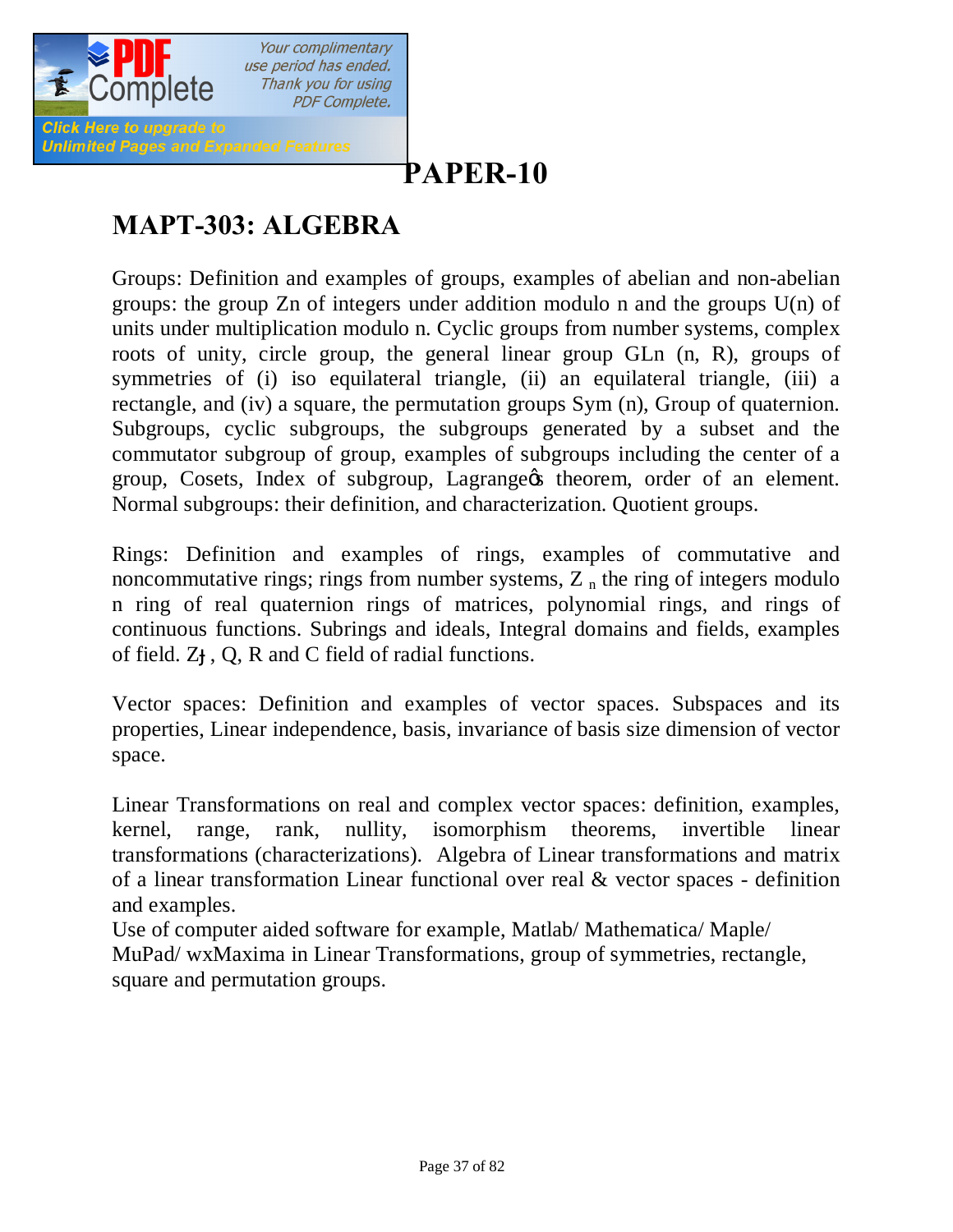# PAPER-10

## MAPT-303: ALGEBRA

Groups: Definition and examples of groups, examples of abelian and non-abelian groups: the group Zn of integers under addition modulo n and the groups U(n) of units under multiplication modulo n. Cyclic groups from number systems, complex roots of unity, circle group, the general linear group GLn (n, R), groups of symmetries of (i) iso equilateral triangle, (ii) an equilateral triangle, (iii) a rectangle, and (iv) a square, the permutation groups Sym (n), Group of quaternion. Subgroups, cyclic subgroups, the subgroups generated by a subset and the commutator subgroup of group, examples of subgroups including the center of a group, Cosets, Index of subgroup, Lagrange's theorem, order of an element. Normal subgroups: their definition, and characterization. Quotient groups.

Rings: Definition and examples of rings, examples of commutative and noncommutative rings; rings from number systems, $Z_n$ the ring of integers modulo n ring of real quaternion rings of matrices, polynomial rings, and rings of continuous functions. Subrings and ideals, Integral domains and fields, examples of field. Zƒ, Q, R and C field of radial functions.

Vector spaces: Definition and examples of vector spaces. Subspaces and its properties, Linear independence, basis, invariance of basis size dimension of vector space.

Linear Transformations on real and complex vector spaces: definition, examples, kernel, range, rank, nullity, isomorphism theorems, invertible linear transformations (characterizations). Algebra of Linear transformations and matrix of a linear transformation Linear functional over real & vector spaces - definition and examples.

Use of computer aided software for example, Matlab/ Mathematica/ Maple/ MuPad/ wxMaxima in Linear Transformations, group of symmetries, rectangle, square and permutation groups.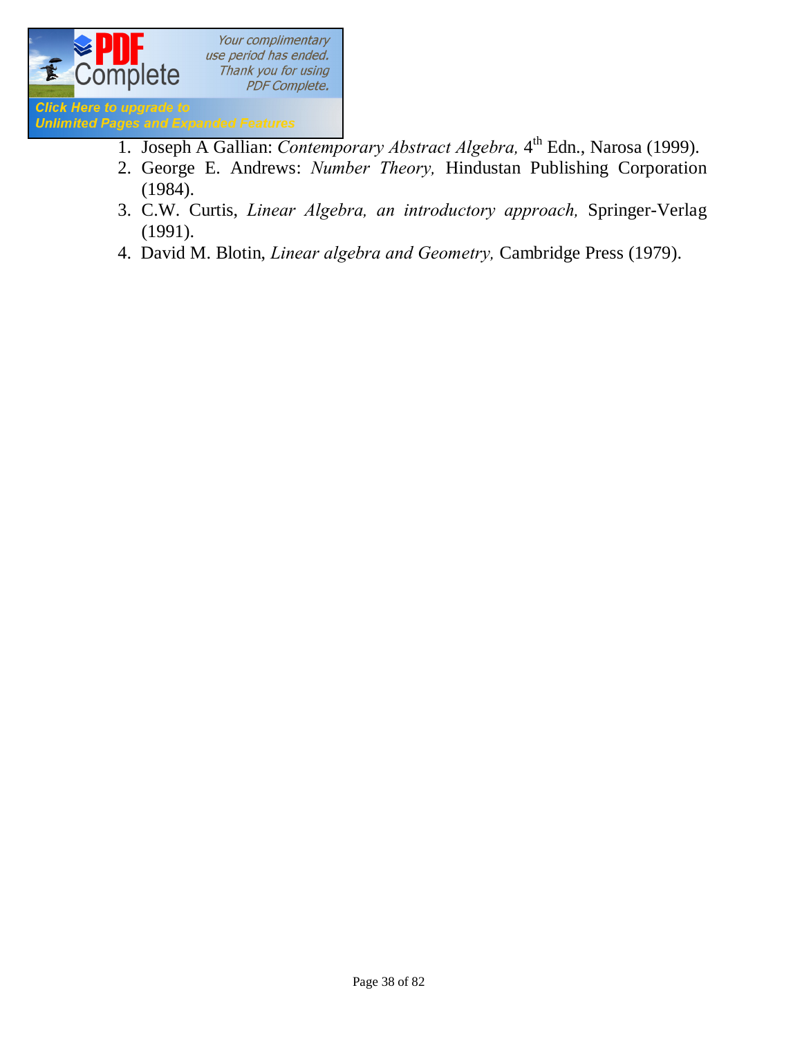1. Joseph A Gallian: *Contemporary Abstract Algebra,* $4^{th}$ Edn., Narosa (1999).
2. George E. Andrews: *Number Theory,* Hindustan Publishing Corporation (1984).
3. C.W. Curtis, *Linear Algebra, an introductory approach,* Springer-Verlag (1991).
4. David M. Blotin, *Linear algebra and Geometry,* Cambridge Press (1979).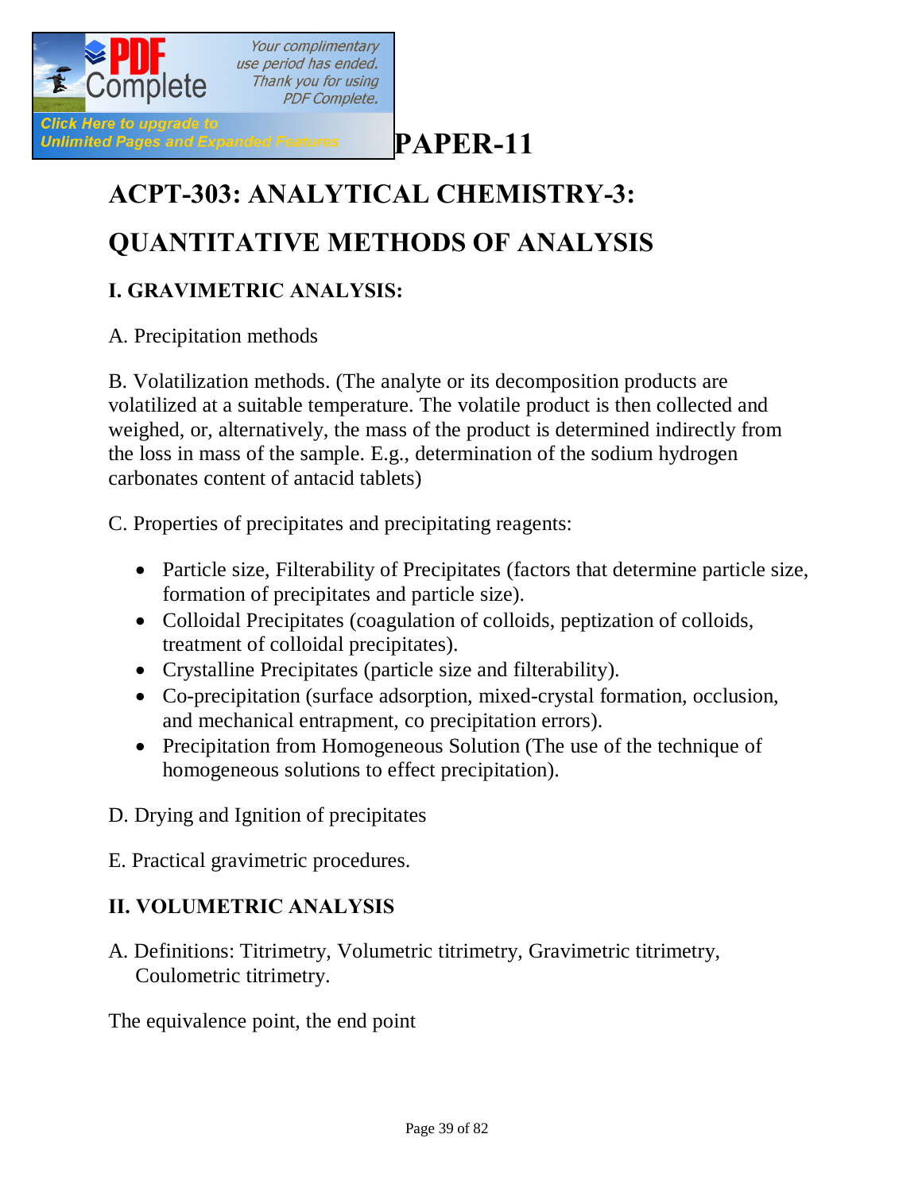# PAPER-11

## ACPT-303: ANALYTICAL CHEMISTRY-3:

## QUANTITATIVE METHODS OF ANALYSIS

### I. GRAVIMETRIC ANALYSIS:

A. Precipitation methods

B. Volatilization methods. (The analyte or its decomposition products are volatilized at a suitable temperature. The volatile product is then collected and weighed, or, alternatively, the mass of the product is determined indirectly from the loss in mass of the sample. E.g., determination of the sodium hydrogen carbonates content of antacid tablets)

C. Properties of precipitates and precipitating reagents:

- Particle size, Filterability of Precipitates (factors that determine particle size, formation of precipitates and particle size).
- Colloidal Precipitates (coagulation of colloids, peptization of colloids, treatment of colloidal precipitates).
- Crystalline Precipitates (particle size and filterability).
- Co-precipitation (surface adsorption, mixed-crystal formation, occlusion, and mechanical entrapment, co precipitation errors).
- Precipitation from Homogeneous Solution (The use of the technique of homogeneous solutions to effect precipitation).

D. Drying and Ignition of precipitates

E. Practical gravimetric procedures.

### II. VOLUMETRIC ANALYSIS

A. Definitions: Titrimetry, Volumetric titrimetry, Gravimetric titrimetry, Coulometric titrimetry.

The equivalence point, the end point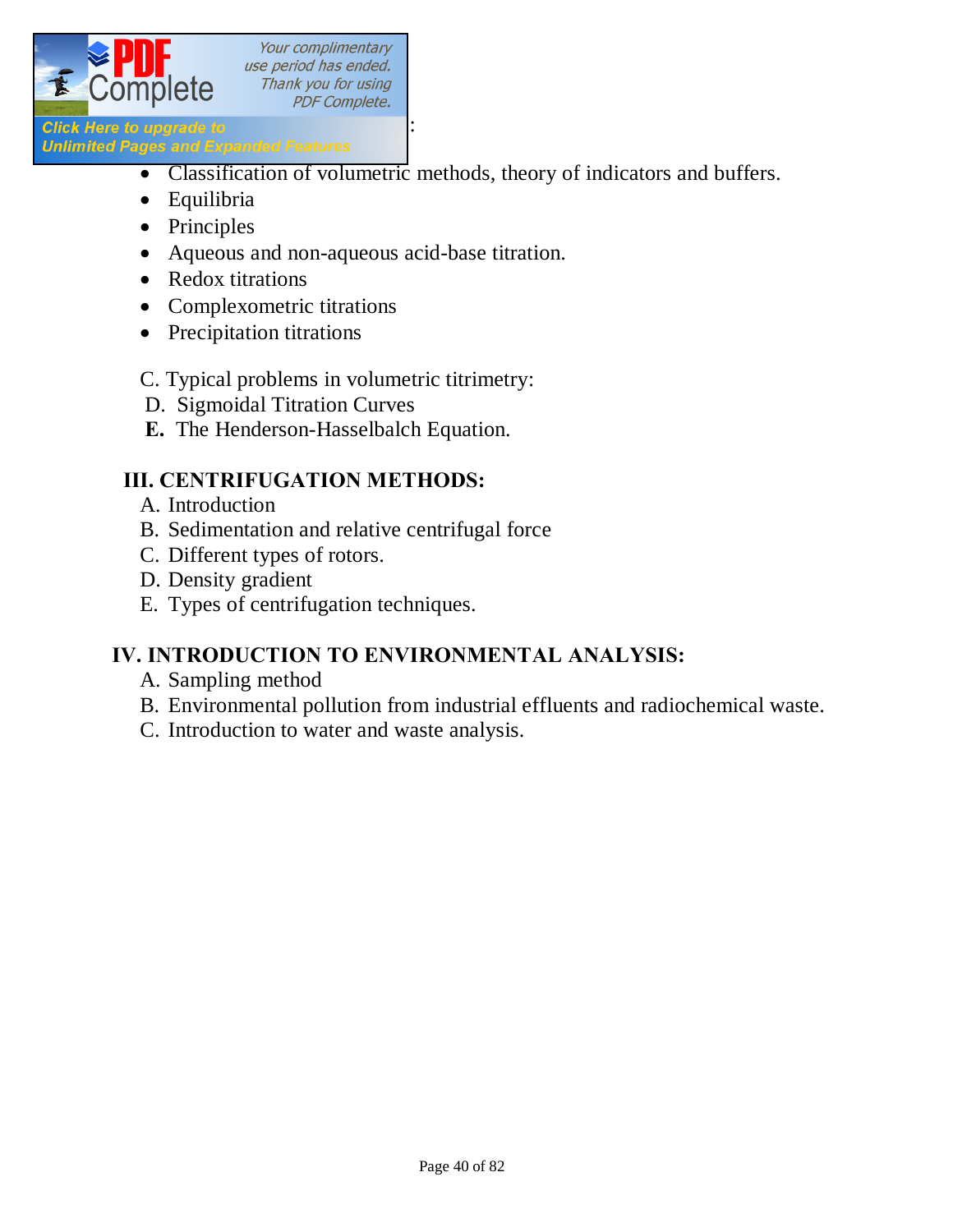- Classification of volumetric methods, theory of indicators and buffers.
- Equilibria
- Principles
- Aqueous and non-aqueous acid-base titration.
- Redox titrations
- Complexometric titrations
- Precipitation titrations

C. Typical problems in volumetric titrimetry:

D. Sigmoidal Titration Curves

**E.** The Henderson-Hasselbalch Equation.

## III. CENTRIFUGATION METHODS:

A. Introduction

B. Sedimentation and relative centrifugal force

C. Different types of rotors.

D. Density gradient

E. Types of centrifugation techniques.

## IV. INTRODUCTION TO ENVIRONMENTAL ANALYSIS:

A. Sampling method

B. Environmental pollution from industrial effluents and radiochemical waste.

C. Introduction to water and waste analysis.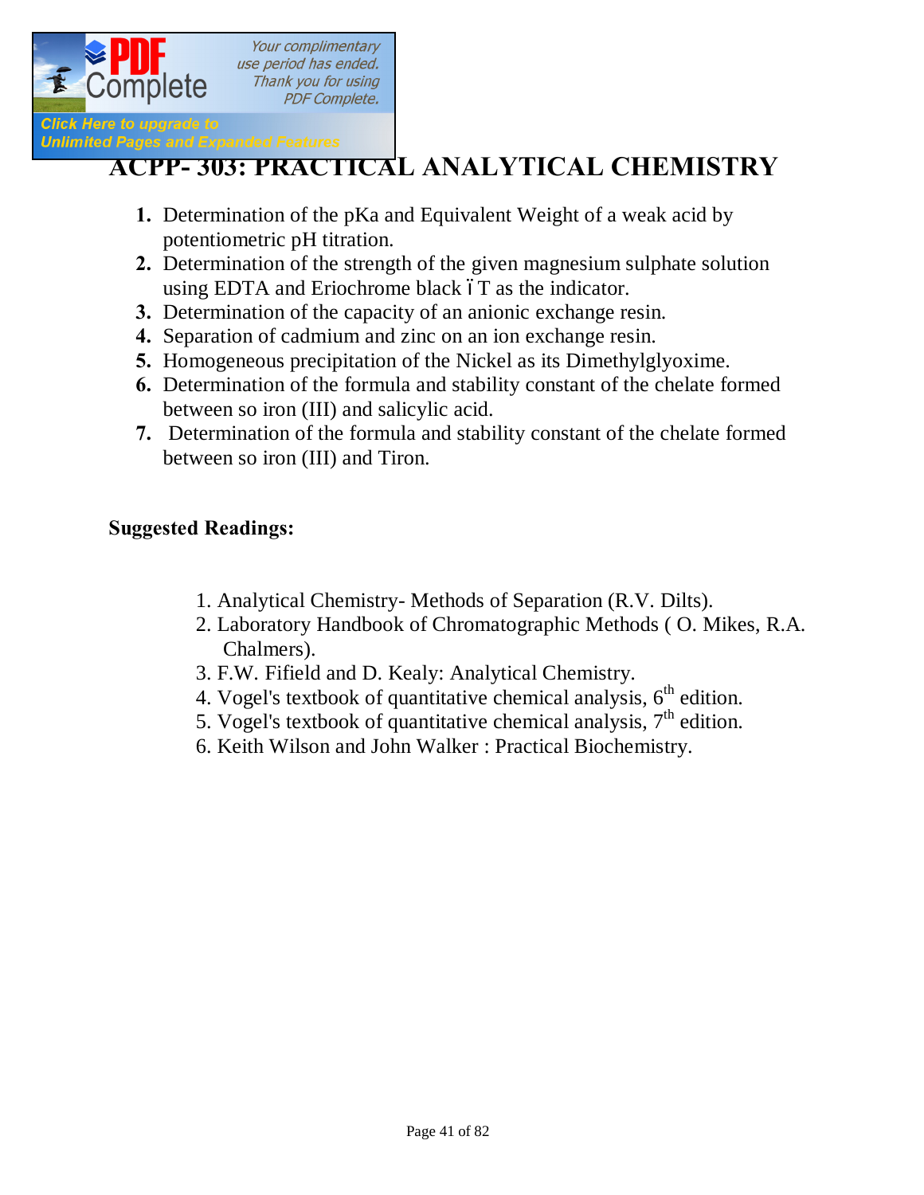# ACPP- 303: PRACTICAL ANALYTICAL CHEMISTRY

1. Determination of the pKa and Equivalent Weight of a weak acid by potentiometric pH titration.
2. Determination of the strength of the given magnesium sulphate solution using EDTA and Eriochrome black ïT as the indicator.
3. Determination of the capacity of an anionic exchange resin.
4. Separation of cadmium and zinc on an ion exchange resin.
5. Homogeneous precipitation of the Nickel as its Dimethylglyoxime.
6. Determination of the formula and stability constant of the chelate formed between so iron (III) and salicylic acid.
7. Determination of the formula and stability constant of the chelate formed between so iron (III) and Tiron.

**Suggested Readings:**

1. Analytical Chemistry- Methods of Separation (R.V. Dilts).
2. Laboratory Handbook of Chromatographic Methods ( O. Mikes, R.A. Chalmers).
3. F.W. Fifield and D. Kealy: Analytical Chemistry.
4. Vogel's textbook of quantitative chemical analysis, $6^{th}$ edition.
5. Vogel's textbook of quantitative chemical analysis, $7^{th}$ edition.
6. Keith Wilson and John Walker : Practical Biochemistry.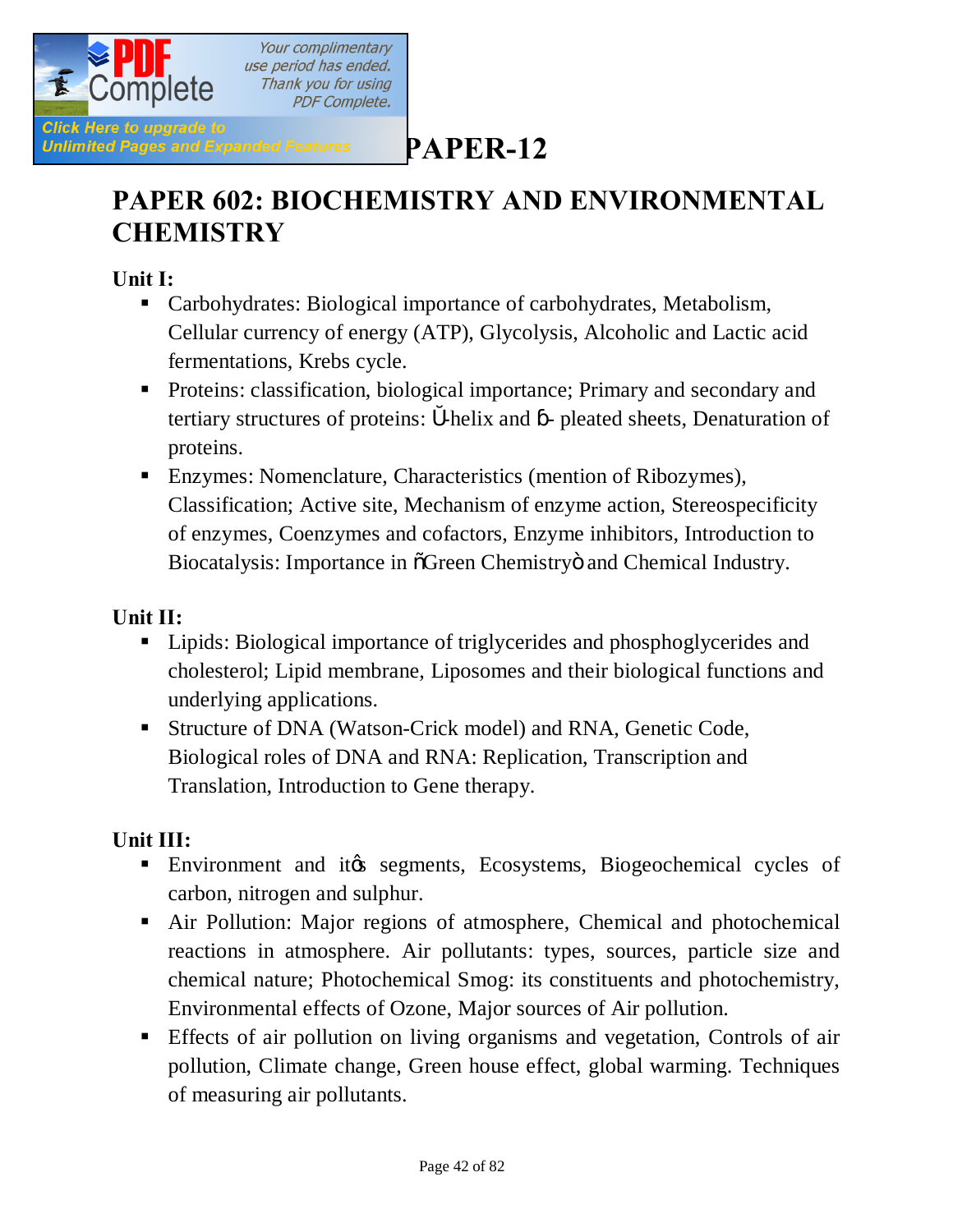# PAPER-12

## PAPER 602: BIOCHEMISTRY AND ENVIRONMENTAL CHEMISTRY

**Unit I:**

- Carbohydrates: Biological importance of carbohydrates, Metabolism, Cellular currency of energy (ATP), Glycolysis, Alcoholic and Lactic acid fermentations, Krebs cycle.
- Proteins: classification, biological importance; Primary and secondary and tertiary structures of proteins: α-helix and β- pleated sheets, Denaturation of proteins.
- Enzymes: Nomenclature, Characteristics (mention of Ribozymes), Classification; Active site, Mechanism of enzyme action, Stereospecificity of enzymes, Coenzymes and cofactors, Enzyme inhibitors, Introduction to Biocatalysis: Importance in "Green Chemistry" and Chemical Industry.

**Unit II:**

- Lipids: Biological importance of triglycerides and phosphoglycerides and cholesterol; Lipid membrane, Liposomes and their biological functions and underlying applications.
- Structure of DNA (Watson-Crick model) and RNA, Genetic Code, Biological roles of DNA and RNA: Replication, Transcription and Translation, Introduction to Gene therapy.

**Unit III:**

- Environment and it's segments, Ecosystems, Biogeochemical cycles of carbon, nitrogen and sulphur.
- Air Pollution: Major regions of atmosphere, Chemical and photochemical reactions in atmosphere. Air pollutants: types, sources, particle size and chemical nature; Photochemical Smog: its constituents and photochemistry, Environmental effects of Ozone, Major sources of Air pollution.
- Effects of air pollution on living organisms and vegetation, Controls of air pollution, Climate change, Green house effect, global warming. Techniques of measuring air pollutants.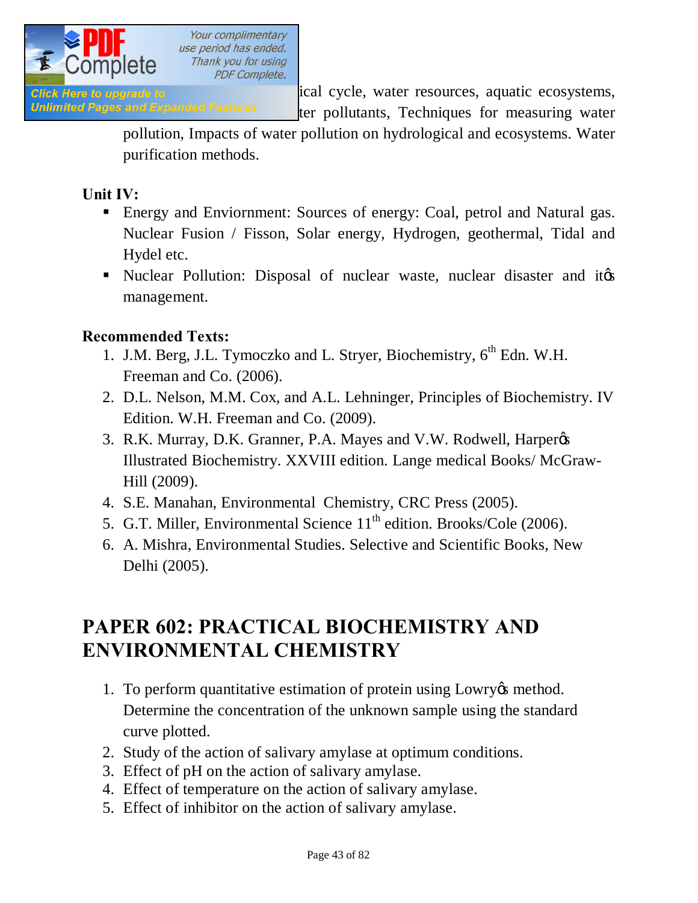ical cycle, water resources, aquatic ecosystems, ter pollutants, Techniques for measuring water pollution, Impacts of water pollution on hydrological and ecosystems. Water purification methods.

**Unit IV:**

- Energy and Enviornment: Sources of energy: Coal, petrol and Natural gas. Nuclear Fusion / Fisson, Solar energy, Hydrogen, geothermal, Tidal and Hydel etc.
- Nuclear Pollution: Disposal of nuclear waste, nuclear disaster and itø management.

**Recommended Texts:**

1. J.M. Berg, J.L. Tymoczko and L. Stryer, Biochemistry, 6th Edn. W.H. Freeman and Co. (2006).
2. D.L. Nelson, M.M. Cox, and A.L. Lehninger, Principles of Biochemistry. IV Edition. W.H. Freeman and Co. (2009).
3. R.K. Murray, D.K. Granner, P.A. Mayes and V.W. Rodwell, Harperøs Illustrated Biochemistry. XXVIII edition. Lange medical Books/ McGraw-Hill (2009).
4. S.E. Manahan, Environmental Chemistry, CRC Press (2005).
5. G.T. Miller, Environmental Science 11th edition. Brooks/Cole (2006).
6. A. Mishra, Environmental Studies. Selective and Scientific Books, New Delhi (2005).

## PAPER 602: PRACTICAL BIOCHEMISTRY AND ENVIRONMENTAL CHEMISTRY

1. To perform quantitative estimation of protein using Lowryøs method. Determine the concentration of the unknown sample using the standard curve plotted.
2. Study of the action of salivary amylase at optimum conditions.
3. Effect of pH on the action of salivary amylase.
4. Effect of temperature on the action of salivary amylase.
5. Effect of inhibitor on the action of salivary amylase.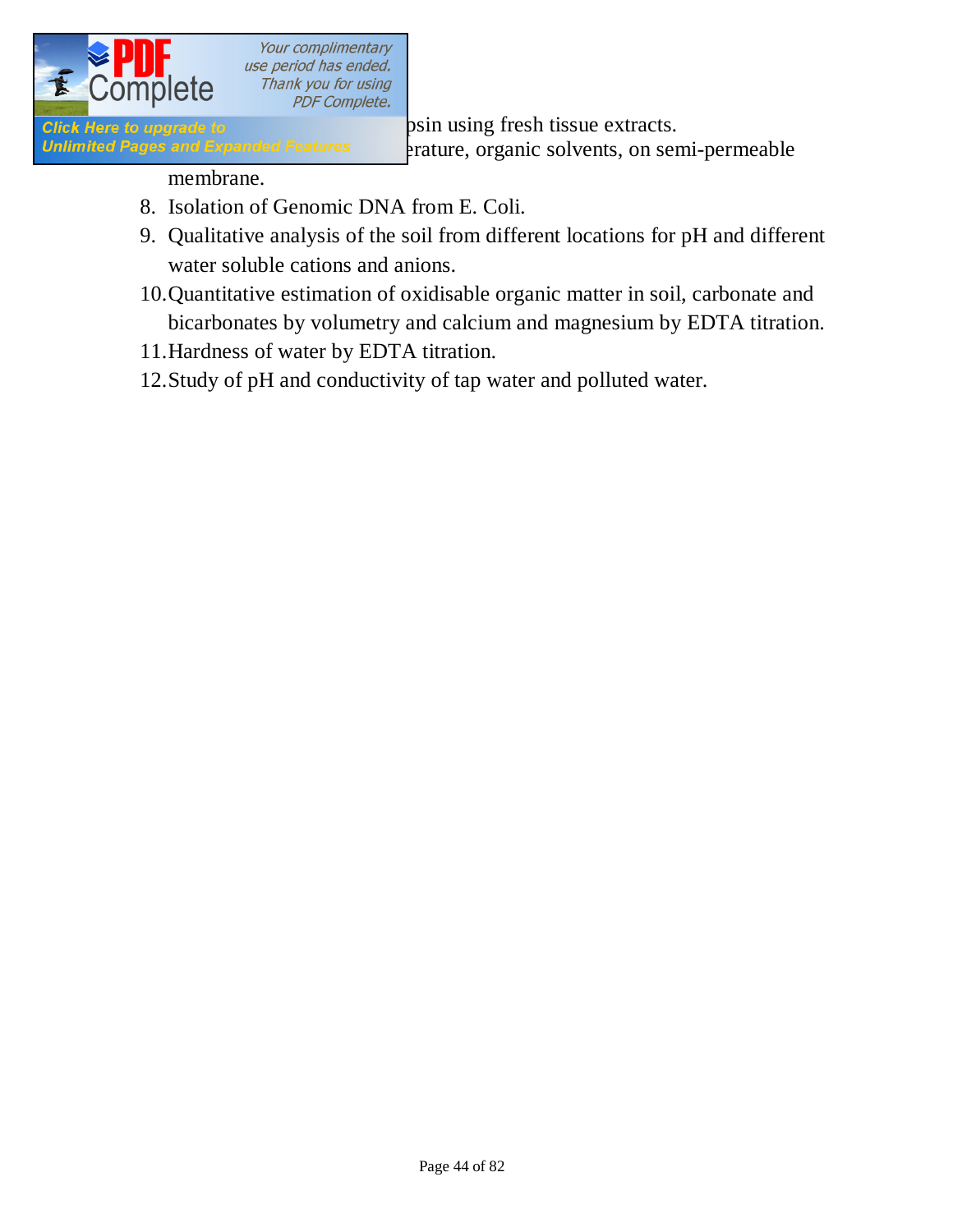psin using fresh tissue extracts.

erature, organic solvents, on semi-permeable membrane.

8. Isolation of Genomic DNA from E. Coli.
9. Qualitative analysis of the soil from different locations for pH and different water soluble cations and anions.
10. Quantitative estimation of oxidisable organic matter in soil, carbonate and bicarbonates by volumetry and calcium and magnesium by EDTA titration.
11. Hardness of water by EDTA titration.
12. Study of pH and conductivity of tap water and polluted water.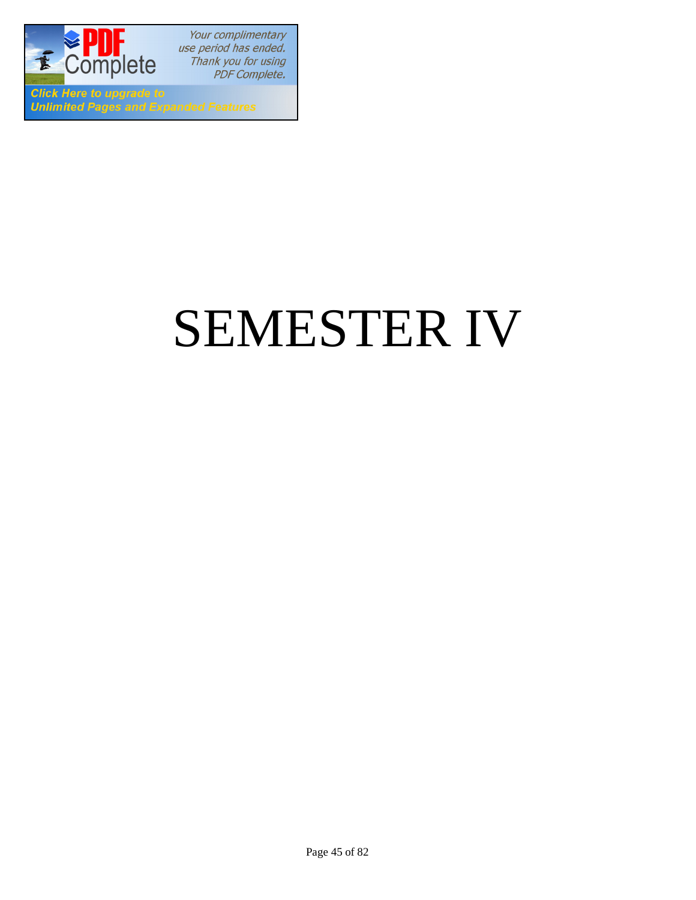# SEMESTER IV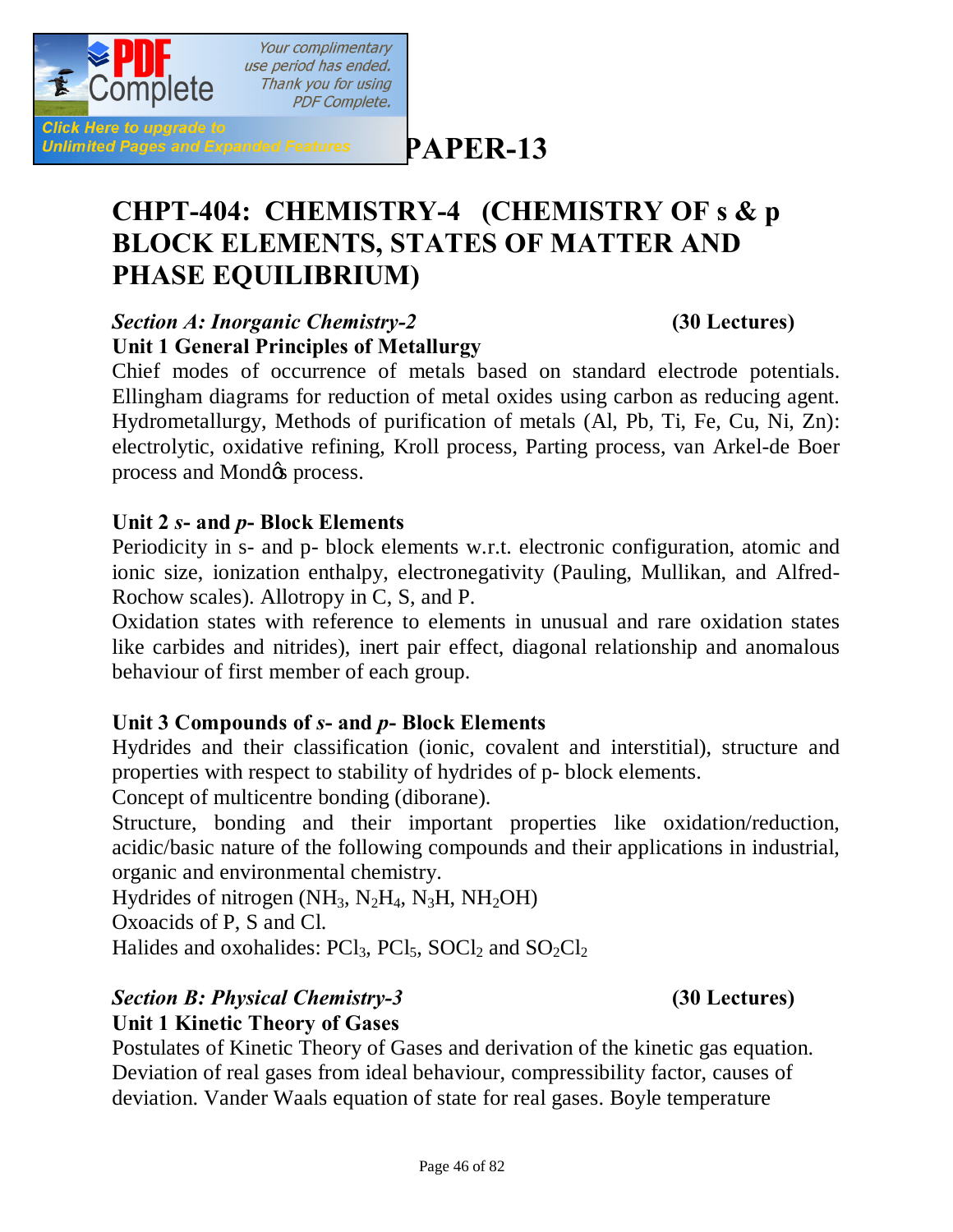# PAPER-13

# CHPT-404: CHEMISTRY-4 (CHEMISTRY OF s & p BLOCK ELEMENTS, STATES OF MATTER AND PHASE EQUILIBRIUM)

## *Section A: Inorganic Chemistry-2* (30 Lectures)

### Unit 1 General Principles of Metallurgy

Chief modes of occurrence of metals based on standard electrode potentials. Ellingham diagrams for reduction of metal oxides using carbon as reducing agent. Hydrometallurgy, Methods of purification of metals (Al, Pb, Ti, Fe, Cu, Ni, Zn): electrolytic, oxidative refining, Kroll process, Parting process, van Arkel-de Boer process and Mond's process.

### Unit 2 *s*- and *p*- Block Elements

Periodicity in s- and p- block elements w.r.t. electronic configuration, atomic and ionic size, ionization enthalpy, electronegativity (Pauling, Mullikan, and Alfred-Rochow scales). Allotropy in C, S, and P.

Oxidation states with reference to elements in unusual and rare oxidation states like carbides and nitrides), inert pair effect, diagonal relationship and anomalous behaviour of first member of each group.

### Unit 3 Compounds of *s*- and *p*- Block Elements

Hydrides and their classification (ionic, covalent and interstitial), structure and properties with respect to stability of hydrides of p- block elements.

Concept of multicentre bonding (diborane).

Structure, bonding and their important properties like oxidation/reduction, acidic/basic nature of the following compounds and their applications in industrial, organic and environmental chemistry.

Hydrides of nitrogen ($NH_3$, $N_2H_4$, $N_3H$, $NH_2OH$)

Oxoacids of P, S and Cl.

Halides and oxohalides: $PCl_3$, $PCl_5$, $SOCl_2$ and $SO_2Cl_2$

## *Section B: Physical Chemistry-3* (30 Lectures)

### Unit 1 Kinetic Theory of Gases

Postulates of Kinetic Theory of Gases and derivation of the kinetic gas equation. Deviation of real gases from ideal behaviour, compressibility factor, causes of deviation. Vander Waals equation of state for real gases. Boyle temperature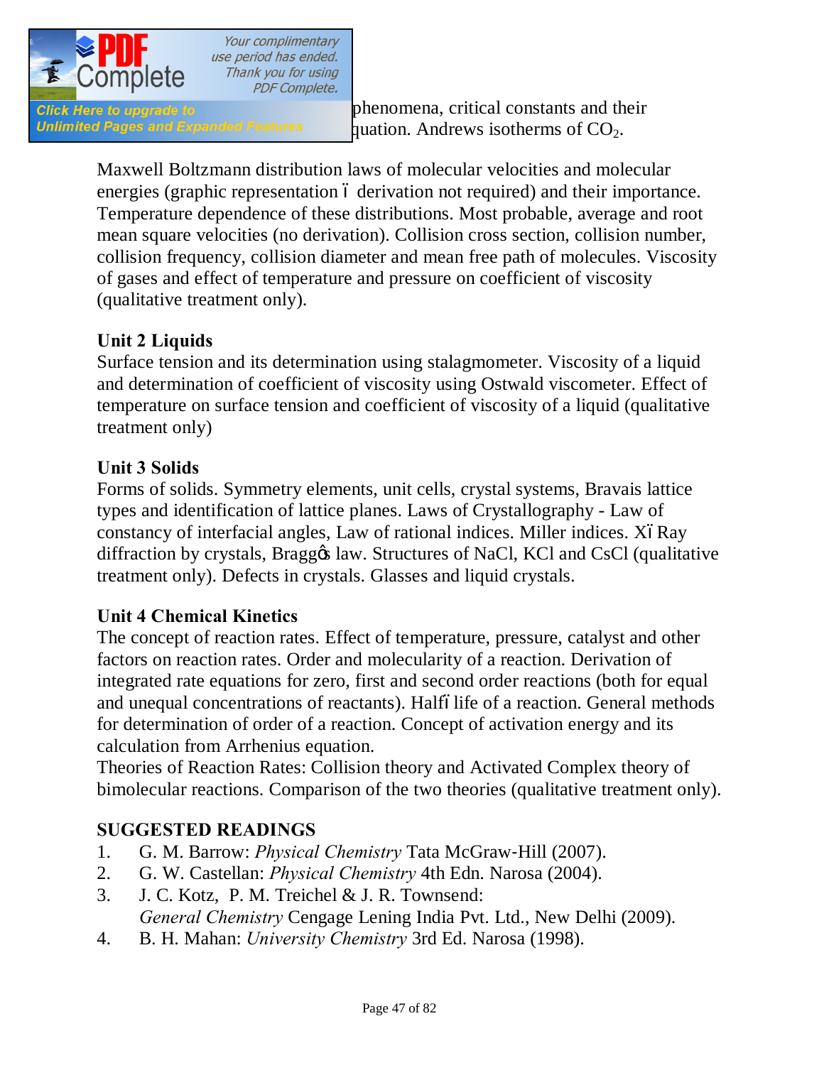phenomena, critical constants and their ... quation. Andrews isotherms of $CO_2$.

Maxwell Boltzmann distribution laws of molecular velocities and molecular energies (graphic representation – derivation not required) and their importance. Temperature dependence of these distributions. Most probable, average and root mean square velocities (no derivation). Collision cross section, collision number, collision frequency, collision diameter and mean free path of molecules. Viscosity of gases and effect of temperature and pressure on coefficient of viscosity (qualitative treatment only).

**Unit 2 Liquids**

Surface tension and its determination using stalagmometer. Viscosity of a liquid and determination of coefficient of viscosity using Ostwald viscometer. Effect of temperature on surface tension and coefficient of viscosity of a liquid (qualitative treatment only)

**Unit 3 Solids**

Forms of solids. Symmetry elements, unit cells, crystal systems, Bravais lattice types and identification of lattice planes. Laws of Crystallography - Law of constancy of interfacial angles, Law of rational indices. Miller indices. X–Ray diffraction by crystals, Bragg's law. Structures of NaCl, KCl and CsCl (qualitative treatment only). Defects in crystals. Glasses and liquid crystals.

**Unit 4 Chemical Kinetics**

The concept of reaction rates. Effect of temperature, pressure, catalyst and other factors on reaction rates. Order and molecularity of a reaction. Derivation of integrated rate equations for zero, first and second order reactions (both for equal and unequal concentrations of reactants). Half–life of a reaction. General methods for determination of order of a reaction. Concept of activation energy and its calculation from Arrhenius equation.

Theories of Reaction Rates: Collision theory and Activated Complex theory of bimolecular reactions. Comparison of the two theories (qualitative treatment only).

**SUGGESTED READINGS**

1. G. M. Barrow: *Physical Chemistry* Tata McGraw-Hill (2007).
2. G. W. Castellan: *Physical Chemistry* 4th Edn. Narosa (2004).
3. J. C. Kotz, P. M. Treichel & J. R. Townsend: *General Chemistry* Cengage Lening India Pvt. Ltd., New Delhi (2009).
4. B. H. Mahan: *University Chemistry* 3rd Ed. Narosa (1998).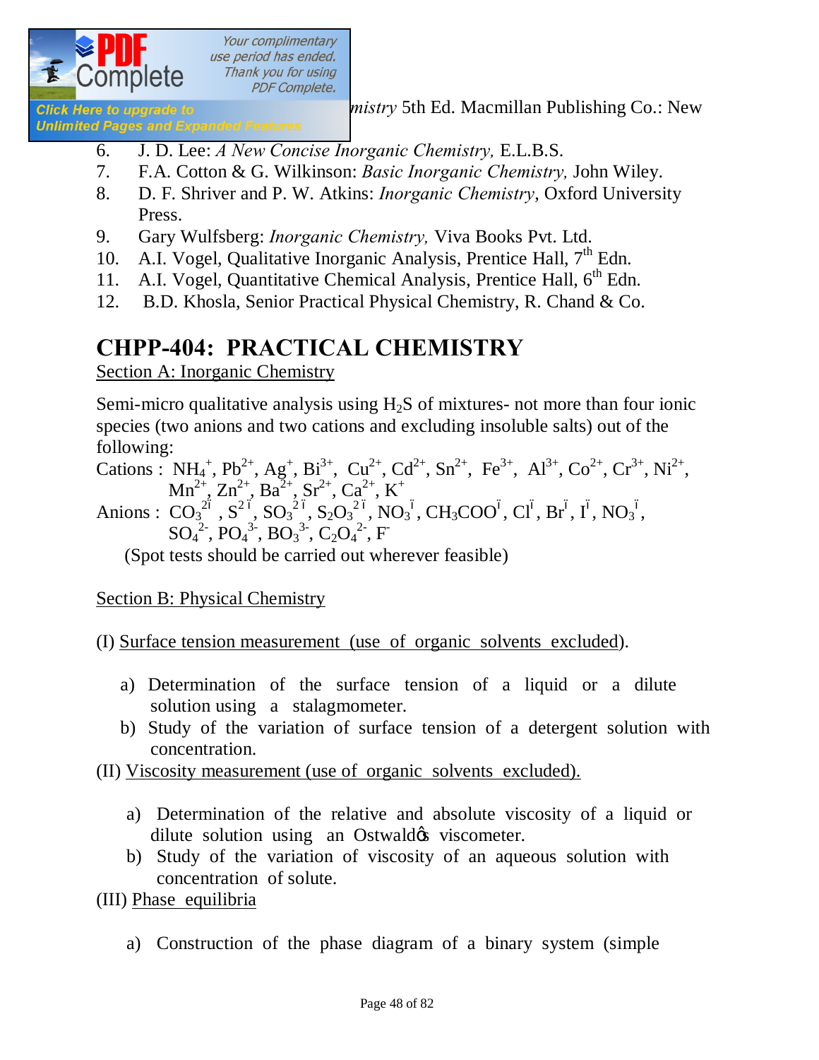*mistry* 5th Ed. Macmillan Publishing Co.: New

6. J. D. Lee: *A New Concise Inorganic Chemistry,* E.L.B.S.
7. F.A. Cotton & G. Wilkinson: *Basic Inorganic Chemistry,* John Wiley.
8. D. F. Shriver and P. W. Atkins: *Inorganic Chemistry*, Oxford University Press.
9. Gary Wulfsberg: *Inorganic Chemistry,* Viva Books Pvt. Ltd.
10. A.I. Vogel, Qualitative Inorganic Analysis, Prentice Hall, 7th Edn.
11. A.I. Vogel, Quantitative Chemical Analysis, Prentice Hall, 6th Edn.
12. B.D. Khosla, Senior Practical Physical Chemistry, R. Chand & Co.

# CHPP-404: PRACTICAL CHEMISTRY

Section A: Inorganic Chemistry

Semi-micro qualitative analysis using $H_2S$ of mixtures- not more than four ionic species (two anions and two cations and excluding insoluble salts) out of the following:

Cations : $NH_4^+$, $Pb^{2+}$, $Ag^+$, $Bi^{3+}$, $Cu^{2+}$, $Cd^{2+}$, $Sn^{2+}$, $Fe^{3+}$, $Al^{3+}$, $Co^{2+}$, $Cr^{3+}$, $Ni^{2+}$, $Mn^{2+}$, $Zn^{2+}$, $Ba^{2+}$, $Sr^{2+}$, $Ca^{2+}$, $K^+$

Anions : $CO_3^{2-}$, $S^{2-}$, $SO_3^{2-}$, $S_2O_3^{2-}$, $NO_3^-$, $CH_3COO^-$, $Cl^-$, $Br^-$, $I^-$, $NO_3^-$, $SO_4^{2-}$, $PO_4^{3-}$, $BO_3^{3-}$, $C_2O_4^{2-}$, $F^-$

(Spot tests should be carried out wherever feasible)

Section B: Physical Chemistry

(I) Surface tension measurement (use of organic solvents excluded).

a) Determination of the surface tension of a liquid or a dilute solution using a stalagmometer.
b) Study of the variation of surface tension of a detergent solution with concentration.

(II) Viscosity measurement (use of organic solvents excluded).

a) Determination of the relative and absolute viscosity of a liquid or dilute solution using an Ostwald's viscometer.
b) Study of the variation of viscosity of an aqueous solution with concentration of solute.

(III) Phase equilibria

a) Construction of the phase diagram of a binary system (simple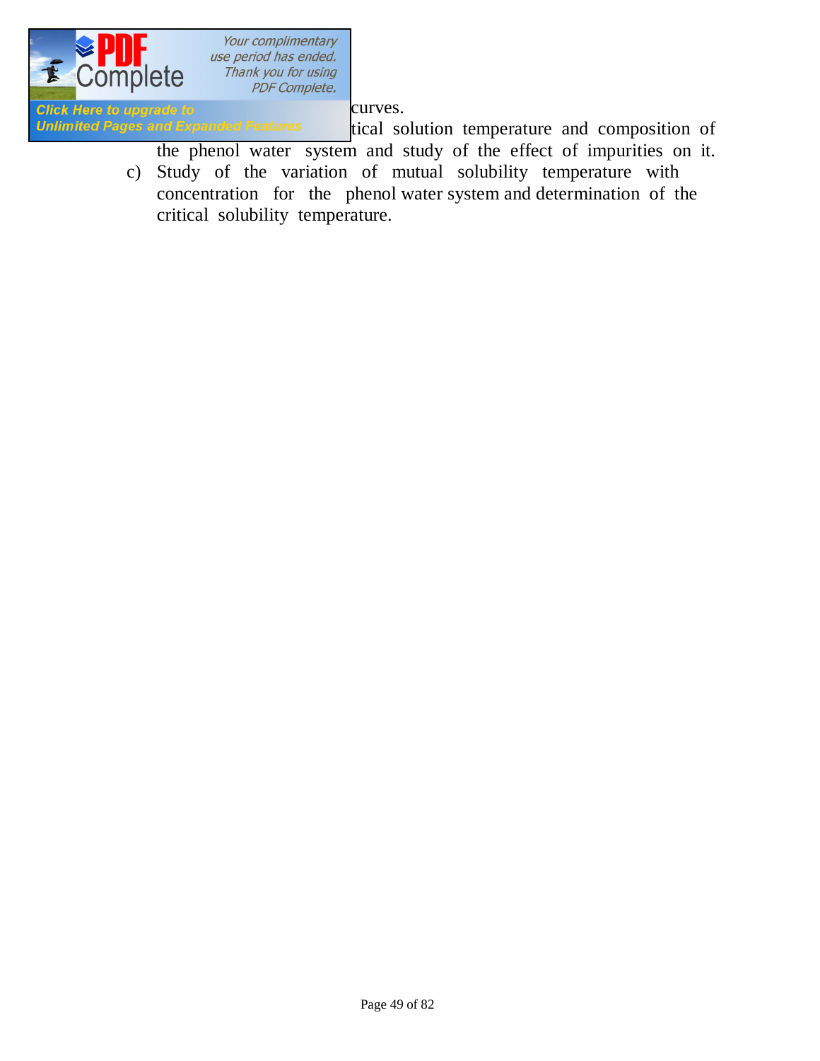curves.

tical solution temperature and composition of the phenol water system and study of the effect of impurities on it.

c) Study of the variation of mutual solubility temperature with concentration for the phenol water system and determination of the critical solubility temperature.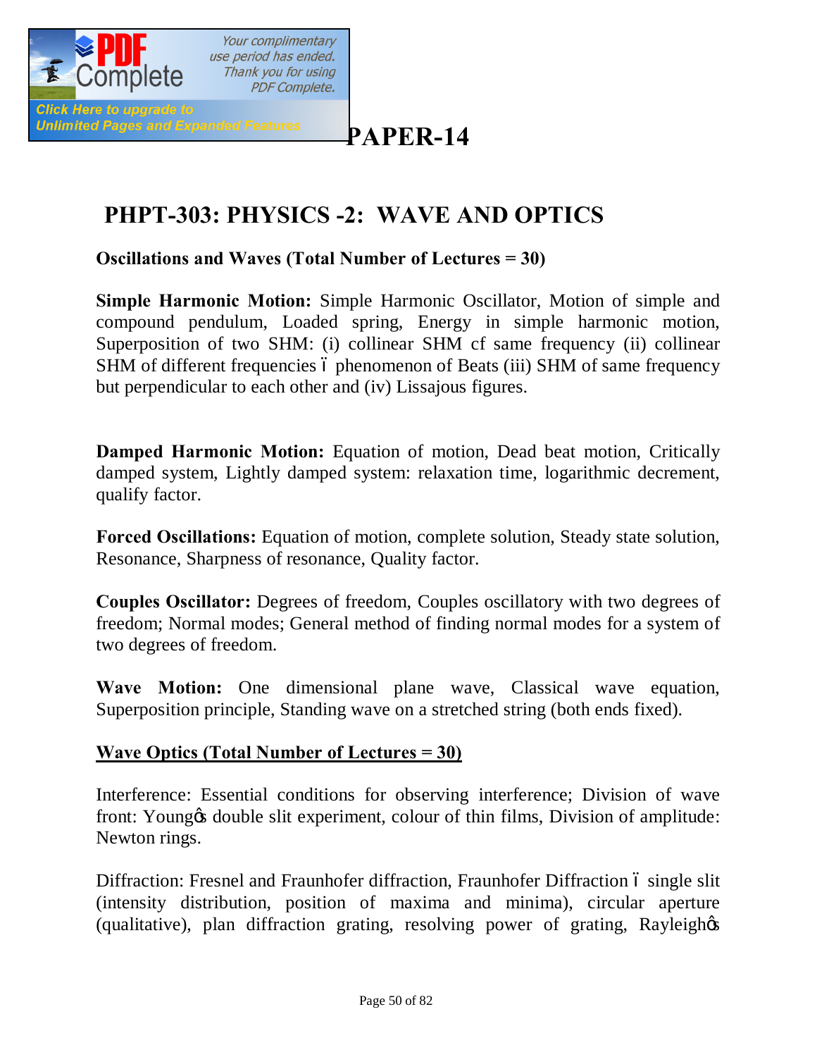# PAPER-14

## PHPT-303: PHYSICS -2: WAVE AND OPTICS

**Oscillations and Waves (Total Number of Lectures = 30)**

**Simple Harmonic Motion:** Simple Harmonic Oscillator, Motion of simple and compound pendulum, Loaded spring, Energy in simple harmonic motion, Superposition of two SHM: (i) collinear SHM cf same frequency (ii) collinear SHM of different frequencies – phenomenon of Beats (iii) SHM of same frequency but perpendicular to each other and (iv) Lissajous figures.

**Damped Harmonic Motion:** Equation of motion, Dead beat motion, Critically damped system, Lightly damped system: relaxation time, logarithmic decrement, qualify factor.

**Forced Oscillations:** Equation of motion, complete solution, Steady state solution, Resonance, Sharpness of resonance, Quality factor.

**Couples Oscillator:** Degrees of freedom, Couples oscillatory with two degrees of freedom; Normal modes; General method of finding normal modes for a system of two degrees of freedom.

**Wave Motion:** One dimensional plane wave, Classical wave equation, Superposition principle, Standing wave on a stretched string (both ends fixed).

**<u>Wave Optics (Total Number of Lectures = 30)</u>**

Interference: Essential conditions for observing interference; Division of wave front: Young's double slit experiment, colour of thin films, Division of amplitude: Newton rings.

Diffraction: Fresnel and Fraunhofer diffraction, Fraunhofer Diffraction – single slit (intensity distribution, position of maxima and minima), circular aperture (qualitative), plan diffraction grating, resolving power of grating, Rayleigh's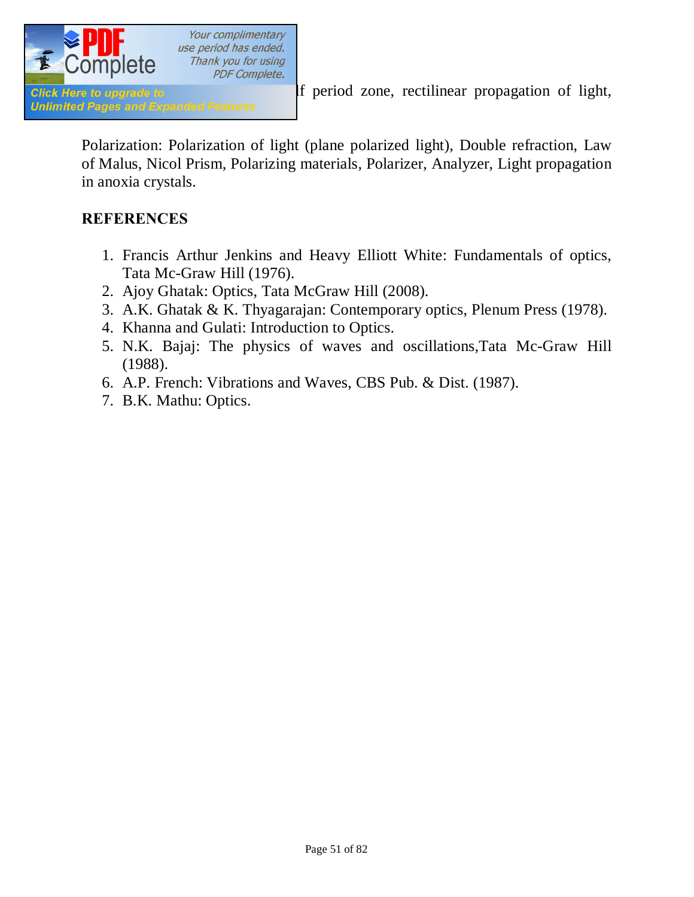lf period zone, rectilinear propagation of light,

Polarization: Polarization of light (plane polarized light), Double refraction, Law of Malus, Nicol Prism, Polarizing materials, Polarizer, Analyzer, Light propagation in anoxia crystals.

**REFERENCES**

1. Francis Arthur Jenkins and Heavy Elliott White: Fundamentals of optics, Tata Mc-Graw Hill (1976).
2. Ajoy Ghatak: Optics, Tata McGraw Hill (2008).
3. A.K. Ghatak & K. Thyagarajan: Contemporary optics, Plenum Press (1978).
4. Khanna and Gulati: Introduction to Optics.
5. N.K. Bajaj: The physics of waves and oscillations,Tata Mc-Graw Hill (1988).
6. A.P. French: Vibrations and Waves, CBS Pub. & Dist. (1987).
7. B.K. Mathu: Optics.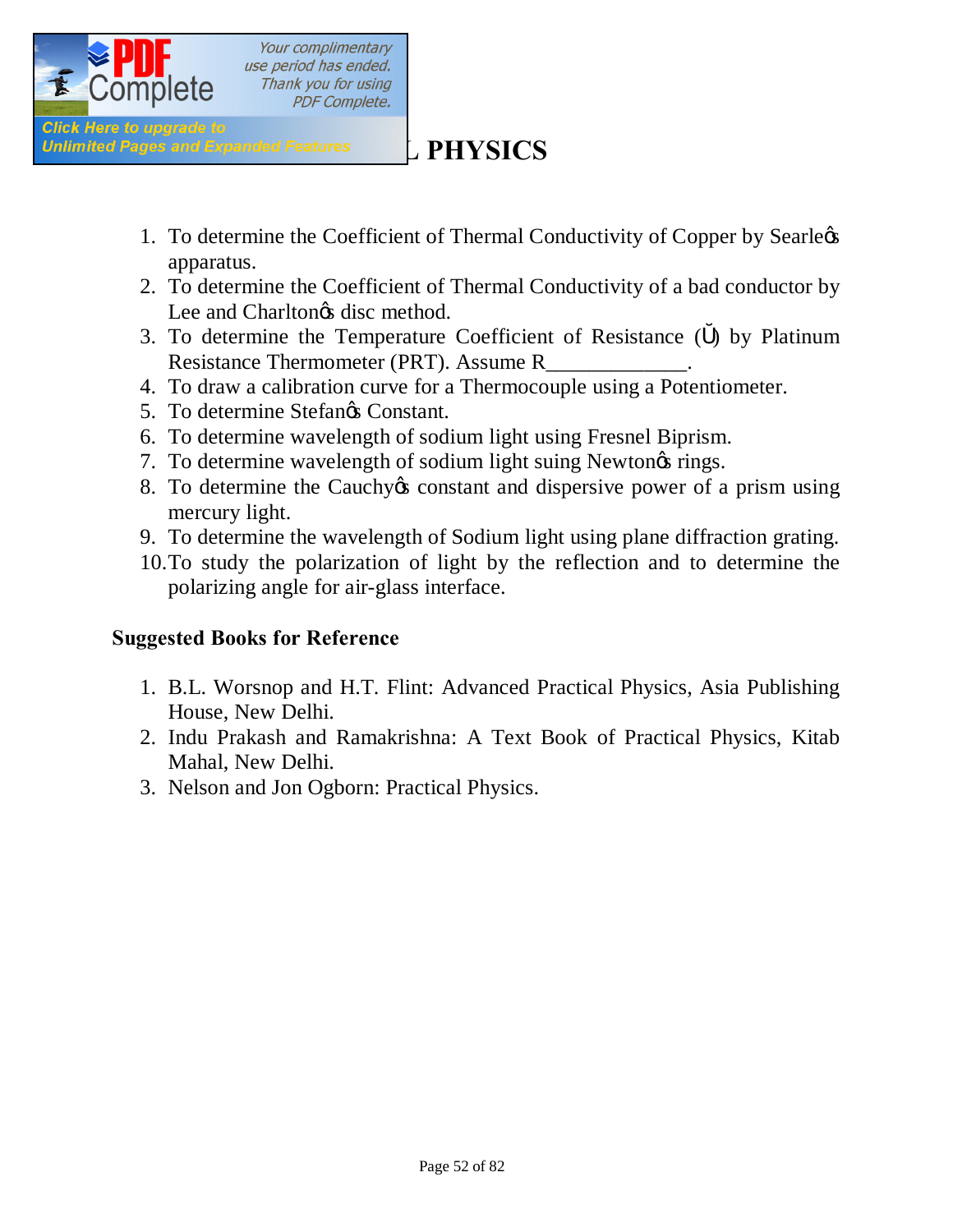## L PHYSICS

1. To determine the Coefficient of Thermal Conductivity of Copper by Searle's apparatus.
2. To determine the Coefficient of Thermal Conductivity of a bad conductor by Lee and Charlton's disc method.
3. To determine the Temperature Coefficient of Resistance ($\alpha$) by Platinum Resistance Thermometer (PRT). Assume R_____________.
4. To draw a calibration curve for a Thermocouple using a Potentiometer.
5. To determine Stefan's Constant.
6. To determine wavelength of sodium light using Fresnel Biprism.
7. To determine wavelength of sodium light suing Newton's rings.
8. To determine the Cauchy's constant and dispersive power of a prism using mercury light.
9. To determine the wavelength of Sodium light using plane diffraction grating.
10. To study the polarization of light by the reflection and to determine the polarizing angle for air-glass interface.

### Suggested Books for Reference

1. B.L. Worsnop and H.T. Flint: Advanced Practical Physics, Asia Publishing House, New Delhi.
2. Indu Prakash and Ramakrishna: A Text Book of Practical Physics, Kitab Mahal, New Delhi.
3. Nelson and Jon Ogborn: Practical Physics.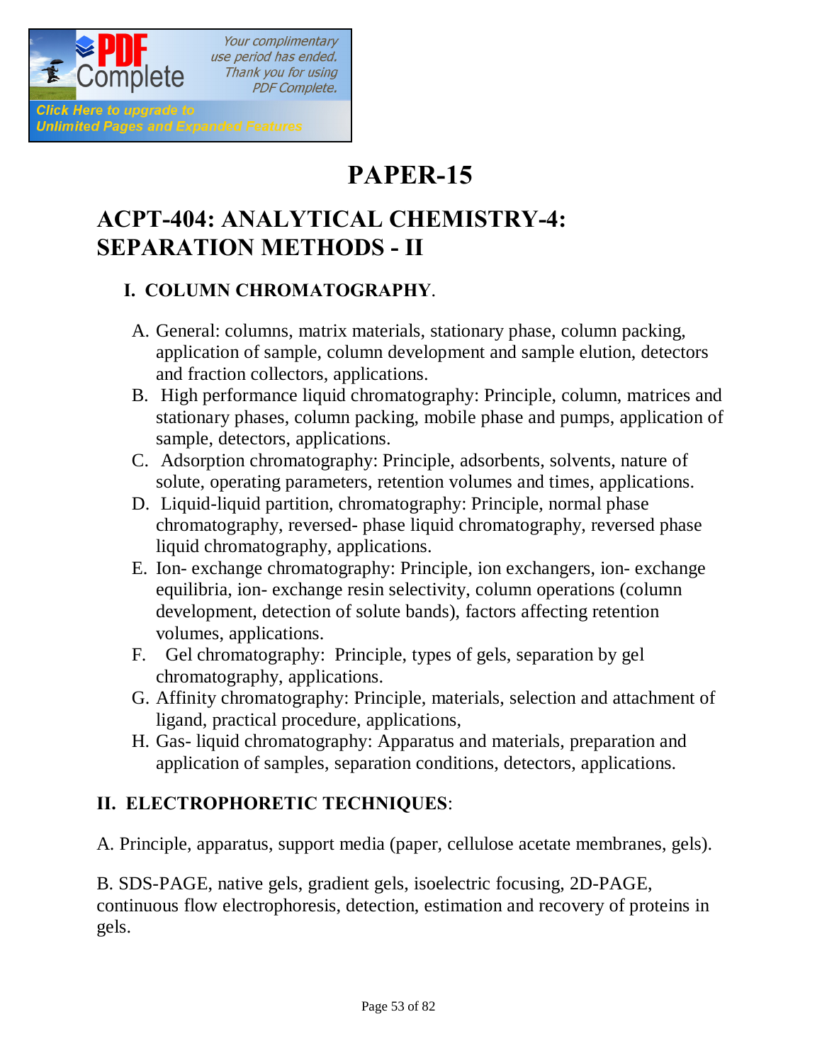# PAPER-15

## ACPT-404: ANALYTICAL CHEMISTRY-4: SEPARATION METHODS - II

### I. COLUMN CHROMATOGRAPHY.

A. General: columns, matrix materials, stationary phase, column packing, application of sample, column development and sample elution, detectors and fraction collectors, applications.

B. High performance liquid chromatography: Principle, column, matrices and stationary phases, column packing, mobile phase and pumps, application of sample, detectors, applications.

C. Adsorption chromatography: Principle, adsorbents, solvents, nature of solute, operating parameters, retention volumes and times, applications.

D. Liquid-liquid partition, chromatography: Principle, normal phase chromatography, reversed- phase liquid chromatography, reversed phase liquid chromatography, applications.

E. Ion- exchange chromatography: Principle, ion exchangers, ion- exchange equilibria, ion- exchange resin selectivity, column operations (column development, detection of solute bands), factors affecting retention volumes, applications.

F. Gel chromatography: Principle, types of gels, separation by gel chromatography, applications.

G. Affinity chromatography: Principle, materials, selection and attachment of ligand, practical procedure, applications,

H. Gas- liquid chromatography: Apparatus and materials, preparation and application of samples, separation conditions, detectors, applications.

### II. ELECTROPHORETIC TECHNIQUES:

A. Principle, apparatus, support media (paper, cellulose acetate membranes, gels).

B. SDS-PAGE, native gels, gradient gels, isoelectric focusing, 2D-PAGE, continuous flow electrophoresis, detection, estimation and recovery of proteins in gels.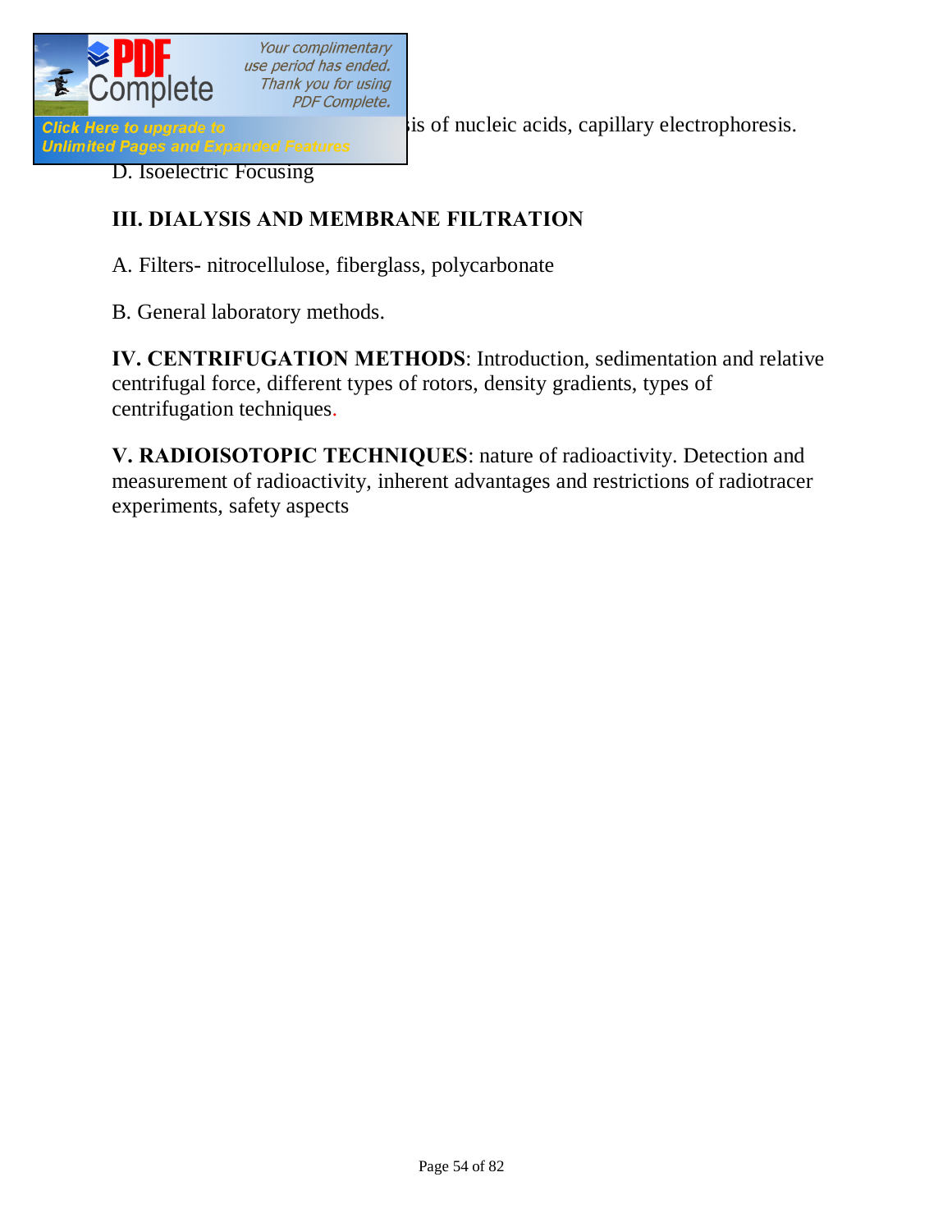…is of nucleic acids, capillary electrophoresis.

D. Isoelectric Focusing

**III. DIALYSIS AND MEMBRANE FILTRATION**

A. Filters- nitrocellulose, fiberglass, polycarbonate

B. General laboratory methods.

**IV. CENTRIFUGATION METHODS**: Introduction, sedimentation and relative centrifugal force, different types of rotors, density gradients, types of centrifugation techniques.

**V. RADIOISOTOPIC TECHNIQUES**: nature of radioactivity. Detection and measurement of radioactivity, inherent advantages and restrictions of radiotracer experiments, safety aspects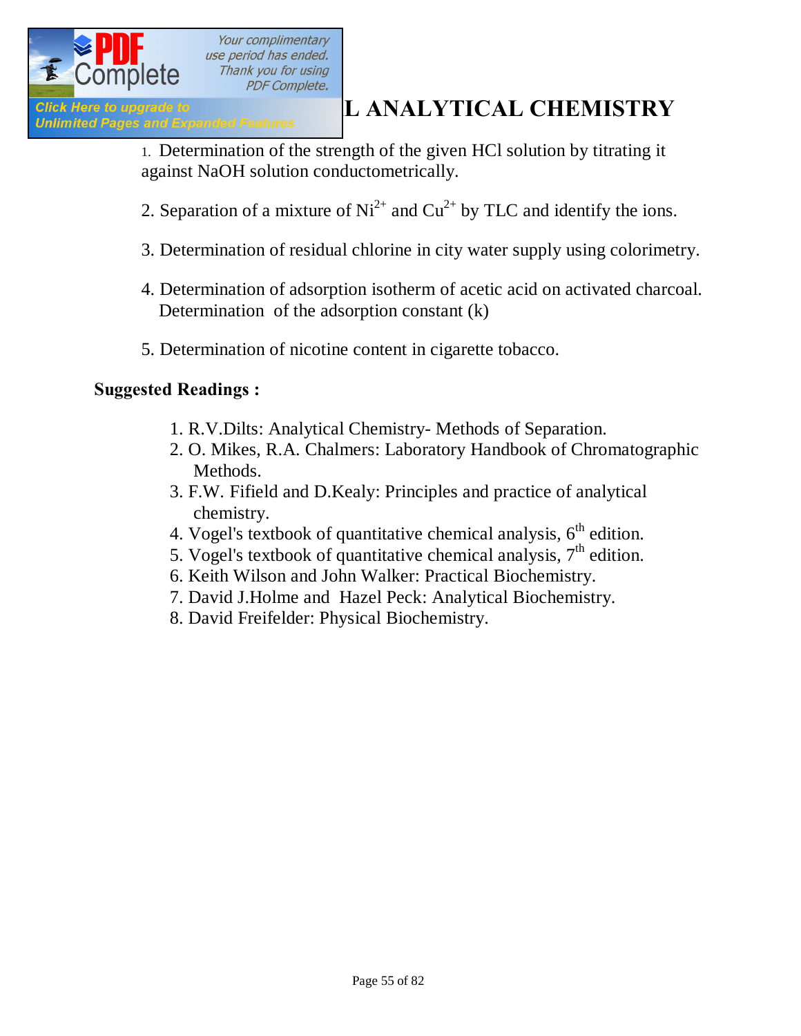# L ANALYTICAL CHEMISTRY

1. Determination of the strength of the given HCl solution by titrating it against NaOH solution conductometrically.

2. Separation of a mixture of $Ni^{2+}$ and $Cu^{2+}$ by TLC and identify the ions.

3. Determination of residual chlorine in city water supply using colorimetry.

4. Determination of adsorption isotherm of acetic acid on activated charcoal. Determination of the adsorption constant (k)

5. Determination of nicotine content in cigarette tobacco.

**Suggested Readings :**

1. R.V.Dilts: Analytical Chemistry- Methods of Separation.
2. O. Mikes, R.A. Chalmers: Laboratory Handbook of Chromatographic Methods.
3. F.W. Fifield and D.Kealy: Principles and practice of analytical chemistry.
4. Vogel's textbook of quantitative chemical analysis, $6^{th}$ edition.
5. Vogel's textbook of quantitative chemical analysis, $7^{th}$ edition.
6. Keith Wilson and John Walker: Practical Biochemistry.
7. David J.Holme and Hazel Peck: Analytical Biochemistry.
8. David Freifelder: Physical Biochemistry.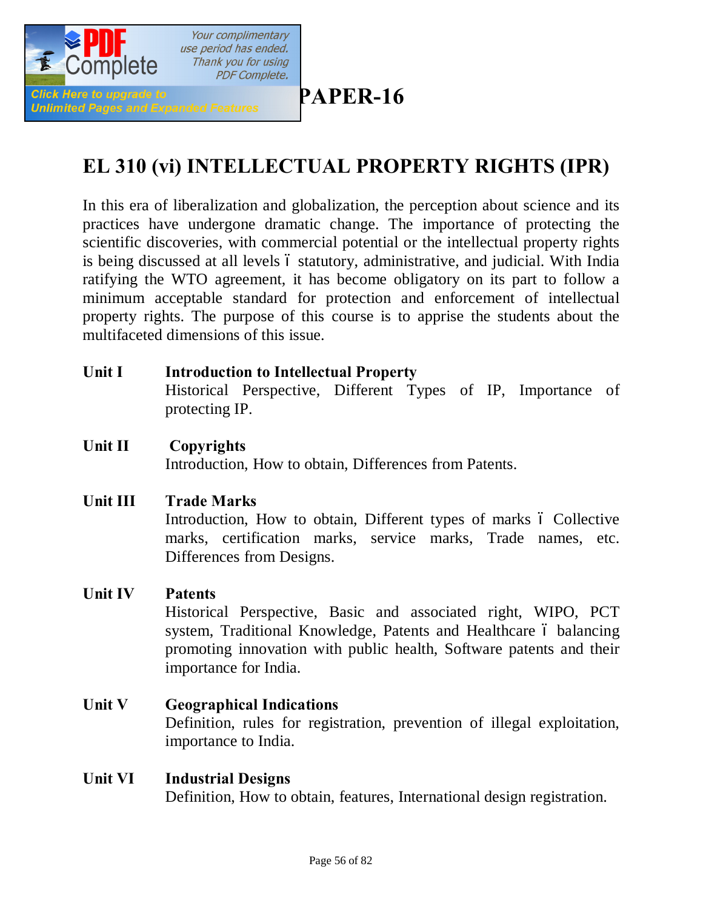# PAPER-16

## EL 310 (vi) INTELLECTUAL PROPERTY RIGHTS (IPR)

In this era of liberalization and globalization, the perception about science and its practices have undergone dramatic change. The importance of protecting the scientific discoveries, with commercial potential or the intellectual property rights is being discussed at all levels – statutory, administrative, and judicial. With India ratifying the WTO agreement, it has become obligatory on its part to follow a minimum acceptable standard for protection and enforcement of intellectual property rights. The purpose of this course is to apprise the students about the multifaceted dimensions of this issue.

**Unit I** **Introduction to Intellectual Property**
Historical Perspective, Different Types of IP, Importance of protecting IP.

**Unit II** **Copyrights**
Introduction, How to obtain, Differences from Patents.

**Unit III** **Trade Marks**
Introduction, How to obtain, Different types of marks – Collective marks, certification marks, service marks, Trade names, etc. Differences from Designs.

**Unit IV** **Patents**
Historical Perspective, Basic and associated right, WIPO, PCT system, Traditional Knowledge, Patents and Healthcare – balancing promoting innovation with public health, Software patents and their importance for India.

**Unit V** **Geographical Indications**
Definition, rules for registration, prevention of illegal exploitation, importance to India.

**Unit VI** **Industrial Designs**
Definition, How to obtain, features, International design registration.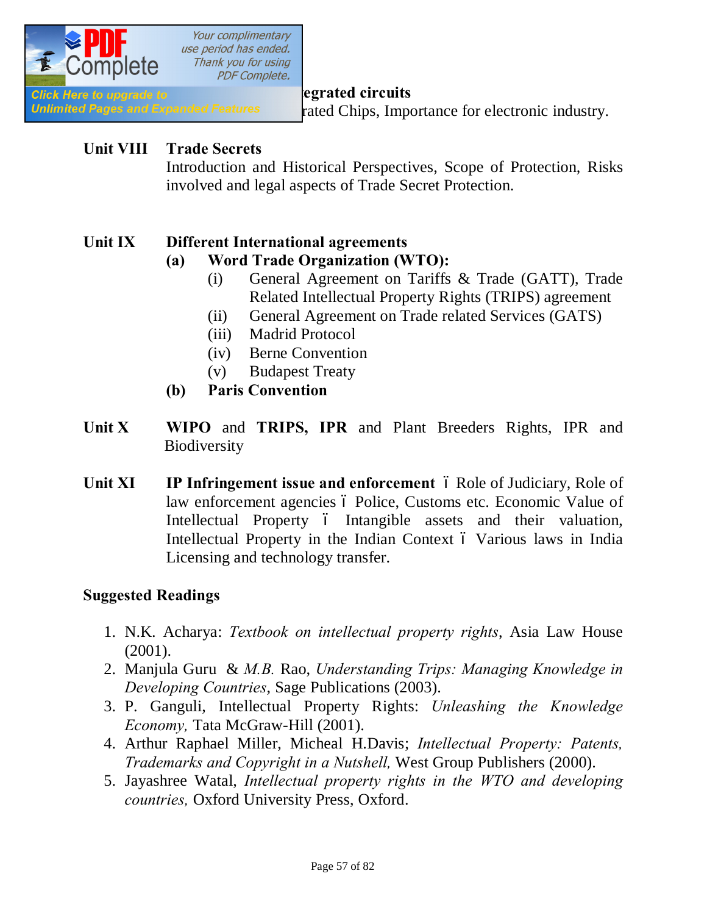**...egrated circuits**
...rated Chips, Importance for electronic industry.

**Unit VIII Trade Secrets**
Introduction and Historical Perspectives, Scope of Protection, Risks involved and legal aspects of Trade Secret Protection.

**Unit IX Different International agreements**

- **(a) Word Trade Organization (WTO):**
  - (i) General Agreement on Tariffs & Trade (GATT), Trade Related Intellectual Property Rights (TRIPS) agreement
  - (ii) General Agreement on Trade related Services (GATS)
  - (iii) Madrid Protocol
  - (iv) Berne Convention
  - (v) Budapest Treaty
- **(b) Paris Convention**

**Unit X** **WIPO** and **TRIPS, IPR** and Plant Breeders Rights, IPR and Biodiversity

**Unit XI** **IP Infringement issue and enforcement** – Role of Judiciary, Role of law enforcement agencies – Police, Customs etc. Economic Value of Intellectual Property – Intangible assets and their valuation, Intellectual Property in the Indian Context – Various laws in India Licensing and technology transfer.

**Suggested Readings**

1. N.K. Acharya: *Textbook on intellectual property rights*, Asia Law House (2001).
2. Manjula Guru & *M.B.* Rao, *Understanding Trips: Managing Knowledge in Developing Countries*, Sage Publications (2003).
3. P. Ganguli, Intellectual Property Rights: *Unleashing the Knowledge Economy,* Tata McGraw-Hill (2001).
4. Arthur Raphael Miller, Micheal H.Davis; *Intellectual Property: Patents, Trademarks and Copyright in a Nutshell,* West Group Publishers (2000).
5. Jayashree Watal, *Intellectual property rights in the WTO and developing countries,* Oxford University Press, Oxford.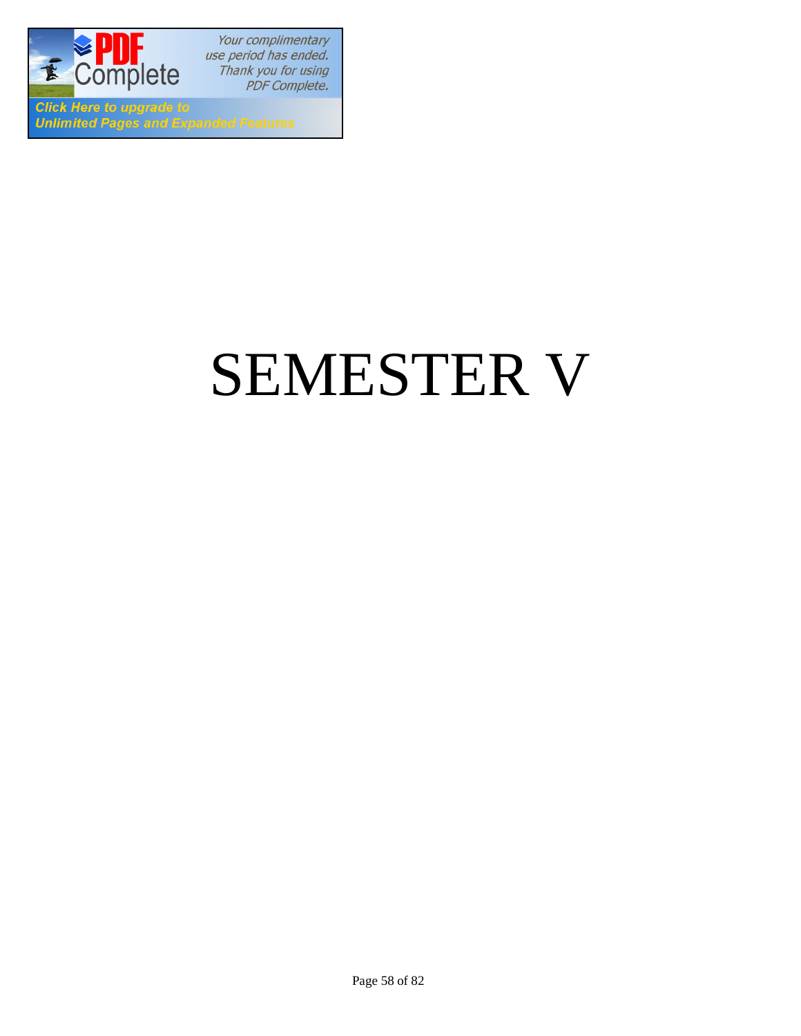# SEMESTER V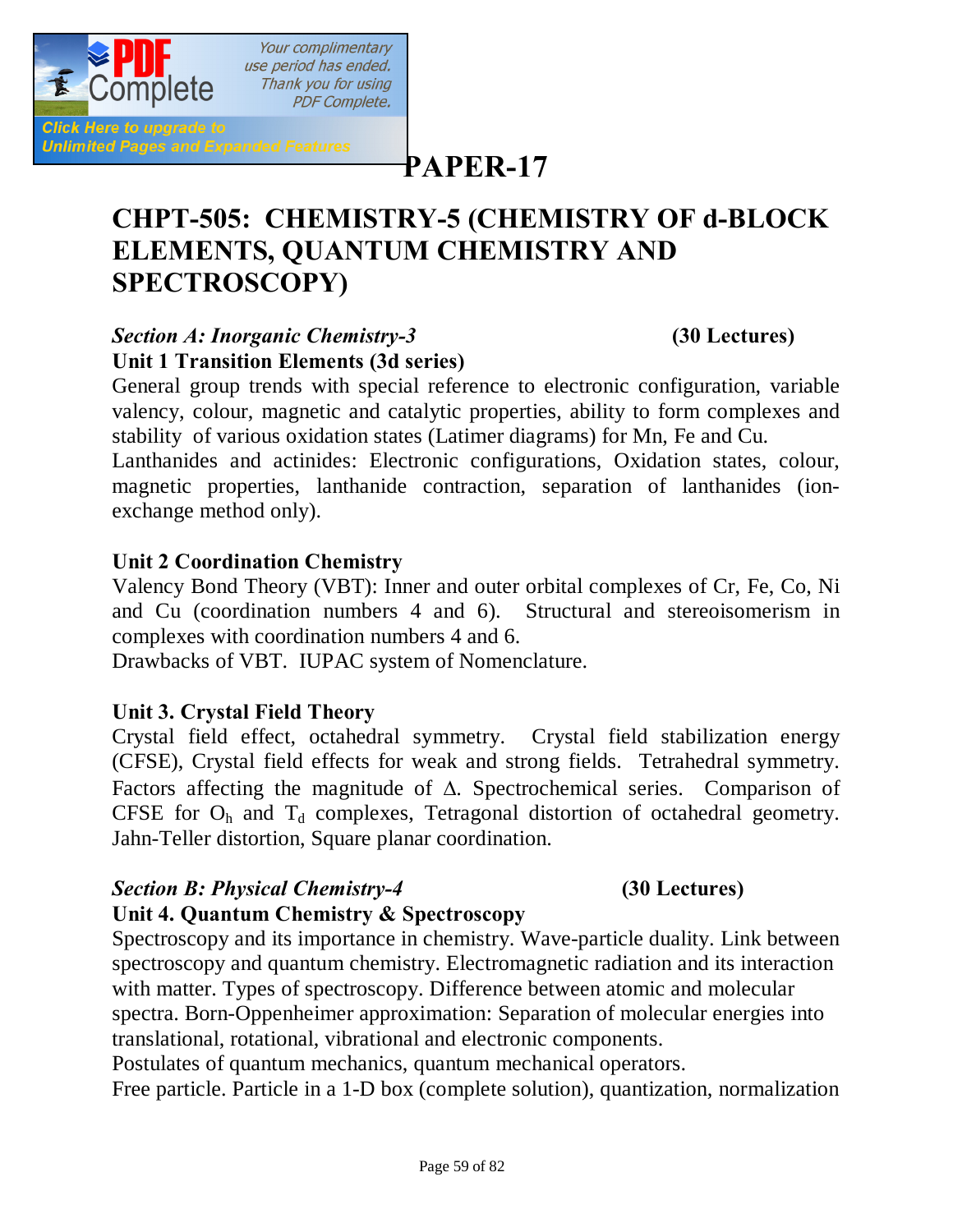# PAPER-17

## CHPT-505: CHEMISTRY-5 (CHEMISTRY OF d-BLOCK ELEMENTS, QUANTUM CHEMISTRY AND SPECTROSCOPY)

***Section A: Inorganic Chemistry-3*** **(30 Lectures)**

**Unit 1 Transition Elements (3d series)**

General group trends with special reference to electronic configuration, variable valency, colour, magnetic and catalytic properties, ability to form complexes and stability of various oxidation states (Latimer diagrams) for Mn, Fe and Cu.

Lanthanides and actinides: Electronic configurations, Oxidation states, colour, magnetic properties, lanthanide contraction, separation of lanthanides (ion-exchange method only).

**Unit 2 Coordination Chemistry**

Valency Bond Theory (VBT): Inner and outer orbital complexes of Cr, Fe, Co, Ni and Cu (coordination numbers 4 and 6). Structural and stereoisomerism in complexes with coordination numbers 4 and 6.

Drawbacks of VBT. IUPAC system of Nomenclature.

**Unit 3. Crystal Field Theory**

Crystal field effect, octahedral symmetry. Crystal field stabilization energy (CFSE), Crystal field effects for weak and strong fields. Tetrahedral symmetry. Factors affecting the magnitude of $\Delta$. Spectrochemical series. Comparison of CFSE for $O_h$ and $T_d$ complexes, Tetragonal distortion of octahedral geometry. Jahn-Teller distortion, Square planar coordination.

***Section B: Physical Chemistry-4*** **(30 Lectures)**

**Unit 4. Quantum Chemistry & Spectroscopy**

Spectroscopy and its importance in chemistry. Wave-particle duality. Link between spectroscopy and quantum chemistry. Electromagnetic radiation and its interaction with matter. Types of spectroscopy. Difference between atomic and molecular spectra. Born-Oppenheimer approximation: Separation of molecular energies into translational, rotational, vibrational and electronic components.

Postulates of quantum mechanics, quantum mechanical operators.

Free particle. Particle in a 1-D box (complete solution), quantization, normalization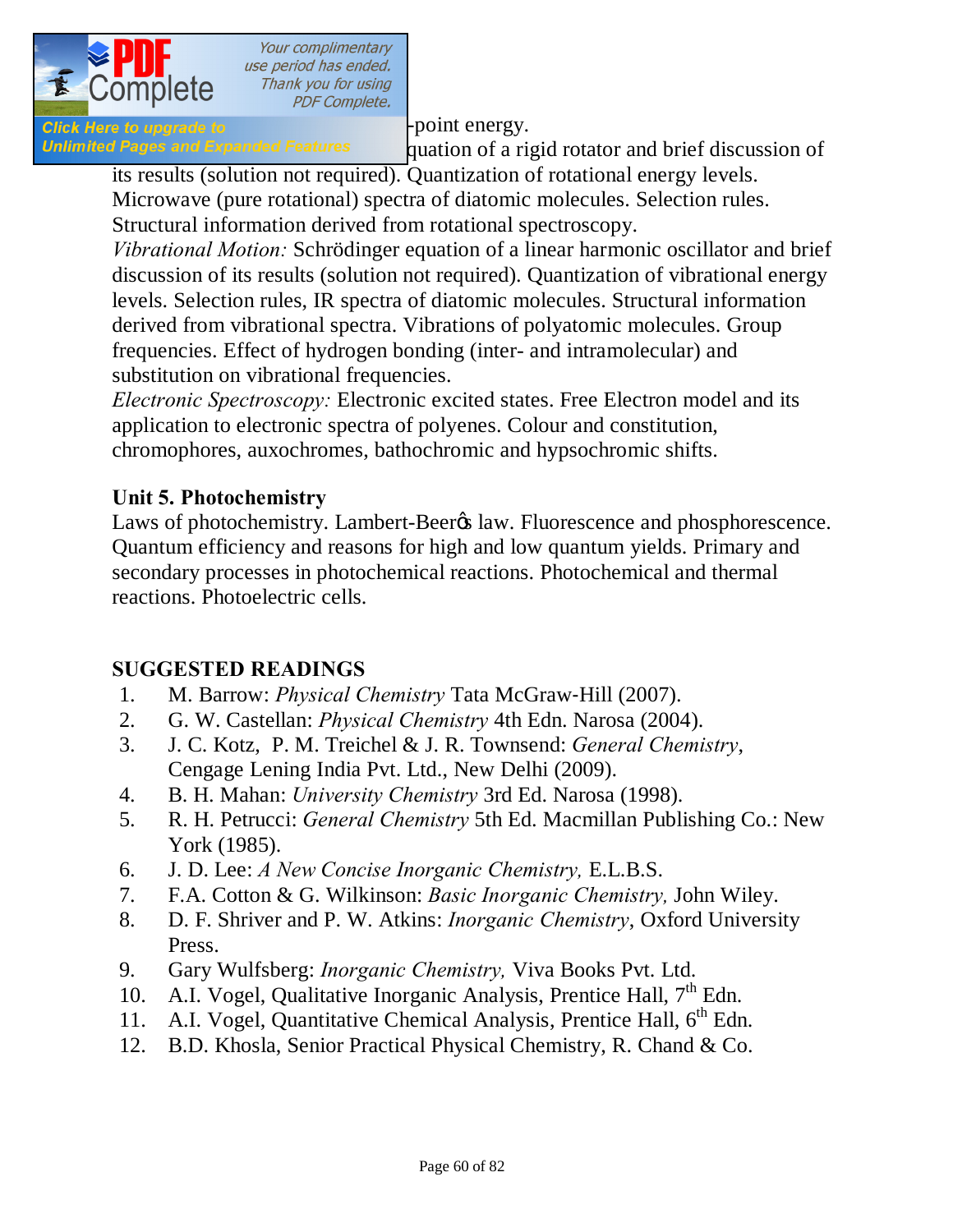-point energy.

quation of a rigid rotator and brief discussion of its results (solution not required). Quantization of rotational energy levels. Microwave (pure rotational) spectra of diatomic molecules. Selection rules. Structural information derived from rotational spectroscopy.

*Vibrational Motion:* Schrödinger equation of a linear harmonic oscillator and brief discussion of its results (solution not required). Quantization of vibrational energy levels. Selection rules, IR spectra of diatomic molecules. Structural information derived from vibrational spectra. Vibrations of polyatomic molecules. Group frequencies. Effect of hydrogen bonding (inter- and intramolecular) and substitution on vibrational frequencies.

*Electronic Spectroscopy:* Electronic excited states. Free Electron model and its application to electronic spectra of polyenes. Colour and constitution, chromophores, auxochromes, bathochromic and hypsochromic shifts.

**Unit 5. Photochemistry**

Laws of photochemistry. Lambert-Beer's law. Fluorescence and phosphorescence. Quantum efficiency and reasons for high and low quantum yields. Primary and secondary processes in photochemical reactions. Photochemical and thermal reactions. Photoelectric cells.

## SUGGESTED READINGS

1. M. Barrow: *Physical Chemistry* Tata McGraw-Hill (2007).
2. G. W. Castellan: *Physical Chemistry* 4th Edn. Narosa (2004).
3. J. C. Kotz, P. M. Treichel & J. R. Townsend: *General Chemistry*, Cengage Lening India Pvt. Ltd., New Delhi (2009).
4. B. H. Mahan: *University Chemistry* 3rd Ed. Narosa (1998).
5. R. H. Petrucci: *General Chemistry* 5th Ed. Macmillan Publishing Co.: New York (1985).
6. J. D. Lee: *A New Concise Inorganic Chemistry,* E.L.B.S.
7. F.A. Cotton & G. Wilkinson: *Basic Inorganic Chemistry,* John Wiley.
8. D. F. Shriver and P. W. Atkins: *Inorganic Chemistry*, Oxford University Press.
9. Gary Wulfsberg: *Inorganic Chemistry,* Viva Books Pvt. Ltd.
10. A.I. Vogel, Qualitative Inorganic Analysis, Prentice Hall, 7th Edn.
11. A.I. Vogel, Quantitative Chemical Analysis, Prentice Hall, 6th Edn.
12. B.D. Khosla, Senior Practical Physical Chemistry, R. Chand & Co.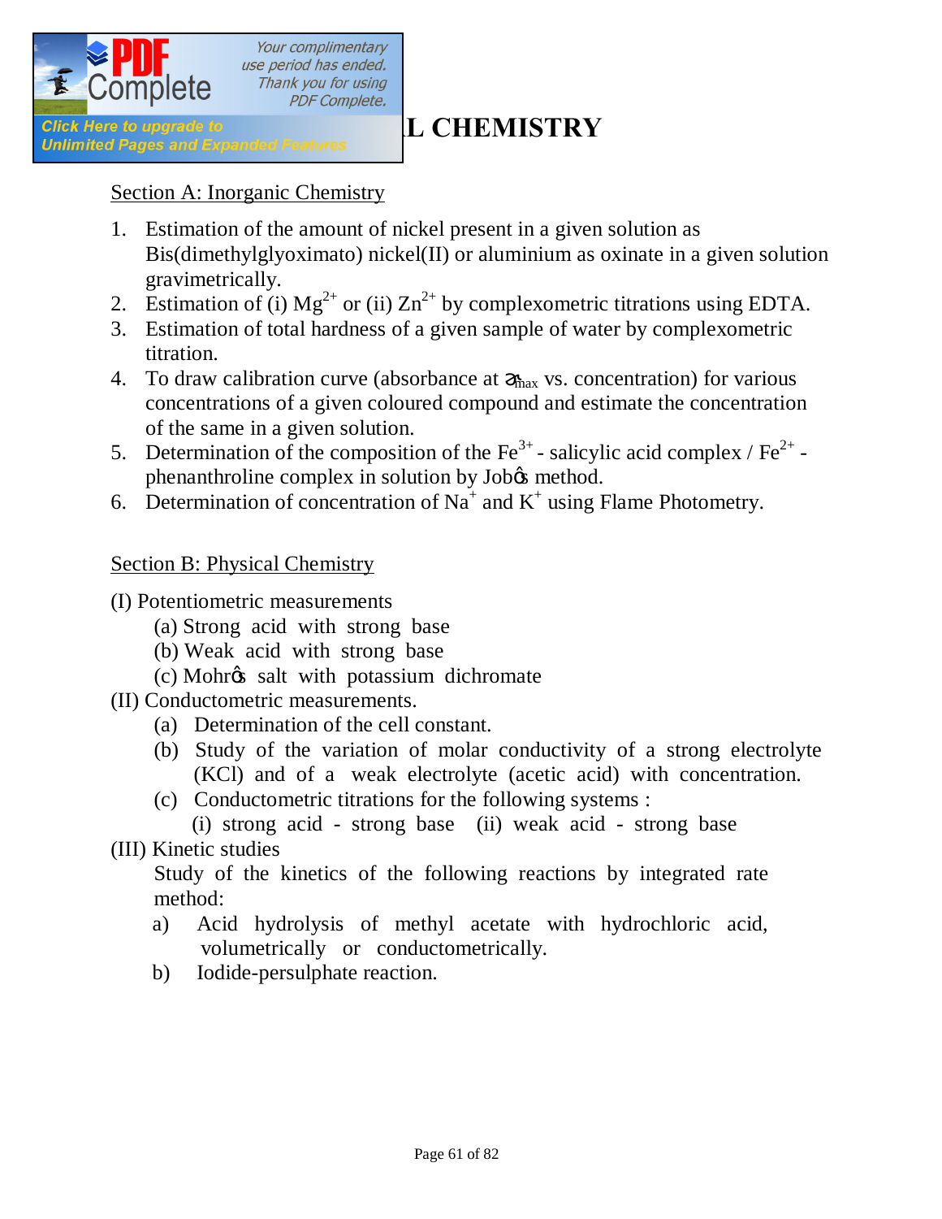## L CHEMISTRY

Section A: Inorganic Chemistry

1. Estimation of the amount of nickel present in a given solution as Bis(dimethylglyoximato) nickel(II) or aluminium as oxinate in a given solution gravimetrically.
2. Estimation of (i) $Mg^{2+}$ or (ii) $Zn^{2+}$ by complexometric titrations using EDTA.
3. Estimation of total hardness of a given sample of water by complexometric titration.
4. To draw calibration curve (absorbance at $\lambda_{max}$ vs. concentration) for various concentrations of a given coloured compound and estimate the concentration of the same in a given solution.
5. Determination of the composition of the $Fe^{3+}$ - salicylic acid complex / $Fe^{2+}$ - phenanthroline complex in solution by Job's method.
6. Determination of concentration of $Na^{+}$ and $K^{+}$ using Flame Photometry.

Section B: Physical Chemistry

(I) Potentiometric measurements
- (a) Strong acid with strong base
- (b) Weak acid with strong base
- (c) Mohr's salt with potassium dichromate

(II) Conductometric measurements.
- (a) Determination of the cell constant.
- (b) Study of the variation of molar conductivity of a strong electrolyte (KCl) and of a weak electrolyte (acetic acid) with concentration.
- (c) Conductometric titrations for the following systems :
  (i) strong acid - strong base (ii) weak acid - strong base

(III) Kinetic studies

Study of the kinetics of the following reactions by integrated rate method:

- a) Acid hydrolysis of methyl acetate with hydrochloric acid, volumetrically or conductometrically.
- b) Iodide-persulphate reaction.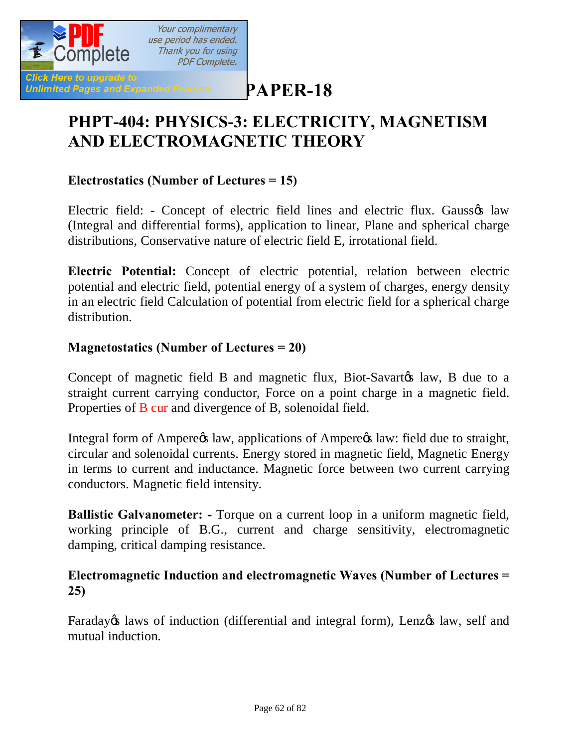# PAPER-18

## PHPT-404: PHYSICS-3: ELECTRICITY, MAGNETISM AND ELECTROMAGNETIC THEORY

**Electrostatics (Number of Lectures = 15)**

Electric field: - Concept of electric field lines and electric flux. Gaussǿs law (Integral and differential forms), application to linear, Plane and spherical charge distributions, Conservative nature of electric field E, irrotational field.

**Electric Potential:** Concept of electric potential, relation between electric potential and electric field, potential energy of a system of charges, energy density in an electric field Calculation of potential from electric field for a spherical charge distribution.

**Magnetostatics (Number of Lectures = 20)**

Concept of magnetic field B and magnetic flux, Biot-Savartǿs law, B due to a straight current carrying conductor, Force on a point charge in a magnetic field. Properties of B cur and divergence of B, solenoidal field.

Integral form of Ampereǿs law, applications of Ampereǿs law: field due to straight, circular and solenoidal currents. Energy stored in magnetic field, Magnetic Energy in terms to current and inductance. Magnetic force between two current carrying conductors. Magnetic field intensity.

**Ballistic Galvanometer: -** Torque on a current loop in a uniform magnetic field, working principle of B.G., current and charge sensitivity, electromagnetic damping, critical damping resistance.

**Electromagnetic Induction and electromagnetic Waves (Number of Lectures = 25)**

Faradayǿs laws of induction (differential and integral form), Lenzǿs law, self and mutual induction.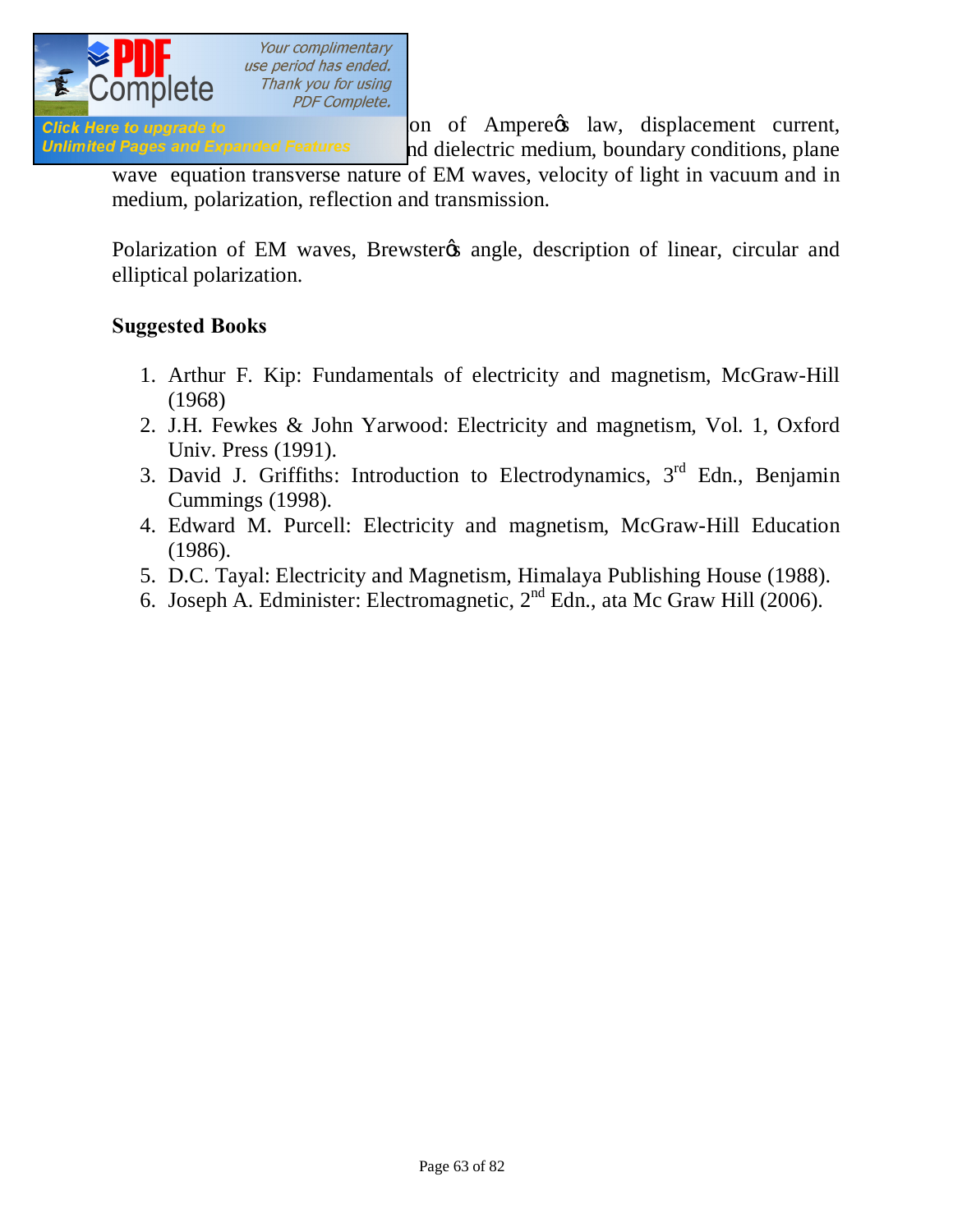on of Ampereφs law, displacement current, nd dielectric medium, boundary conditions, plane wave equation transverse nature of EM waves, velocity of light in vacuum and in medium, polarization, reflection and transmission.

Polarization of EM waves, Brewsterφs angle, description of linear, circular and elliptical polarization.

**Suggested Books**

1. Arthur F. Kip: Fundamentals of electricity and magnetism, McGraw-Hill (1968)
2. J.H. Fewkes & John Yarwood: Electricity and magnetism, Vol. 1, Oxford Univ. Press (1991).
3. David J. Griffiths: Introduction to Electrodynamics, 3rd Edn., Benjamin Cummings (1998).
4. Edward M. Purcell: Electricity and magnetism, McGraw-Hill Education (1986).
5. D.C. Tayal: Electricity and Magnetism, Himalaya Publishing House (1988).
6. Joseph A. Edminister: Electromagnetic, 2nd Edn., ata Mc Graw Hill (2006).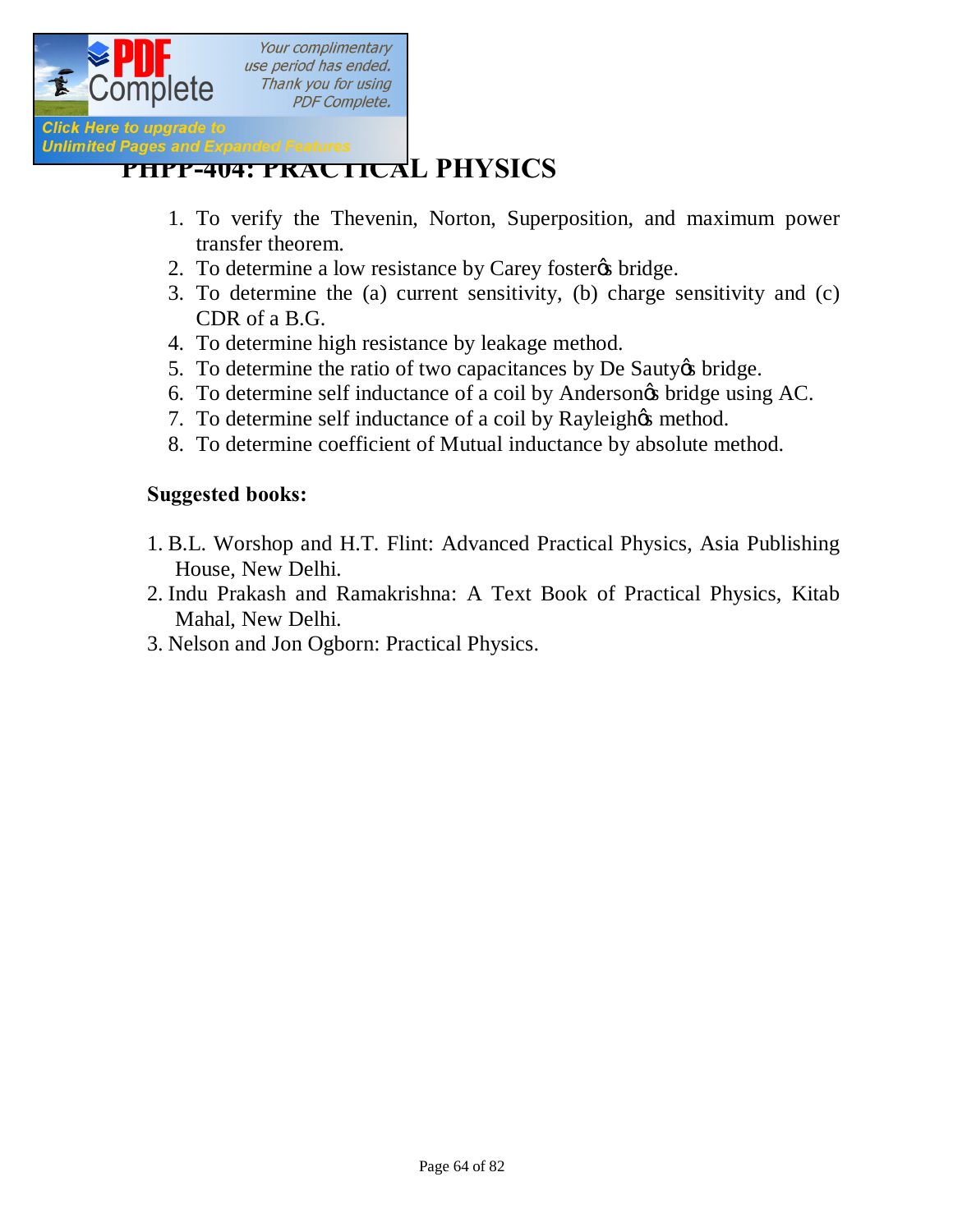# PHPP-404: PRACTICAL PHYSICS

1. To verify the Thevenin, Norton, Superposition, and maximum power transfer theorem.
2. To determine a low resistance by Carey foster's bridge.
3. To determine the (a) current sensitivity, (b) charge sensitivity and (c) CDR of a B.G.
4. To determine high resistance by leakage method.
5. To determine the ratio of two capacitances by De Sauty's bridge.
6. To determine self inductance of a coil by Anderson's bridge using AC.
7. To determine self inductance of a coil by Rayleigh's method.
8. To determine coefficient of Mutual inductance by absolute method.

**Suggested books:**

1. B.L. Worshop and H.T. Flint: Advanced Practical Physics, Asia Publishing House, New Delhi.
2. Indu Prakash and Ramakrishna: A Text Book of Practical Physics, Kitab Mahal, New Delhi.
3. Nelson and Jon Ogborn: Practical Physics.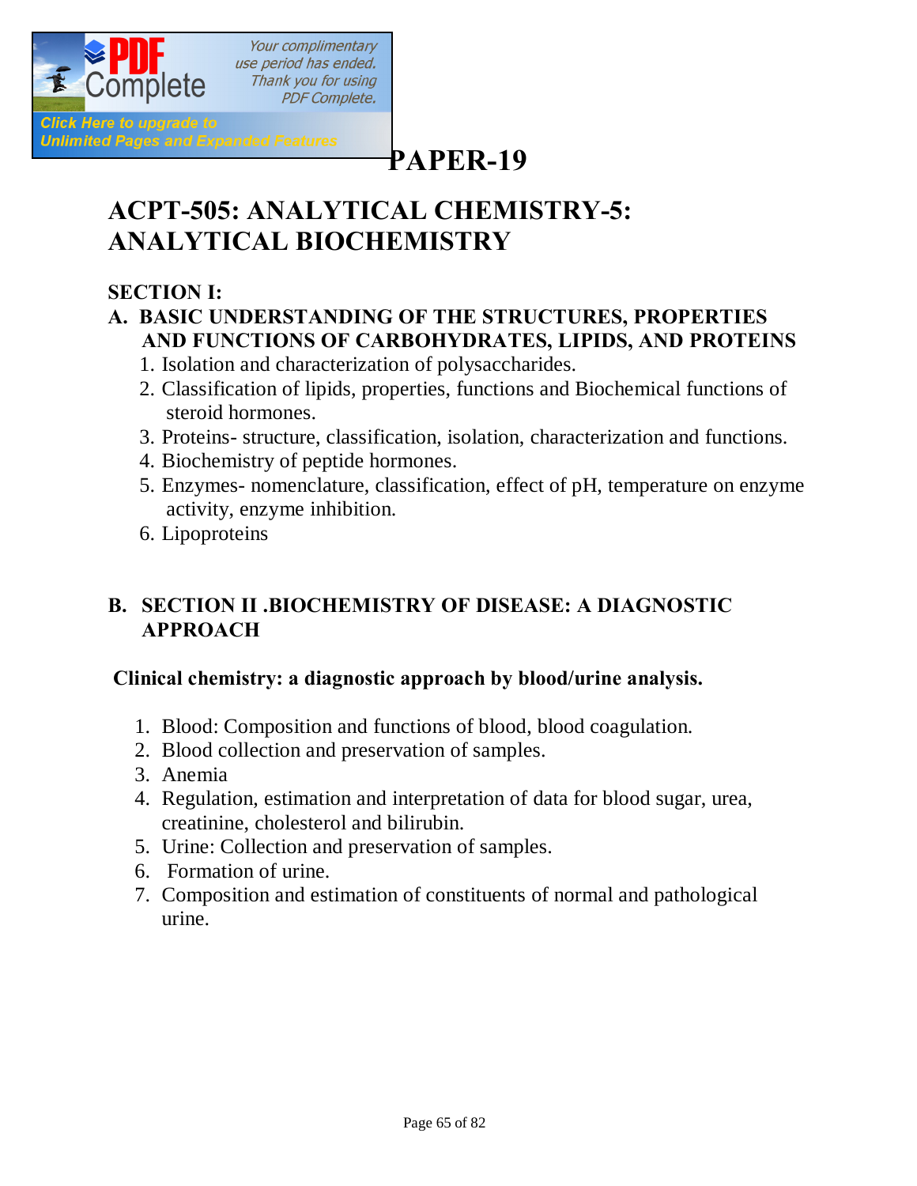# PAPER-19

## ACPT-505: ANALYTICAL CHEMISTRY-5: ANALYTICAL BIOCHEMISTRY

### SECTION I:

**A. BASIC UNDERSTANDING OF THE STRUCTURES, PROPERTIES AND FUNCTIONS OF CARBOHYDRATES, LIPIDS, AND PROTEINS**

1. Isolation and characterization of polysaccharides.
2. Classification of lipids, properties, functions and Biochemical functions of steroid hormones.
3. Proteins- structure, classification, isolation, characterization and functions.
4. Biochemistry of peptide hormones.
5. Enzymes- nomenclature, classification, effect of pH, temperature on enzyme activity, enzyme inhibition.
6. Lipoproteins

**B. SECTION II .BIOCHEMISTRY OF DISEASE: A DIAGNOSTIC APPROACH**

**Clinical chemistry: a diagnostic approach by blood/urine analysis.**

1. Blood: Composition and functions of blood, blood coagulation.
2. Blood collection and preservation of samples.
3. Anemia
4. Regulation, estimation and interpretation of data for blood sugar, urea, creatinine, cholesterol and bilirubin.
5. Urine: Collection and preservation of samples.
6. Formation of urine.
7. Composition and estimation of constituents of normal and pathological urine.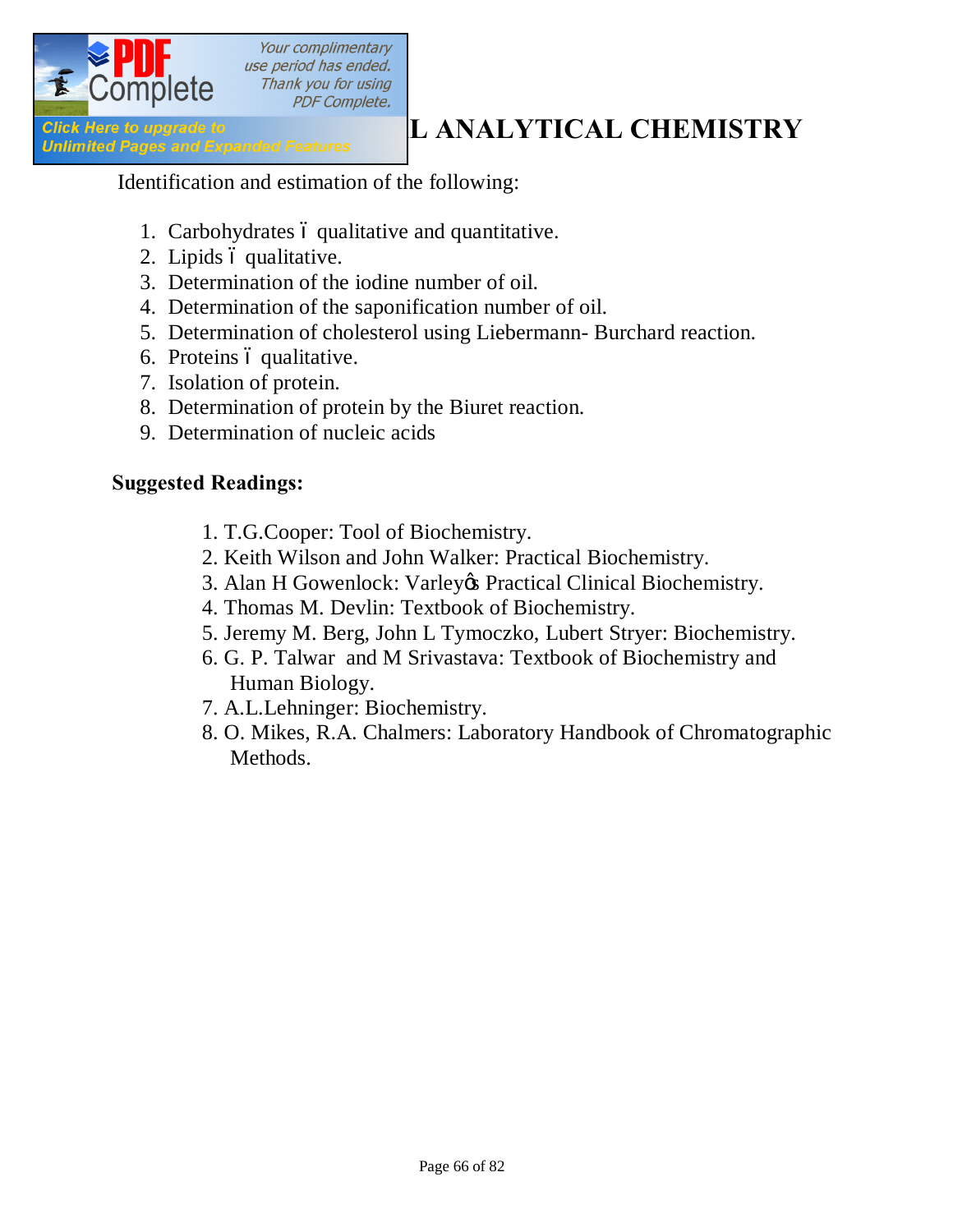## L ANALYTICAL CHEMISTRY

Identification and estimation of the following:

1. Carbohydrates – qualitative and quantitative.
2. Lipids – qualitative.
3. Determination of the iodine number of oil.
4. Determination of the saponification number of oil.
5. Determination of cholesterol using Liebermann- Burchard reaction.
6. Proteins – qualitative.
7. Isolation of protein.
8. Determination of protein by the Biuret reaction.
9. Determination of nucleic acids

**Suggested Readings:**

1. T.G.Cooper: Tool of Biochemistry.
2. Keith Wilson and John Walker: Practical Biochemistry.
3. Alan H Gowenlock: Varley's Practical Clinical Biochemistry.
4. Thomas M. Devlin: Textbook of Biochemistry.
5. Jeremy M. Berg, John L Tymoczko, Lubert Stryer: Biochemistry.
6. G. P. Talwar and M Srivastava: Textbook of Biochemistry and Human Biology.
7. A.L.Lehninger: Biochemistry.
8. O. Mikes, R.A. Chalmers: Laboratory Handbook of Chromatographic Methods.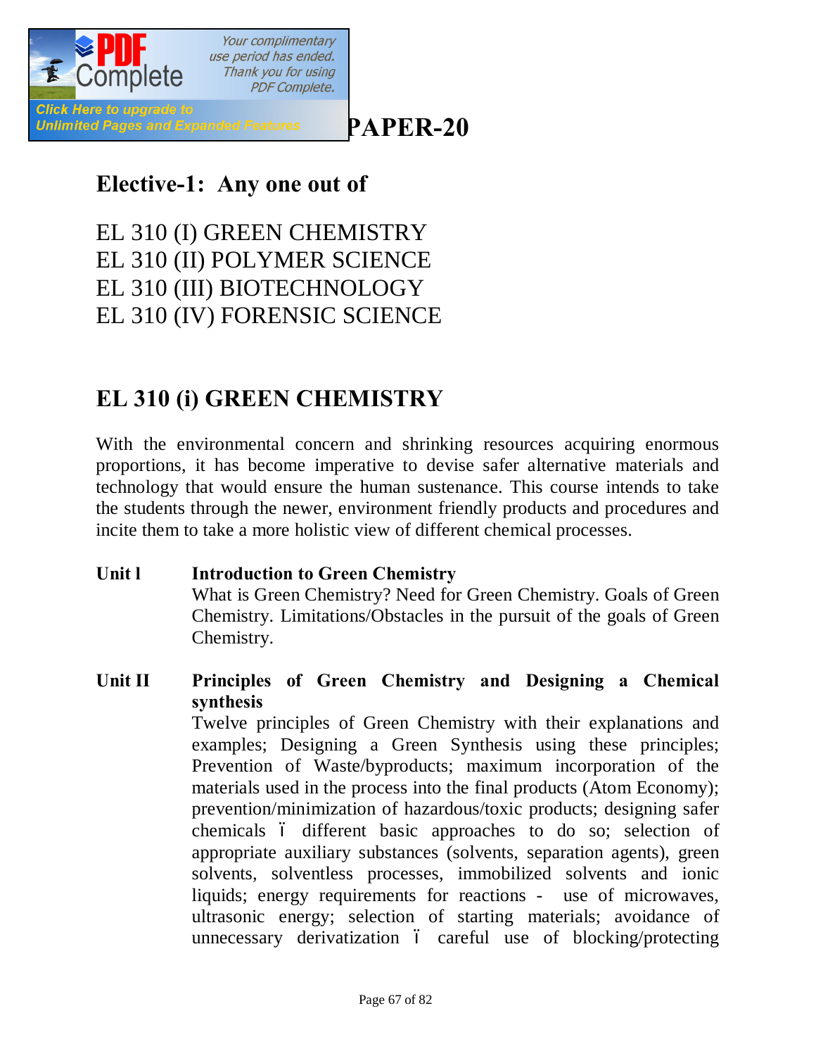# PAPER-20

## Elective-1: Any one out of

EL 310 (I) GREEN CHEMISTRY
EL 310 (II) POLYMER SCIENCE
EL 310 (III) BIOTECHNOLOGY
EL 310 (IV) FORENSIC SCIENCE

## EL 310 (i) GREEN CHEMISTRY

With the environmental concern and shrinking resources acquiring enormous proportions, it has become imperative to devise safer alternative materials and technology that would ensure the human sustenance. This course intends to take the students through the newer, environment friendly products and procedures and incite them to take a more holistic view of different chemical processes.

**Unit I** **Introduction to Green Chemistry**

What is Green Chemistry? Need for Green Chemistry. Goals of Green Chemistry. Limitations/Obstacles in the pursuit of the goals of Green Chemistry.

**Unit II** **Principles of Green Chemistry and Designing a Chemical synthesis**

Twelve principles of Green Chemistry with their explanations and examples; Designing a Green Synthesis using these principles; Prevention of Waste/byproducts; maximum incorporation of the materials used in the process into the final products (Atom Economy); prevention/minimization of hazardous/toxic products; designing safer chemicals – different basic approaches to do so; selection of appropriate auxiliary substances (solvents, separation agents), green solvents, solventless processes, immobilized solvents and ionic liquids; energy requirements for reactions - use of microwaves, ultrasonic energy; selection of starting materials; avoidance of unnecessary derivatization – careful use of blocking/protecting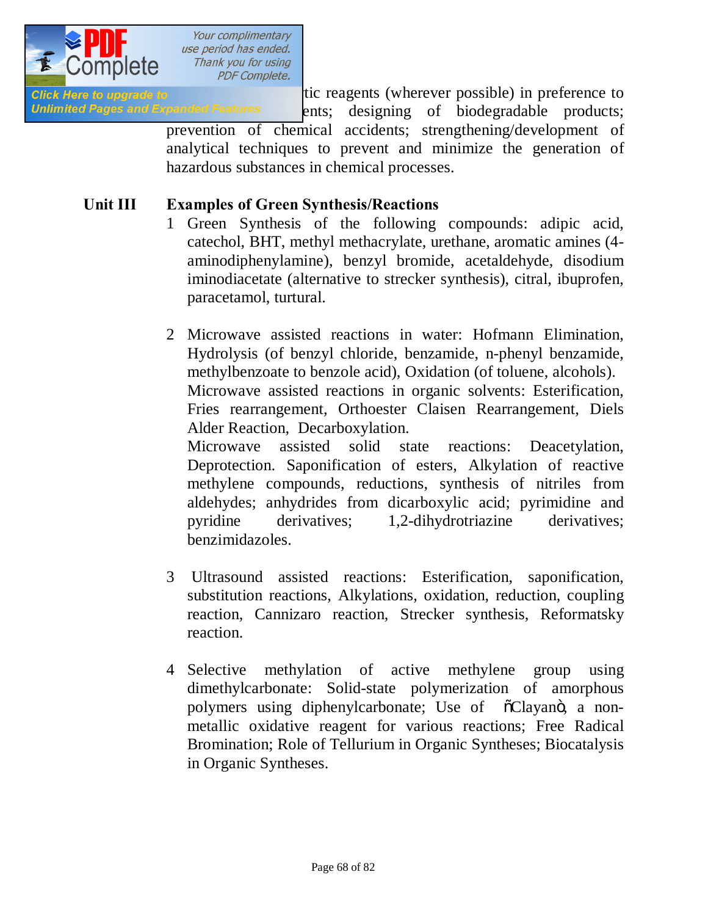tic reagents (wherever possible) in preference to ents; designing of biodegradable products; prevention of chemical accidents; strengthening/development of analytical techniques to prevent and minimize the generation of hazardous substances in chemical processes.

**Unit III Examples of Green Synthesis/Reactions**

1. Green Synthesis of the following compounds: adipic acid, catechol, BHT, methyl methacrylate, urethane, aromatic amines (4-aminodiphenylamine), benzyl bromide, acetaldehyde, disodium iminodiacetate (alternative to strecker synthesis), citral, ibuprofen, paracetamol, turtural.

2. Microwave assisted reactions in water: Hofmann Elimination, Hydrolysis (of benzyl chloride, benzamide, n-phenyl benzamide, methylbenzoate to benzole acid), Oxidation (of toluene, alcohols).
   Microwave assisted reactions in organic solvents: Esterification, Fries rearrangement, Orthoester Claisen Rearrangement, Diels Alder Reaction, Decarboxylation.
   Microwave assisted solid state reactions: Deacetylation, Deprotection. Saponification of esters, Alkylation of reactive methylene compounds, reductions, synthesis of nitriles from aldehydes; anhydrides from dicarboxylic acid; pyrimidine and pyridine derivatives; 1,2-dihydrotriazine derivatives; benzimidazoles.

3. Ultrasound assisted reactions: Esterification, saponification, substitution reactions, Alkylations, oxidation, reduction, coupling reaction, Cannizaro reaction, Strecker synthesis, Reformatsky reaction.

4. Selective methylation of active methylene group using dimethylcarbonate: Solid-state polymerization of amorphous polymers using diphenylcarbonate; Use of õClayanö, a non-metallic oxidative reagent for various reactions; Free Radical Bromination; Role of Tellurium in Organic Syntheses; Biocatalysis in Organic Syntheses.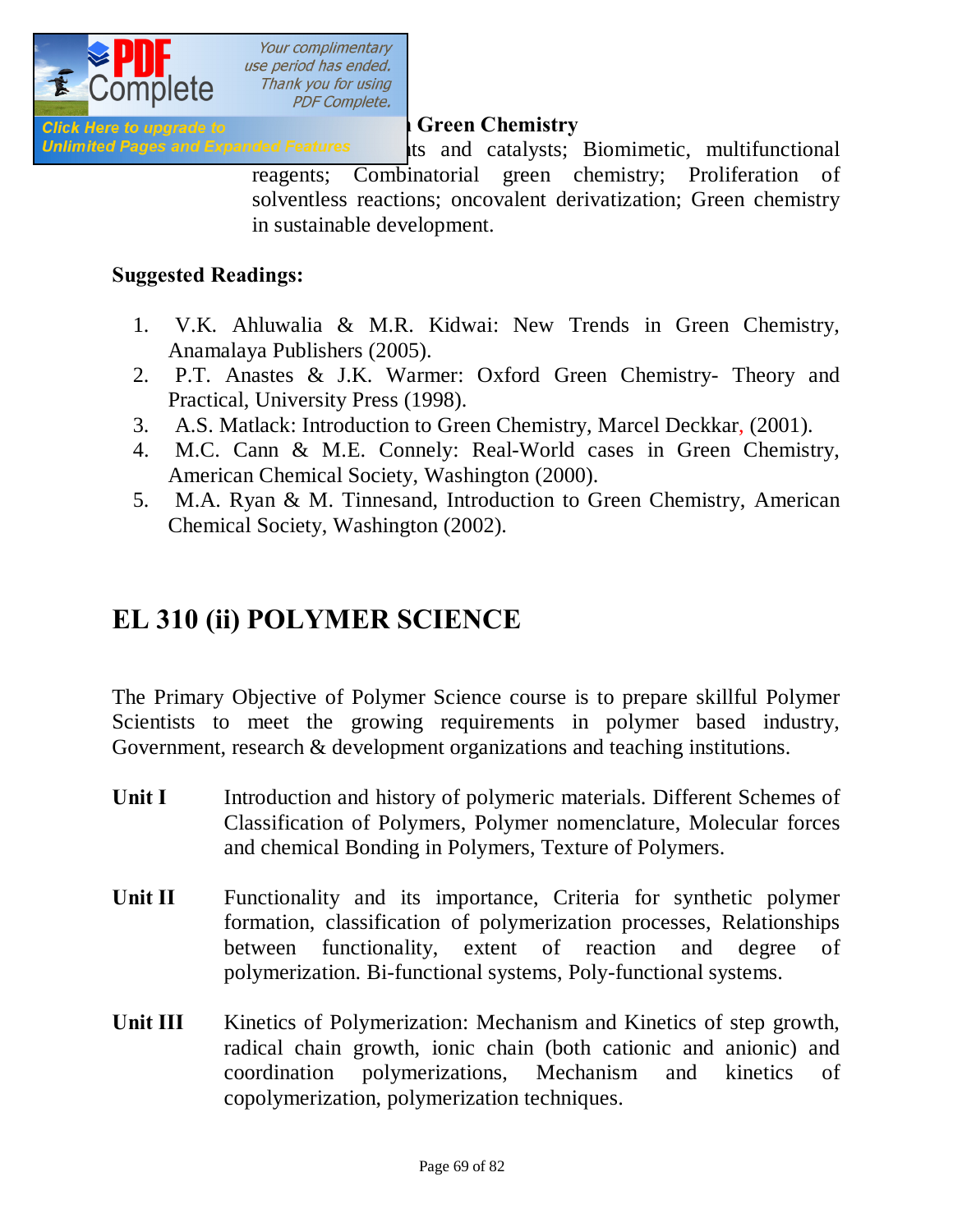Green Chemistry

ts and catalysts; Biomimetic, multifunctional reagents; Combinatorial green chemistry; Proliferation of solventless reactions; oncovalent derivatization; Green chemistry in sustainable development.

**Suggested Readings:**

1. V.K. Ahluwalia & M.R. Kidwai: New Trends in Green Chemistry, Anamalaya Publishers (2005).
2. P.T. Anastes & J.K. Warmer: Oxford Green Chemistry- Theory and Practical, University Press (1998).
3. A.S. Matlack: Introduction to Green Chemistry, Marcel Deckkar, (2001).
4. M.C. Cann & M.E. Connely: Real-World cases in Green Chemistry, American Chemical Society, Washington (2000).
5. M.A. Ryan & M. Tinnesand, Introduction to Green Chemistry, American Chemical Society, Washington (2002).

# EL 310 (ii) POLYMER SCIENCE

The Primary Objective of Polymer Science course is to prepare skillful Polymer Scientists to meet the growing requirements in polymer based industry, Government, research & development organizations and teaching institutions.

**Unit I** Introduction and history of polymeric materials. Different Schemes of Classification of Polymers, Polymer nomenclature, Molecular forces and chemical Bonding in Polymers, Texture of Polymers.

**Unit II** Functionality and its importance, Criteria for synthetic polymer formation, classification of polymerization processes, Relationships between functionality, extent of reaction and degree of polymerization. Bi-functional systems, Poly-functional systems.

**Unit III** Kinetics of Polymerization: Mechanism and Kinetics of step growth, radical chain growth, ionic chain (both cationic and anionic) and coordination polymerizations, Mechanism and kinetics of copolymerization, polymerization techniques.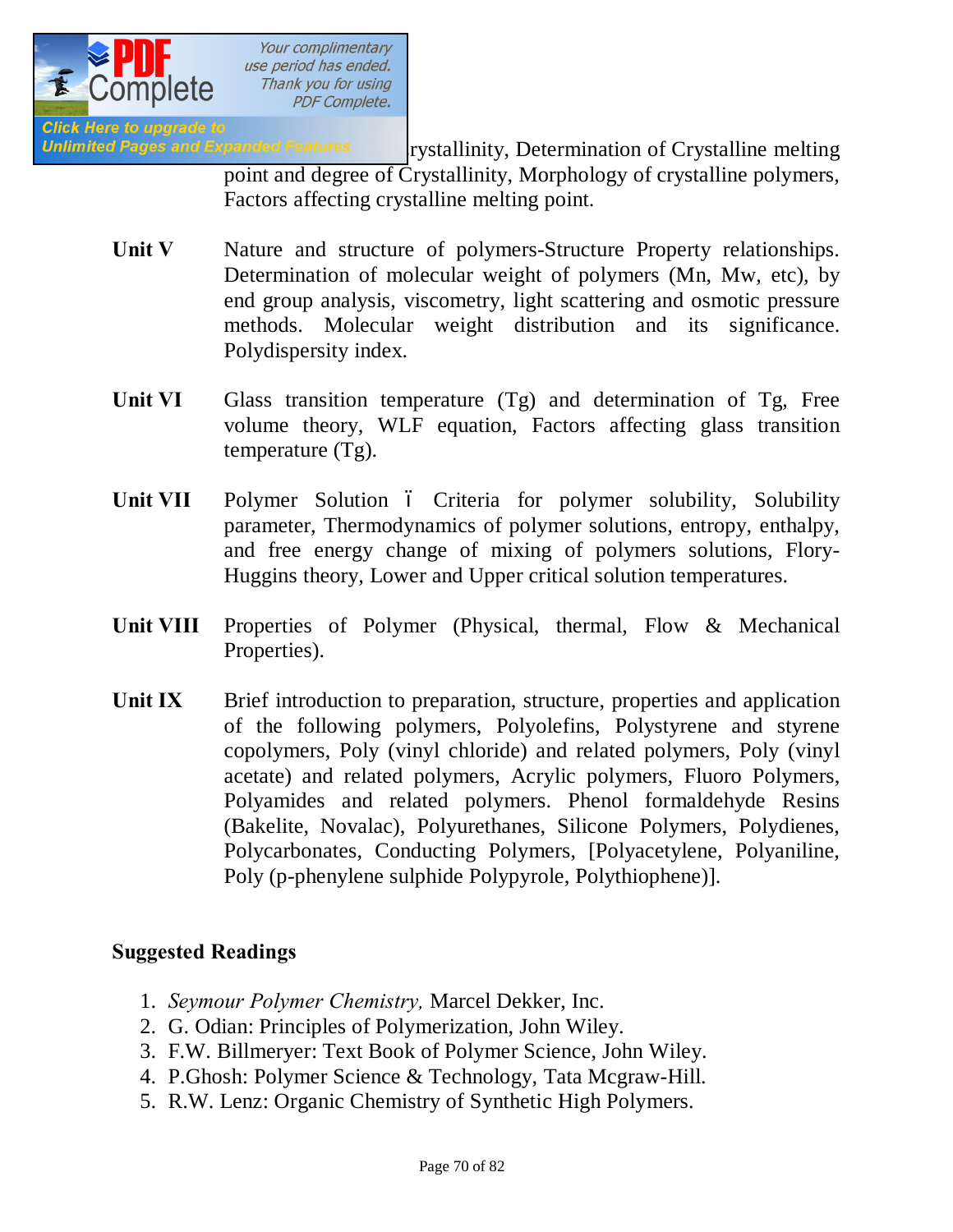rystallinity, Determination of Crystalline melting point and degree of Crystallinity, Morphology of crystalline polymers, Factors affecting crystalline melting point.

**Unit V** Nature and structure of polymers-Structure Property relationships. Determination of molecular weight of polymers (Mn, Mw, etc), by end group analysis, viscometry, light scattering and osmotic pressure methods. Molecular weight distribution and its significance. Polydispersity index.

**Unit VI** Glass transition temperature (Tg) and determination of Tg, Free volume theory, WLF equation, Factors affecting glass transition temperature (Tg).

**Unit VII** Polymer Solution ï Criteria for polymer solubility, Solubility parameter, Thermodynamics of polymer solutions, entropy, enthalpy, and free energy change of mixing of polymers solutions, Flory-Huggins theory, Lower and Upper critical solution temperatures.

**Unit VIII** Properties of Polymer (Physical, thermal, Flow & Mechanical Properties).

**Unit IX** Brief introduction to preparation, structure, properties and application of the following polymers, Polyolefins, Polystyrene and styrene copolymers, Poly (vinyl chloride) and related polymers, Poly (vinyl acetate) and related polymers, Acrylic polymers, Fluoro Polymers, Polyamides and related polymers. Phenol formaldehyde Resins (Bakelite, Novalac), Polyurethanes, Silicone Polymers, Polydienes, Polycarbonates, Conducting Polymers, [Polyacetylene, Polyaniline, Poly (p-phenylene sulphide Polypyrole, Polythiophene)].

**Suggested Readings**

1. *Seymour Polymer Chemistry,* Marcel Dekker, Inc.
2. G. Odian: Principles of Polymerization, John Wiley.
3. F.W. Billmeryer: Text Book of Polymer Science, John Wiley.
4. P.Ghosh: Polymer Science & Technology, Tata Mcgraw-Hill.
5. R.W. Lenz: Organic Chemistry of Synthetic High Polymers.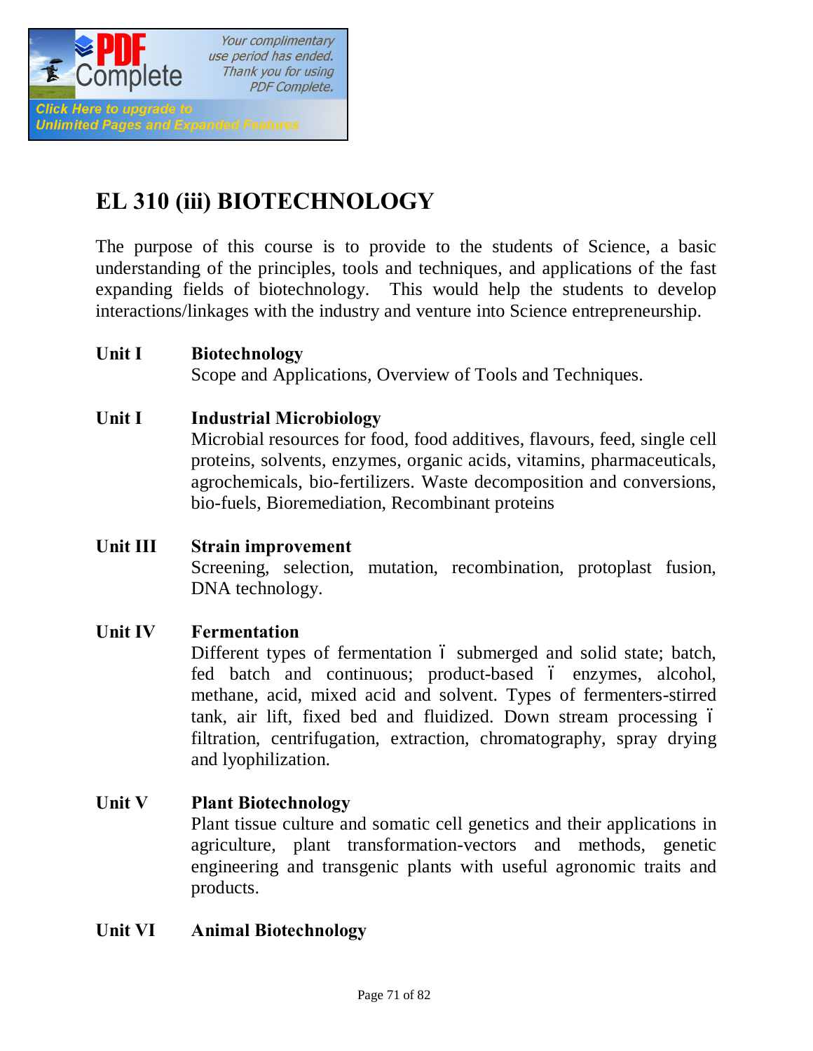# EL 310 (iii) BIOTECHNOLOGY

The purpose of this course is to provide to the students of Science, a basic understanding of the principles, tools and techniques, and applications of the fast expanding fields of biotechnology. This would help the students to develop interactions/linkages with the industry and venture into Science entrepreneurship.

**Unit I** **Biotechnology**
Scope and Applications, Overview of Tools and Techniques.

**Unit I** **Industrial Microbiology**
Microbial resources for food, food additives, flavours, feed, single cell proteins, solvents, enzymes, organic acids, vitamins, pharmaceuticals, agrochemicals, bio-fertilizers. Waste decomposition and conversions, bio-fuels, Bioremediation, Recombinant proteins

**Unit III** **Strain improvement**
Screening, selection, mutation, recombination, protoplast fusion, DNA technology.

**Unit IV** **Fermentation**
Different types of fermentation – submerged and solid state; batch, fed batch and continuous; product-based – enzymes, alcohol, methane, acid, mixed acid and solvent. Types of fermenters-stirred tank, air lift, fixed bed and fluidized. Down stream processing – filtration, centrifugation, extraction, chromatography, spray drying and lyophilization.

**Unit V** **Plant Biotechnology**
Plant tissue culture and somatic cell genetics and their applications in agriculture, plant transformation-vectors and methods, genetic engineering and transgenic plants with useful agronomic traits and products.

**Unit VI** **Animal Biotechnology**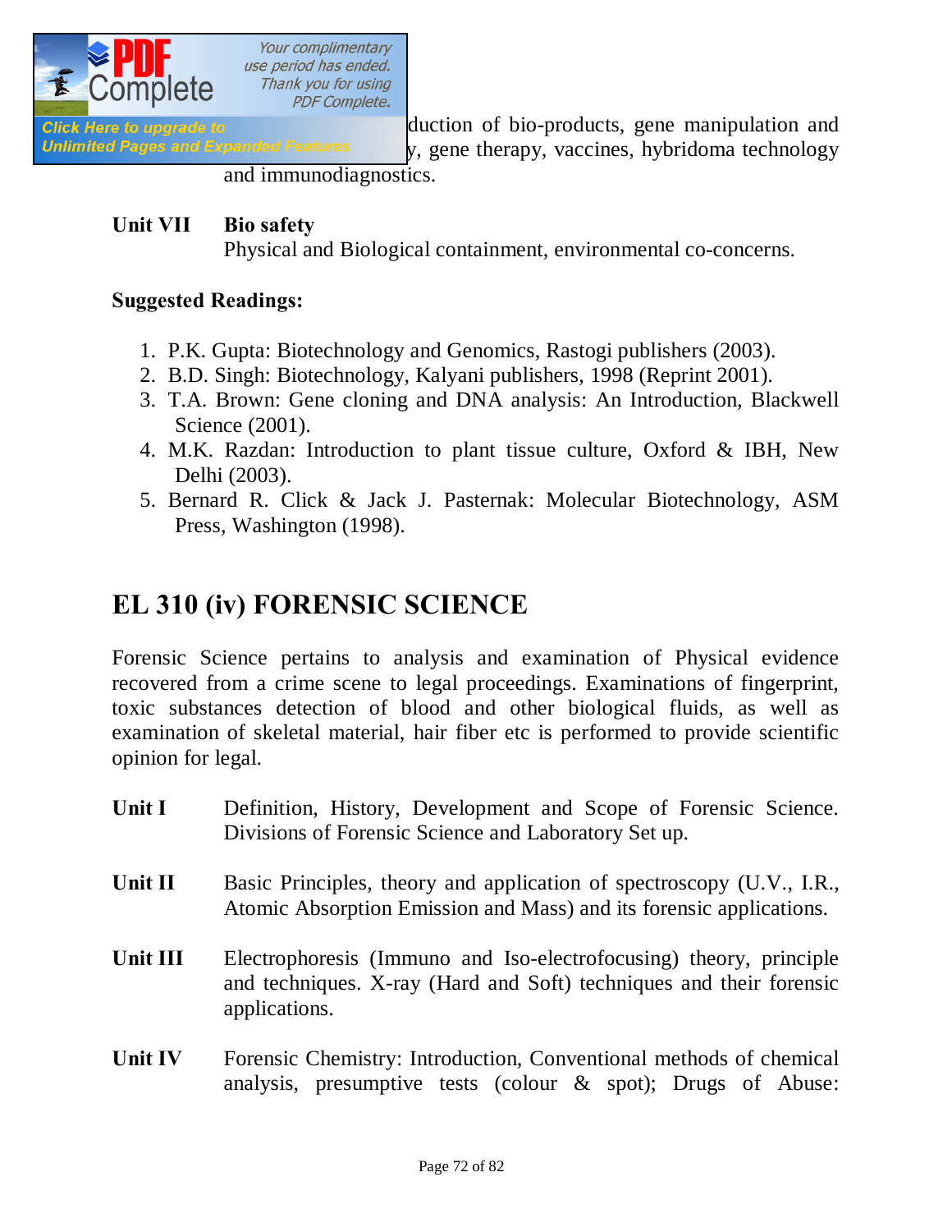duction of bio-products, gene manipulation and y, gene therapy, vaccines, hybridoma technology and immunodiagnostics.

**Unit VII** **Bio safety**
Physical and Biological containment, environmental co-concerns.

**Suggested Readings:**

1. P.K. Gupta: Biotechnology and Genomics, Rastogi publishers (2003).
2. B.D. Singh: Biotechnology, Kalyani publishers, 1998 (Reprint 2001).
3. T.A. Brown: Gene cloning and DNA analysis: An Introduction, Blackwell Science (2001).
4. M.K. Razdan: Introduction to plant tissue culture, Oxford & IBH, New Delhi (2003).
5. Bernard R. Click & Jack J. Pasternak: Molecular Biotechnology, ASM Press, Washington (1998).

# EL 310 (iv) FORENSIC SCIENCE

Forensic Science pertains to analysis and examination of Physical evidence recovered from a crime scene to legal proceedings. Examinations of fingerprint, toxic substances detection of blood and other biological fluids, as well as examination of skeletal material, hair fiber etc is performed to provide scientific opinion for legal.

**Unit I** Definition, History, Development and Scope of Forensic Science. Divisions of Forensic Science and Laboratory Set up.

**Unit II** Basic Principles, theory and application of spectroscopy (U.V., I.R., Atomic Absorption Emission and Mass) and its forensic applications.

**Unit III** Electrophoresis (Immuno and Iso-electrofocusing) theory, principle and techniques. X-ray (Hard and Soft) techniques and their forensic applications.

**Unit IV** Forensic Chemistry: Introduction, Conventional methods of chemical analysis, presumptive tests (colour & spot); Drugs of Abuse: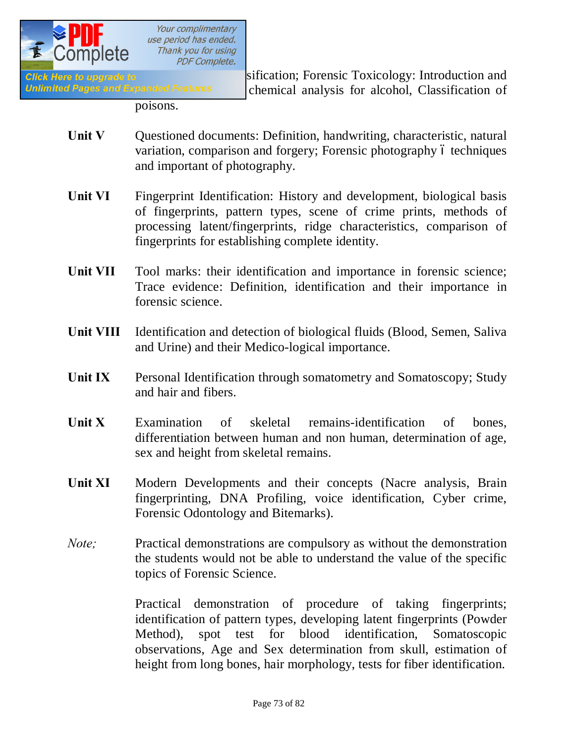sification; Forensic Toxicology: Introduction and chemical analysis for alcohol, Classification of poisons.

**Unit V** Questioned documents: Definition, handwriting, characteristic, natural variation, comparison and forgery; Forensic photography – techniques and important of photography.

**Unit VI** Fingerprint Identification: History and development, biological basis of fingerprints, pattern types, scene of crime prints, methods of processing latent/fingerprints, ridge characteristics, comparison of fingerprints for establishing complete identity.

**Unit VII** Tool marks: their identification and importance in forensic science; Trace evidence: Definition, identification and their importance in forensic science.

**Unit VIII** Identification and detection of biological fluids (Blood, Semen, Saliva and Urine) and their Medico-logical importance.

**Unit IX** Personal Identification through somatometry and Somatoscopy; Study and hair and fibers.

**Unit X** Examination of skeletal remains-identification of bones, differentiation between human and non human, determination of age, sex and height from skeletal remains.

**Unit XI** Modern Developments and their concepts (Nacre analysis, Brain fingerprinting, DNA Profiling, voice identification, Cyber crime, Forensic Odontology and Bitemarks).

*Note;* Practical demonstrations are compulsory as without the demonstration the students would not be able to understand the value of the specific topics of Forensic Science.

Practical demonstration of procedure of taking fingerprints; identification of pattern types, developing latent fingerprints (Powder Method), spot test for blood identification, Somatoscopic observations, Age and Sex determination from skull, estimation of height from long bones, hair morphology, tests for fiber identification.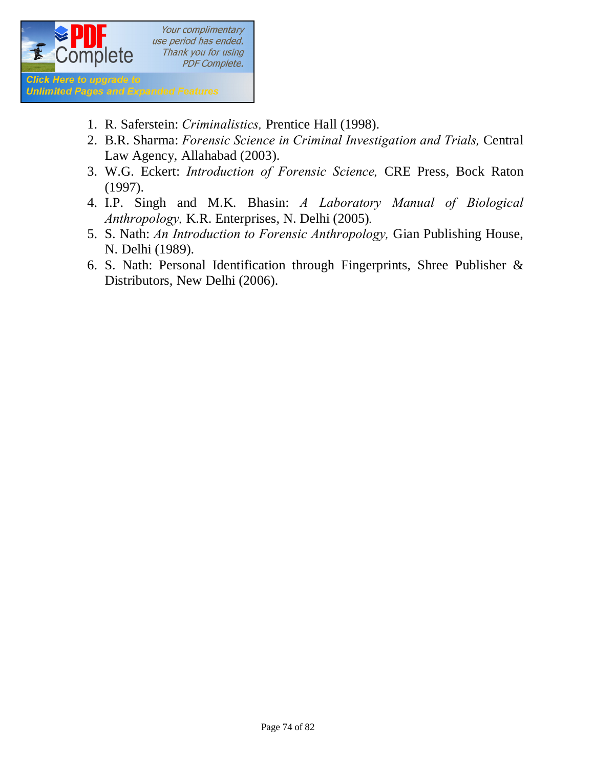1. R. Saferstein: *Criminalistics,* Prentice Hall (1998).
2. B.R. Sharma: *Forensic Science in Criminal Investigation and Trials,* Central Law Agency, Allahabad (2003).
3. W.G. Eckert: *Introduction of Forensic Science,* CRE Press, Bock Raton (1997).
4. I.P. Singh and M.K. Bhasin: *A Laboratory Manual of Biological Anthropology,* K.R. Enterprises, N. Delhi (2005).
5. S. Nath: *An Introduction to Forensic Anthropology,* Gian Publishing House, N. Delhi (1989).
6. S. Nath: Personal Identification through Fingerprints, Shree Publisher & Distributors, New Delhi (2006).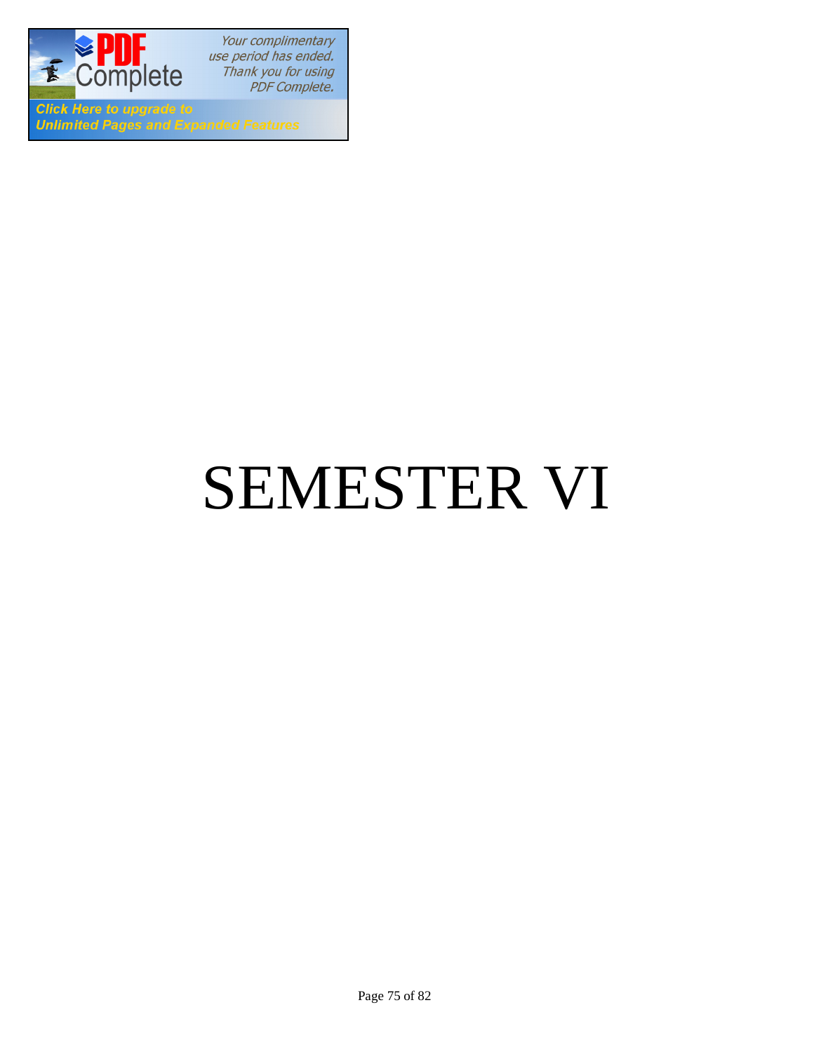# SEMESTER VI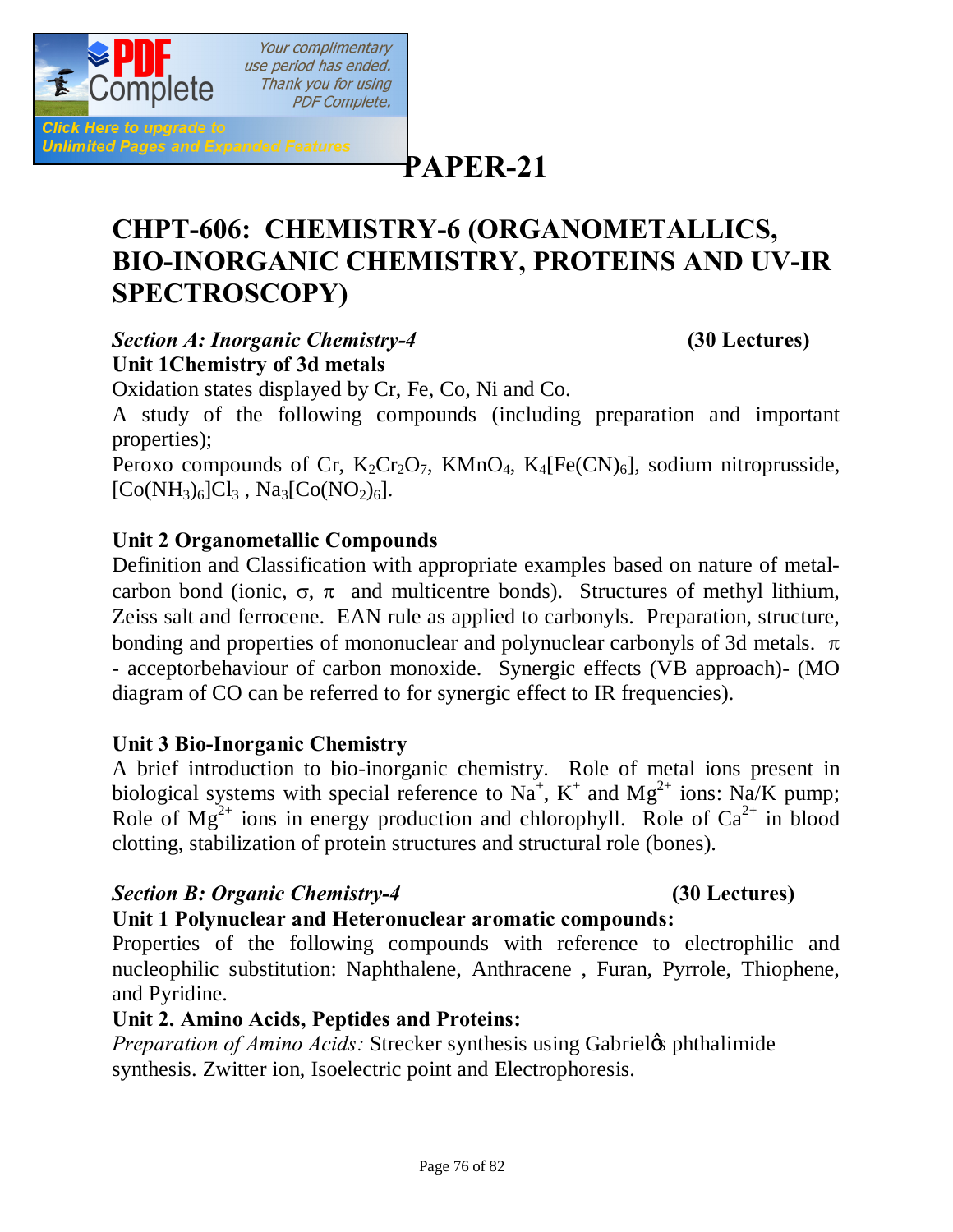# PAPER-21

## CHPT-606: CHEMISTRY-6 (ORGANOMETALLICS, BIO-INORGANIC CHEMISTRY, PROTEINS AND UV-IR SPECTROSCOPY)

***Section A: Inorganic Chemistry-4*** **(30 Lectures)**

**Unit 1Chemistry of 3d metals**

Oxidation states displayed by Cr, Fe, Co, Ni and Co.

A study of the following compounds (including preparation and important properties);

Peroxo compounds of Cr, $K_2Cr_2O_7$, $KMnO_4$, $K_4[Fe(CN)_6]$, sodium nitroprusside, $[Co(NH_3)_6]Cl_3$ , $Na_3[Co(NO_2)_6]$.

**Unit 2 Organometallic Compounds**

Definition and Classification with appropriate examples based on nature of metal-carbon bond (ionic, $\sigma$, $\pi$ and multicentre bonds). Structures of methyl lithium, Zeiss salt and ferrocene. EAN rule as applied to carbonyls. Preparation, structure, bonding and properties of mononuclear and polynuclear carbonyls of 3d metals. $\pi$ - acceptorbehaviour of carbon monoxide. Synergic effects (VB approach)- (MO diagram of CO can be referred to for synergic effect to IR frequencies).

**Unit 3 Bio-Inorganic Chemistry**

A brief introduction to bio-inorganic chemistry. Role of metal ions present in biological systems with special reference to $Na^+$, $K^+$ and $Mg^{2+}$ ions: Na/K pump; Role of $Mg^{2+}$ ions in energy production and chlorophyll. Role of $Ca^{2+}$ in blood clotting, stabilization of protein structures and structural role (bones).

***Section B: Organic Chemistry-4*** **(30 Lectures)**

**Unit 1 Polynuclear and Heteronuclear aromatic compounds:**

Properties of the following compounds with reference to electrophilic and nucleophilic substitution: Naphthalene, Anthracene , Furan, Pyrrole, Thiophene, and Pyridine.

**Unit 2. Amino Acids, Peptides and Proteins:**

*Preparation of Amino Acids:* Strecker synthesis using Gabriel's phthalimide synthesis. Zwitter ion, Isoelectric point and Electrophoresis.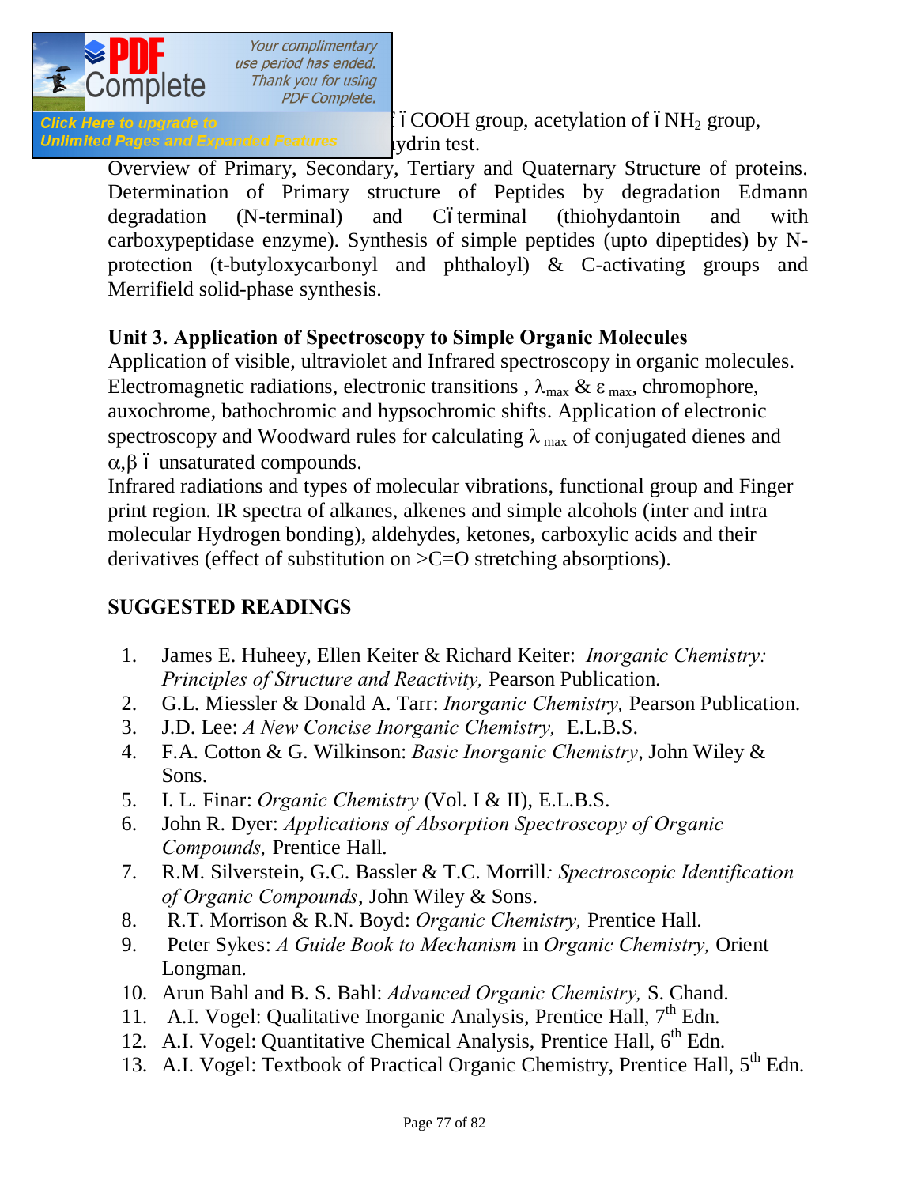– COOH group, acetylation of – $NH_2$ group, ydrin test.

Overview of Primary, Secondary, Tertiary and Quaternary Structure of proteins. Determination of Primary structure of Peptides by degradation Edmann degradation (N-terminal) and C–terminal (thiohydantoin and with carboxypeptidase enzyme). Synthesis of simple peptides (upto dipeptides) by N-protection (t-butyloxycarbonyl and phthaloyl) & C-activating groups and Merrifield solid-phase synthesis.

**Unit 3. Application of Spectroscopy to Simple Organic Molecules**

Application of visible, ultraviolet and Infrared spectroscopy in organic molecules. Electromagnetic radiations, electronic transitions , $\lambda_{max}$ & $\varepsilon_{max}$, chromophore, auxochrome, bathochromic and hypsochromic shifts. Application of electronic spectroscopy and Woodward rules for calculating $\lambda_{max}$ of conjugated dienes and $\alpha,\beta$ – unsaturated compounds.

Infrared radiations and types of molecular vibrations, functional group and Finger print region. IR spectra of alkanes, alkenes and simple alcohols (inter and intra molecular Hydrogen bonding), aldehydes, ketones, carboxylic acids and their derivatives (effect of substitution on >C=O stretching absorptions).

**SUGGESTED READINGS**

1. James E. Huheey, Ellen Keiter & Richard Keiter: *Inorganic Chemistry: Principles of Structure and Reactivity,* Pearson Publication.
2. G.L. Miessler & Donald A. Tarr: *Inorganic Chemistry,* Pearson Publication.
3. J.D. Lee: *A New Concise Inorganic Chemistry,* E.L.B.S.
4. F.A. Cotton & G. Wilkinson: *Basic Inorganic Chemistry*, John Wiley & Sons.
5. I. L. Finar: *Organic Chemistry* (Vol. I & II), E.L.B.S.
6. John R. Dyer: *Applications of Absorption Spectroscopy of Organic Compounds,* Prentice Hall.
7. R.M. Silverstein, G.C. Bassler & T.C. Morrill*: Spectroscopic Identification of Organic Compounds*, John Wiley & Sons.
8. R.T. Morrison & R.N. Boyd: *Organic Chemistry,* Prentice Hall.
9. Peter Sykes: *A Guide Book to Mechanism* in *Organic Chemistry,* Orient Longman.
10. Arun Bahl and B. S. Bahl: *Advanced Organic Chemistry,* S. Chand.
11. A.I. Vogel: Qualitative Inorganic Analysis, Prentice Hall, 7th Edn.
12. A.I. Vogel: Quantitative Chemical Analysis, Prentice Hall, 6th Edn.
13. A.I. Vogel: Textbook of Practical Organic Chemistry, Prentice Hall, 5th Edn.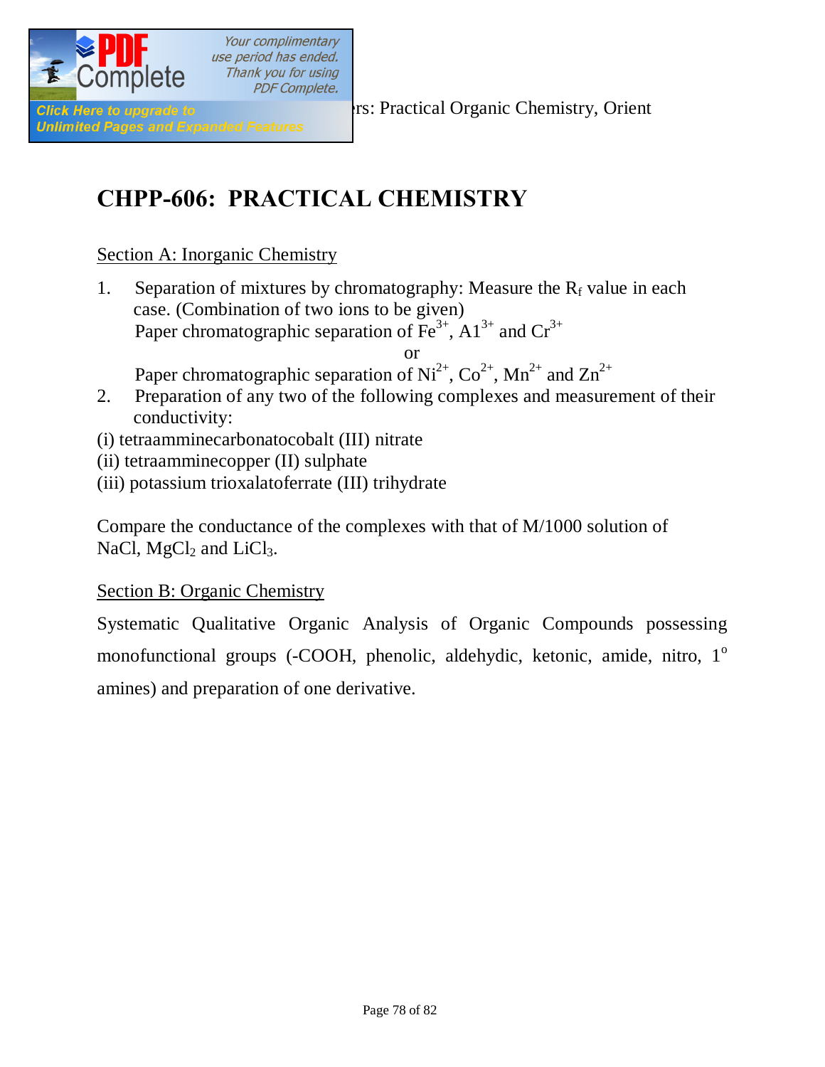rs: Practical Organic Chemistry, Orient

# CHPP-606: PRACTICAL CHEMISTRY

## Section A: Inorganic Chemistry

1. Separation of mixtures by chromatography: Measure the $R_f$ value in each case. (Combination of two ions to be given)
   Paper chromatographic separation of $Fe^{3+}$, $Al^{3+}$ and $Cr^{3+}$

   or

   Paper chromatographic separation of $Ni^{2+}$, $Co^{2+}$, $Mn^{2+}$ and $Zn^{2+}$
2. Preparation of any two of the following complexes and measurement of their conductivity:

(i) tetraamminecarbonatocobalt (III) nitrate
(ii) tetraamminecopper (II) sulphate
(iii) potassium trioxalatoferrate (III) trihydrate

Compare the conductance of the complexes with that of M/1000 solution of NaCl, $MgCl_2$ and $LiCl_3$.

## Section B: Organic Chemistry

Systematic Qualitative Organic Analysis of Organic Compounds possessing monofunctional groups (-COOH, phenolic, aldehydic, ketonic, amide, nitro, 1° amines) and preparation of one derivative.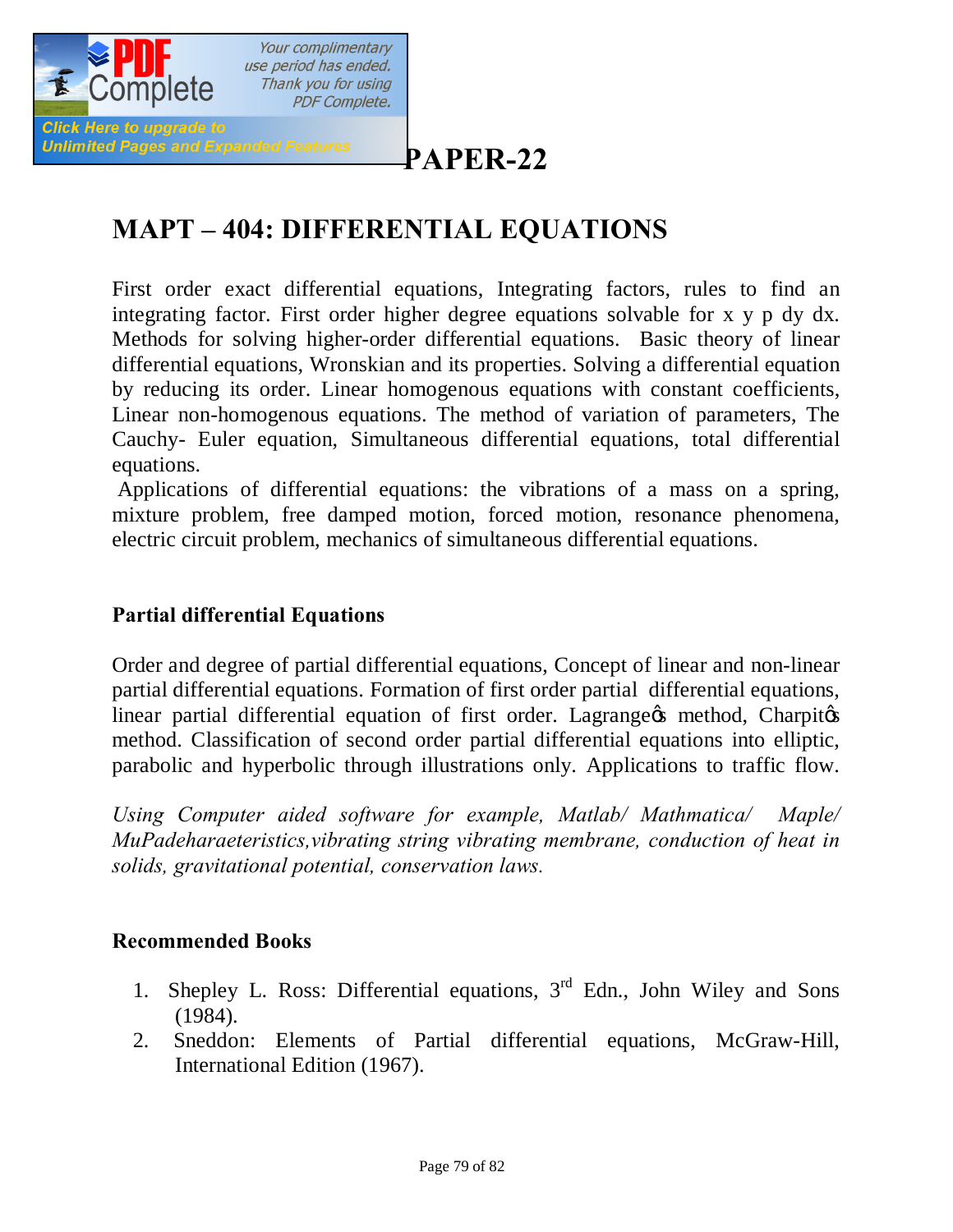# PAPER-22

## MAPT – 404: DIFFERENTIAL EQUATIONS

First order exact differential equations, Integrating factors, rules to find an integrating factor. First order higher degree equations solvable for x y p dy dx. Methods for solving higher-order differential equations. Basic theory of linear differential equations, Wronskian and its properties. Solving a differential equation by reducing its order. Linear homogenous equations with constant coefficients, Linear non-homogenous equations. The method of variation of parameters, The Cauchy- Euler equation, Simultaneous differential equations, total differential equations.

Applications of differential equations: the vibrations of a mass on a spring, mixture problem, free damped motion, forced motion, resonance phenomena, electric circuit problem, mechanics of simultaneous differential equations.

### Partial differential Equations

Order and degree of partial differential equations, Concept of linear and non-linear partial differential equations. Formation of first order partial differential equations, linear partial differential equation of first order. Lagrange's method, Charpit's method. Classification of second order partial differential equations into elliptic, parabolic and hyperbolic through illustrations only. Applications to traffic flow.

*Using Computer aided software for example, Matlab/ Mathmatica/ Maple/ MuPadeharaeteristics,vibrating string vibrating membrane, conduction of heat in solids, gravitational potential, conservation laws.*

### Recommended Books

1. Shepley L. Ross: Differential equations, 3rd Edn., John Wiley and Sons (1984).
2. Sneddon: Elements of Partial differential equations, McGraw-Hill, International Edition (1967).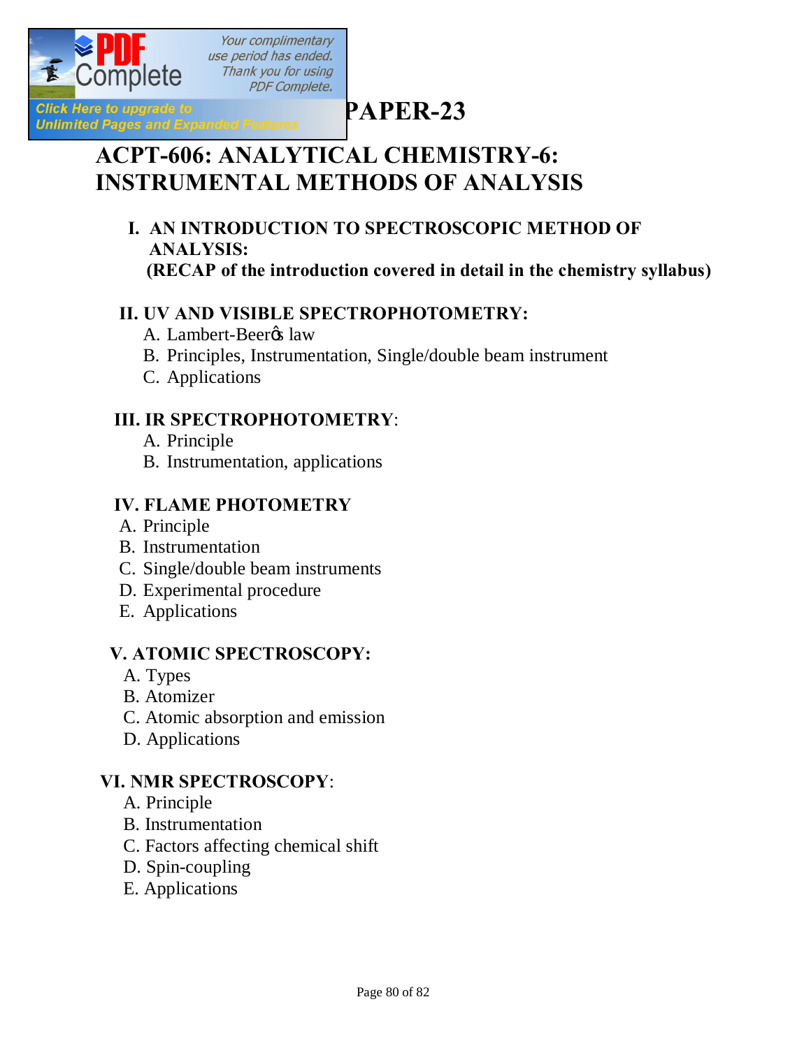# PAPER-23

## ACPT-606: ANALYTICAL CHEMISTRY-6: INSTRUMENTAL METHODS OF ANALYSIS

### I. AN INTRODUCTION TO SPECTROSCOPIC METHOD OF ANALYSIS:

**(RECAP of the introduction covered in detail in the chemistry syllabus)**

### II. UV AND VISIBLE SPECTROPHOTOMETRY:

A. Lambert-Beer's law
B. Principles, Instrumentation, Single/double beam instrument
C. Applications

### III. IR SPECTROPHOTOMETRY:

A. Principle
B. Instrumentation, applications

### IV. FLAME PHOTOMETRY

A. Principle
B. Instrumentation
C. Single/double beam instruments
D. Experimental procedure
E. Applications

### V. ATOMIC SPECTROSCOPY:

A. Types
B. Atomizer
C. Atomic absorption and emission
D. Applications

### VI. NMR SPECTROSCOPY:

A. Principle
B. Instrumentation
C. Factors affecting chemical shift
D. Spin-coupling
E. Applications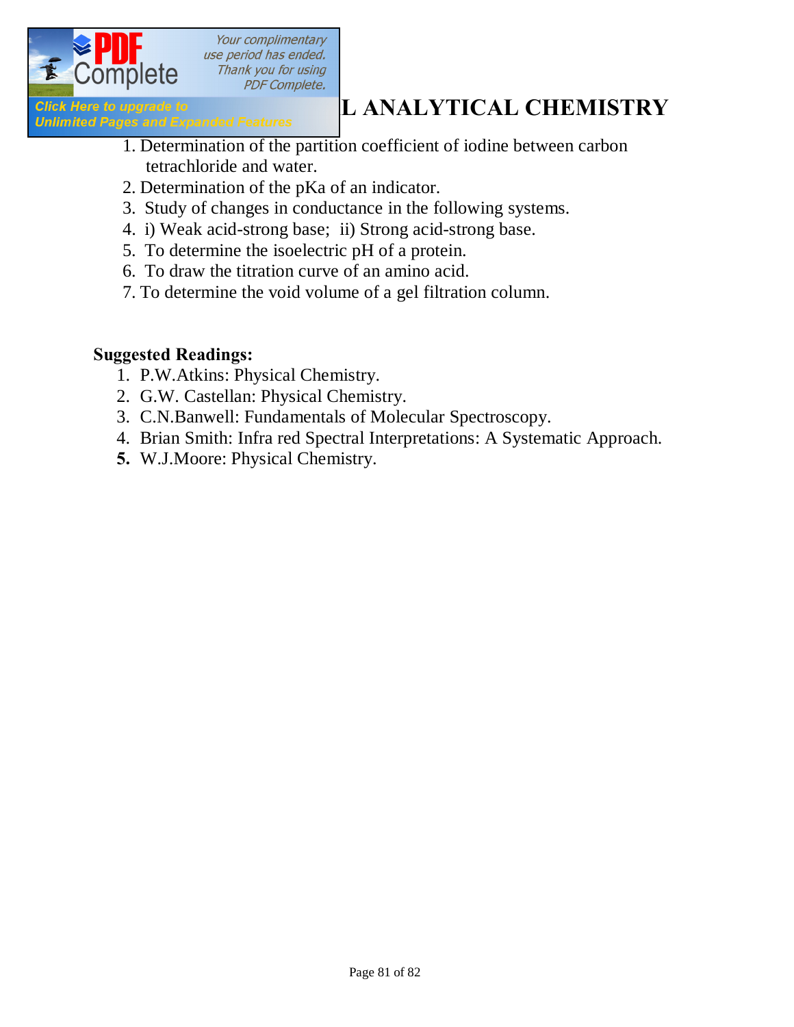## L ANALYTICAL CHEMISTRY

1. Determination of the partition coefficient of iodine between carbon tetrachloride and water.
2. Determination of the pKa of an indicator.
3. Study of changes in conductance in the following systems.
4. i) Weak acid-strong base; ii) Strong acid-strong base.
5. To determine the isoelectric pH of a protein.
6. To draw the titration curve of an amino acid.
7. To determine the void volume of a gel filtration column.

**Suggested Readings:**

1. P.W.Atkins: Physical Chemistry.
2. G.W. Castellan: Physical Chemistry.
3. C.N.Banwell: Fundamentals of Molecular Spectroscopy.
4. Brian Smith: Infra red Spectral Interpretations: A Systematic Approach.
5. W.J.Moore: Physical Chemistry.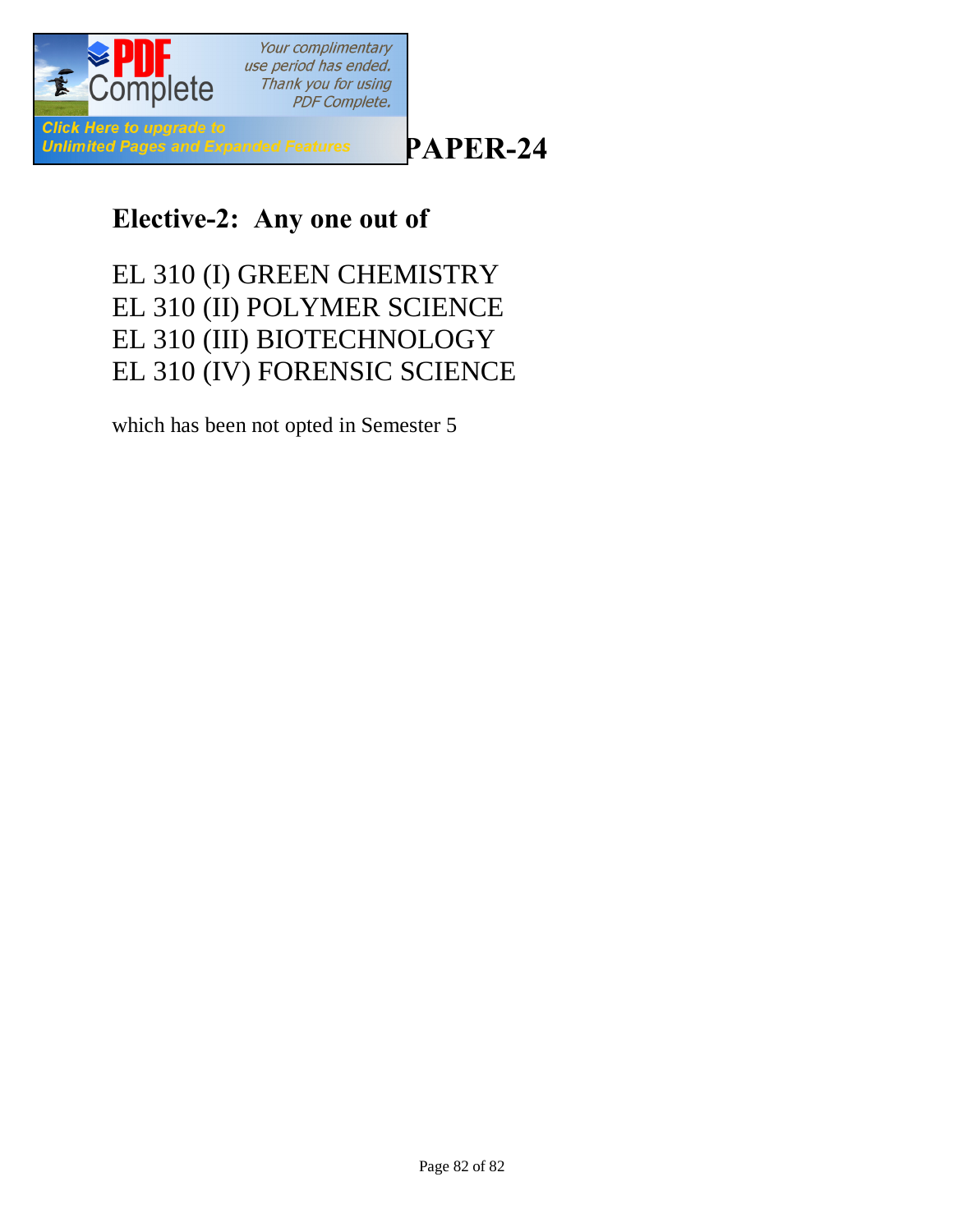# PAPER-24

## Elective-2: Any one out of

EL 310 (I) GREEN CHEMISTRY
EL 310 (II) POLYMER SCIENCE
EL 310 (III) BIOTECHNOLOGY
EL 310 (IV) FORENSIC SCIENCE

which has been not opted in Semester 5